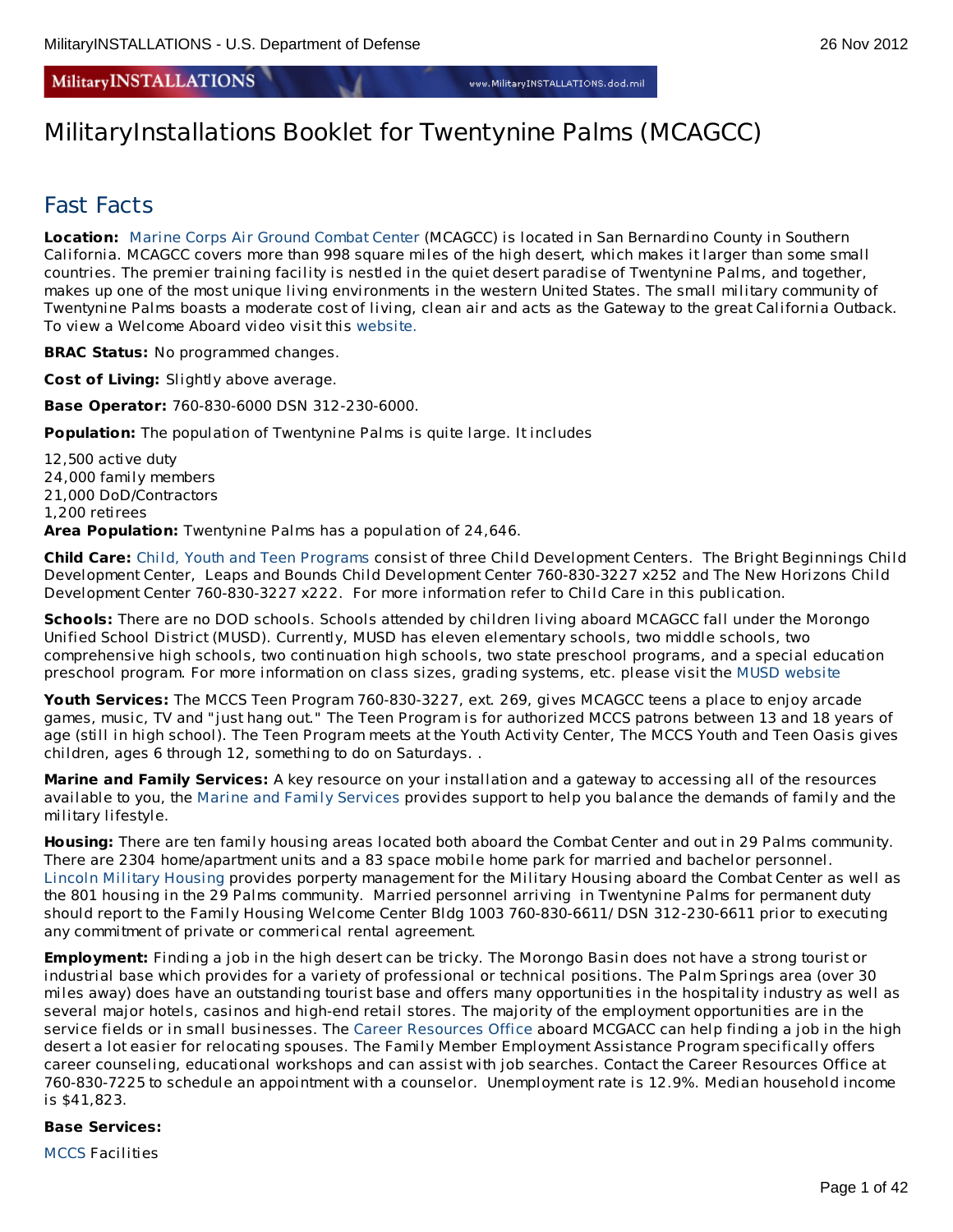# MilitaryInstallations Booklet for Twentynine Palms (MCAGCC)

## Fast Facts

**Location:** Marine Corps Air Ground Combat Center (MCAGCC) is located in San Bernardino County in Southern California. MCAGCC covers more than 998 square miles of the high desert, which makes it larger than some small countries. The premier training facility is nestled in the quiet desert paradise of Twentynine Palms, and together, makes up one of the most unique living environments in the western United States. The small military community of Twentynine Palms boasts a moderate cost of living, clean air and acts as the Gateway to the great California Outback. To view a Welcome Aboard video visit this website.

**BRAC Status:** No programmed changes.

**Cost of Living:** Slightly above average.

**Base Operator:** 760-830-6000 DSN 312-230-6000.

**Population:** The population of Twentynine Palms is quite large. It includes

12,500 active duty
24,000 family members
21,000 DoD/Contractors
1,200 retirees
**Area Population:** Twentynine Palms has a population of 24,646.

**Child Care:** Child, Youth and Teen Programs consist of three Child Development Centers. The Bright Beginnings Child Development Center, Leaps and Bounds Child Development Center 760-830-3227 x252 and The New Horizons Child Development Center 760-830-3227 x222. For more information refer to Child Care in this publication.

**Schools:** There are no DOD schools. Schools attended by children living aboard MCAGCC fall under the Morongo Unified School District (MUSD). Currently, MUSD has eleven elementary schools, two middle schools, two comprehensive high schools, two continuation high schools, two state preschool programs, and a special education preschool program. For more information on class sizes, grading systems, etc. please visit the MUSD website

**Youth Services:** The MCCS Teen Program 760-830-3227, ext. 269, gives MCAGCC teens a place to enjoy arcade games, music, TV and "just hang out." The Teen Program is for authorized MCCS patrons between 13 and 18 years of age (still in high school). The Teen Program meets at the Youth Activity Center, The MCCS Youth and Teen Oasis gives children, ages 6 through 12, something to do on Saturdays. .

**Marine and Family Services:** A key resource on your installation and a gateway to accessing all of the resources available to you, the Marine and Family Services provides support to help you balance the demands of family and the military lifestyle.

**Housing:** There are ten family housing areas located both aboard the Combat Center and out in 29 Palms community. There are 2304 home/apartment units and a 83 space mobile home park for married and bachelor personnel. Lincoln Military Housing provides porperty management for the Military Housing aboard the Combat Center as well as the 801 housing in the 29 Palms community. Married personnel arriving in Twentynine Palms for permanent duty should report to the Family Housing Welcome Center Bldg 1003 760-830-6611/ DSN 312-230-6611 prior to executing any commitment of private or commerical rental agreement.

**Employment:** Finding a job in the high desert can be tricky. The Morongo Basin does not have a strong tourist or industrial base which provides for a variety of professional or technical positions. The Palm Springs area (over 30 miles away) does have an outstanding tourist base and offers many opportunities in the hospitality industry as well as several major hotels, casinos and high-end retail stores. The majority of the employment opportunities are in the service fields or in small businesses. The Career Resources Office aboard MCGACC can help finding a job in the high desert a lot easier for relocating spouses. The Family Member Employment Assistance Program specifically offers career counseling, educational workshops and can assist with job searches. Contact the Career Resources Office at 760-830-7225 to schedule an appointment with a counselor. Unemployment rate is 12.9%. Median household income is $41,823.

**Base Services:**

MCCS Facilities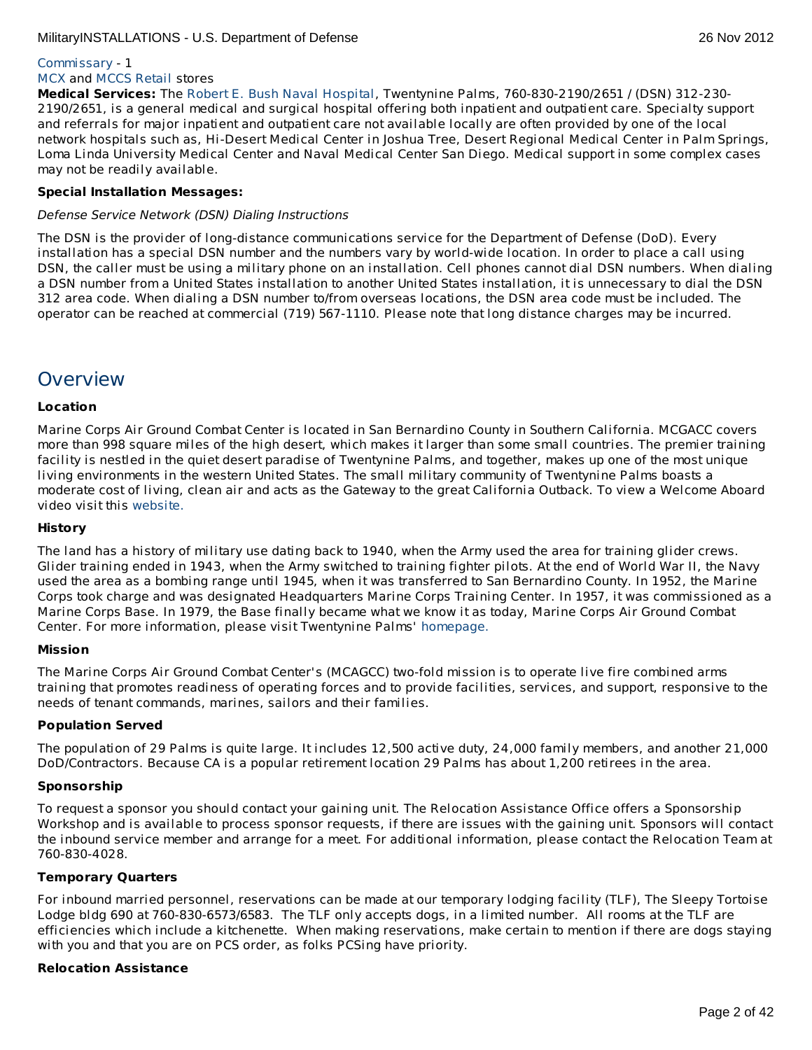Commissary - 1
MCX and MCCS Retail stores

**Medical Services:** The Robert E. Bush Naval Hospital, Twentynine Palms, 760-830-2190/2651 / (DSN) 312-230-2190/2651, is a general medical and surgical hospital offering both inpatient and outpatient care. Specialty support and referrals for major inpatient and outpatient care not available locally are often provided by one of the local network hospitals such as, Hi-Desert Medical Center in Joshua Tree, Desert Regional Medical Center in Palm Springs, Loma Linda University Medical Center and Naval Medical Center San Diego. Medical support in some complex cases may not be readily available.

**Special Installation Messages:**

*Defense Service Network (DSN) Dialing Instructions*

The DSN is the provider of long-distance communications service for the Department of Defense (DoD). Every installation has a special DSN number and the numbers vary by world-wide location. In order to place a call using DSN, the caller must be using a military phone on an installation. Cell phones cannot dial DSN numbers. When dialing a DSN number from a United States installation to another United States installation, it is unnecessary to dial the DSN 312 area code. When dialing a DSN number to/from overseas locations, the DSN area code must be included. The operator can be reached at commercial (719) 567-1110. Please note that long distance charges may be incurred.

## Overview

**Location**

Marine Corps Air Ground Combat Center is located in San Bernardino County in Southern California. MCGACC covers more than 998 square miles of the high desert, which makes it larger than some small countries. The premier training facility is nestled in the quiet desert paradise of Twentynine Palms, and together, makes up one of the most unique living environments in the western United States. The small military community of Twentynine Palms boasts a moderate cost of living, clean air and acts as the Gateway to the great California Outback. To view a Welcome Aboard video visit this website.

**History**

The land has a history of military use dating back to 1940, when the Army used the area for training glider crews. Glider training ended in 1943, when the Army switched to training fighter pilots. At the end of World War II, the Navy used the area as a bombing range until 1945, when it was transferred to San Bernardino County. In 1952, the Marine Corps took charge and was designated Headquarters Marine Corps Training Center. In 1957, it was commissioned as a Marine Corps Base. In 1979, the Base finally became what we know it as today, Marine Corps Air Ground Combat Center. For more information, please visit Twentynine Palms' homepage.

**Mission**

The Marine Corps Air Ground Combat Center's (MCAGCC) two-fold mission is to operate live fire combined arms training that promotes readiness of operating forces and to provide facilities, services, and support, responsive to the needs of tenant commands, marines, sailors and their families.

**Population Served**

The population of 29 Palms is quite large. It includes 12,500 active duty, 24,000 family members, and another 21,000 DoD/Contractors. Because CA is a popular retirement location 29 Palms has about 1,200 retirees in the area.

**Sponsorship**

To request a sponsor you should contact your gaining unit. The Relocation Assistance Office offers a Sponsorship Workshop and is available to process sponsor requests, if there are issues with the gaining unit. Sponsors will contact the inbound service member and arrange for a meet. For additional information, please contact the Relocation Team at 760-830-4028.

**Temporary Quarters**

For inbound married personnel, reservations can be made at our temporary lodging facility (TLF), The Sleepy Tortoise Lodge bldg 690 at 760-830-6573/6583. The TLF only accepts dogs, in a limited number. All rooms at the TLF are efficiencies which include a kitchenette. When making reservations, make certain to mention if there are dogs staying with you and that you are on PCS order, as folks PCSing have priority.

**Relocation Assistance**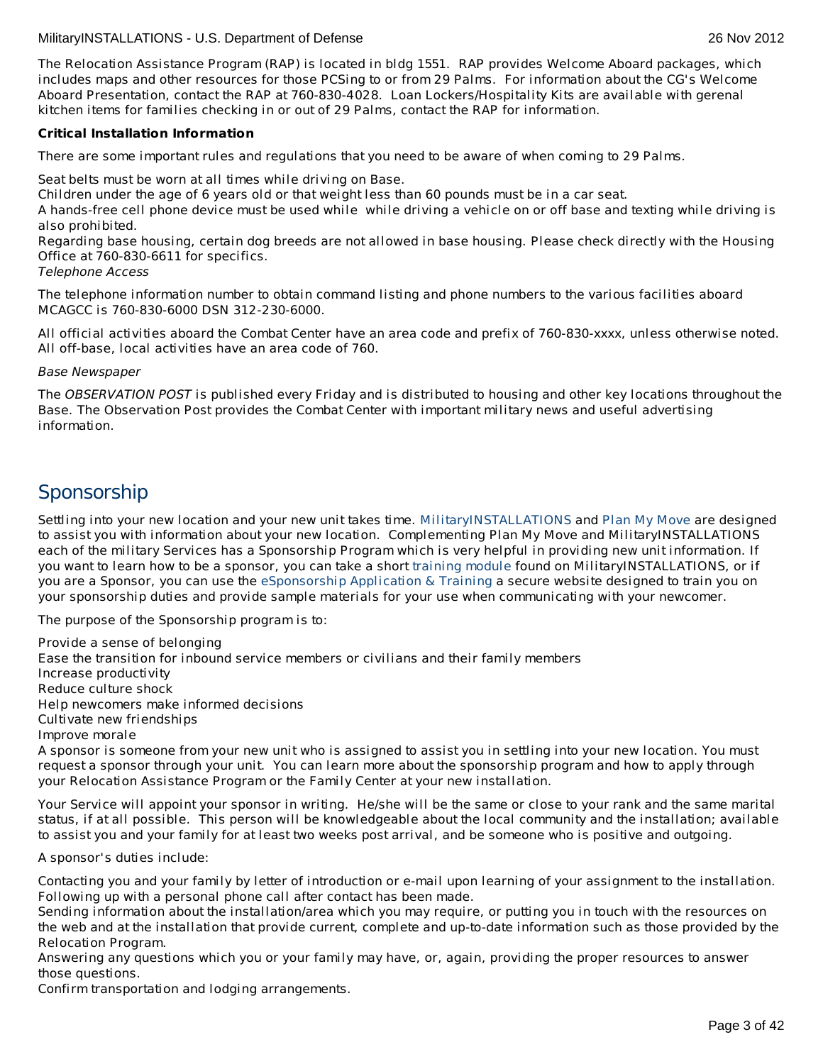The Relocation Assistance Program (RAP) is located in bldg 1551. RAP provides Welcome Aboard packages, which includes maps and other resources for those PCSing to or from 29 Palms. For information about the CG's Welcome Aboard Presentation, contact the RAP at 760-830-4028. Loan Lockers/Hospitality Kits are available with gerenal kitchen items for families checking in or out of 29 Palms, contact the RAP for information.

**Critical Installation Information**

There are some important rules and regulations that you need to be aware of when coming to 29 Palms.

Seat belts must be worn at all times while driving on Base.
Children under the age of 6 years old or that weight less than 60 pounds must be in a car seat.
A hands-free cell phone device must be used while while driving a vehicle on or off base and texting while driving is also prohibited.
Regarding base housing, certain dog breeds are not allowed in base housing. Please check directly with the Housing Office at 760-830-6611 for specifics.

*Telephone Access*

The telephone information number to obtain command listing and phone numbers to the various facilities aboard MCAGCC is 760-830-6000 DSN 312-230-6000.

All official activities aboard the Combat Center have an area code and prefix of 760-830-xxxx, unless otherwise noted. All off-base, local activities have an area code of 760.

*Base Newspaper*

The *OBSERVATION POST* is published every Friday and is distributed to housing and other key locations throughout the Base. The Observation Post provides the Combat Center with important military news and useful advertising information.

## Sponsorship

Settling into your new location and your new unit takes time. MilitaryINSTALLATIONS and Plan My Move are designed to assist you with information about your new location. Complementing Plan My Move and MilitaryINSTALLATIONS each of the military Services has a Sponsorship Program which is very helpful in providing new unit information. If you want to learn how to be a sponsor, you can take a short training module found on MilitaryINSTALLATIONS, or if you are a Sponsor, you can use the eSponsorship Application & Training a secure website designed to train you on your sponsorship duties and provide sample materials for your use when communicating with your newcomer.

The purpose of the Sponsorship program is to:

Provide a sense of belonging
Ease the transition for inbound service members or civilians and their family members
Increase productivity
Reduce culture shock
Help newcomers make informed decisions
Cultivate new friendships
Improve morale

A sponsor is someone from your new unit who is assigned to assist you in settling into your new location. You must request a sponsor through your unit. You can learn more about the sponsorship program and how to apply through your Relocation Assistance Program or the Family Center at your new installation.

Your Service will appoint your sponsor in writing. He/she will be the same or close to your rank and the same marital status, if at all possible. This person will be knowledgeable about the local community and the installation; available to assist you and your family for at least two weeks post arrival, and be someone who is positive and outgoing.

A sponsor's duties include:

Contacting you and your family by letter of introduction or e-mail upon learning of your assignment to the installation. Following up with a personal phone call after contact has been made.
Sending information about the installation/area which you may require, or putting you in touch with the resources on the web and at the installation that provide current, complete and up-to-date information such as those provided by the Relocation Program.
Answering any questions which you or your family may have, or, again, providing the proper resources to answer those questions.
Confirm transportation and lodging arrangements.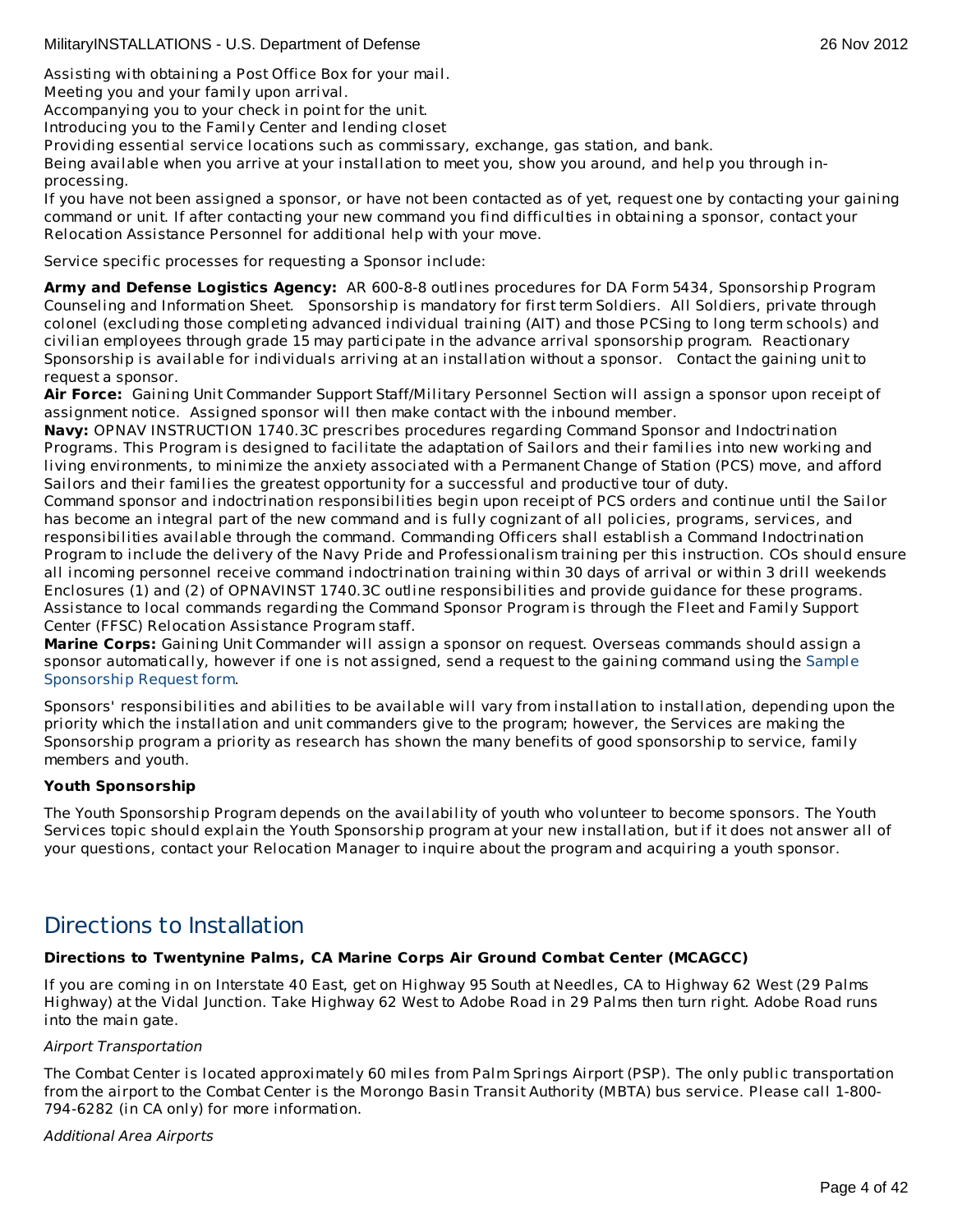Assisting with obtaining a Post Office Box for your mail.
Meeting you and your family upon arrival.
Accompanying you to your check in point for the unit.
Introducing you to the Family Center and lending closet
Providing essential service locations such as commissary, exchange, gas station, and bank.
Being available when you arrive at your installation to meet you, show you around, and help you through in-processing.
If you have not been assigned a sponsor, or have not been contacted as of yet, request one by contacting your gaining command or unit. If after contacting your new command you find difficulties in obtaining a sponsor, contact your Relocation Assistance Personnel for additional help with your move.

Service specific processes for requesting a Sponsor include:

**Army and Defense Logistics Agency:** AR 600-8-8 outlines procedures for DA Form 5434, Sponsorship Program Counseling and Information Sheet. Sponsorship is mandatory for first term Soldiers. All Soldiers, private through colonel (excluding those completing advanced individual training (AIT) and those PCSing to long term schools) and civilian employees through grade 15 may participate in the advance arrival sponsorship program. Reactionary Sponsorship is available for individuals arriving at an installation without a sponsor. Contact the gaining unit to request a sponsor.
**Air Force:** Gaining Unit Commander Support Staff/Military Personnel Section will assign a sponsor upon receipt of assignment notice. Assigned sponsor will then make contact with the inbound member.
**Navy:** OPNAV INSTRUCTION 1740.3C prescribes procedures regarding Command Sponsor and Indoctrination Programs. This Program is designed to facilitate the adaptation of Sailors and their families into new working and living environments, to minimize the anxiety associated with a Permanent Change of Station (PCS) move, and afford Sailors and their families the greatest opportunity for a successful and productive tour of duty.
Command sponsor and indoctrination responsibilities begin upon receipt of PCS orders and continue until the Sailor has become an integral part of the new command and is fully cognizant of all policies, programs, services, and responsibilities available through the command. Commanding Officers shall establish a Command Indoctrination Program to include the delivery of the Navy Pride and Professionalism training per this instruction. COs should ensure all incoming personnel receive command indoctrination training within 30 days of arrival or within 3 drill weekends Enclosures (1) and (2) of OPNAVINST 1740.3C outline responsibilities and provide guidance for these programs. Assistance to local commands regarding the Command Sponsor Program is through the Fleet and Family Support Center (FFSC) Relocation Assistance Program staff.
**Marine Corps:** Gaining Unit Commander will assign a sponsor on request. Overseas commands should assign a sponsor automatically, however if one is not assigned, send a request to the gaining command using the Sample Sponsorship Request form.

Sponsors' responsibilities and abilities to be available will vary from installation to installation, depending upon the priority which the installation and unit commanders give to the program; however, the Services are making the Sponsorship program a priority as research has shown the many benefits of good sponsorship to service, family members and youth.

**Youth Sponsorship**

The Youth Sponsorship Program depends on the availability of youth who volunteer to become sponsors. The Youth Services topic should explain the Youth Sponsorship program at your new installation, but if it does not answer all of your questions, contact your Relocation Manager to inquire about the program and acquiring a youth sponsor.

## Directions to Installation

**Directions to Twentynine Palms, CA Marine Corps Air Ground Combat Center (MCAGCC)**

If you are coming in on Interstate 40 East, get on Highway 95 South at Needles, CA to Highway 62 West (29 Palms Highway) at the Vidal Junction. Take Highway 62 West to Adobe Road in 29 Palms then turn right. Adobe Road runs into the main gate.

*Airport Transportation*

The Combat Center is located approximately 60 miles from Palm Springs Airport (PSP). The only public transportation from the airport to the Combat Center is the Morongo Basin Transit Authority (MBTA) bus service. Please call 1-800-794-6282 (in CA only) for more information.

*Additional Area Airports*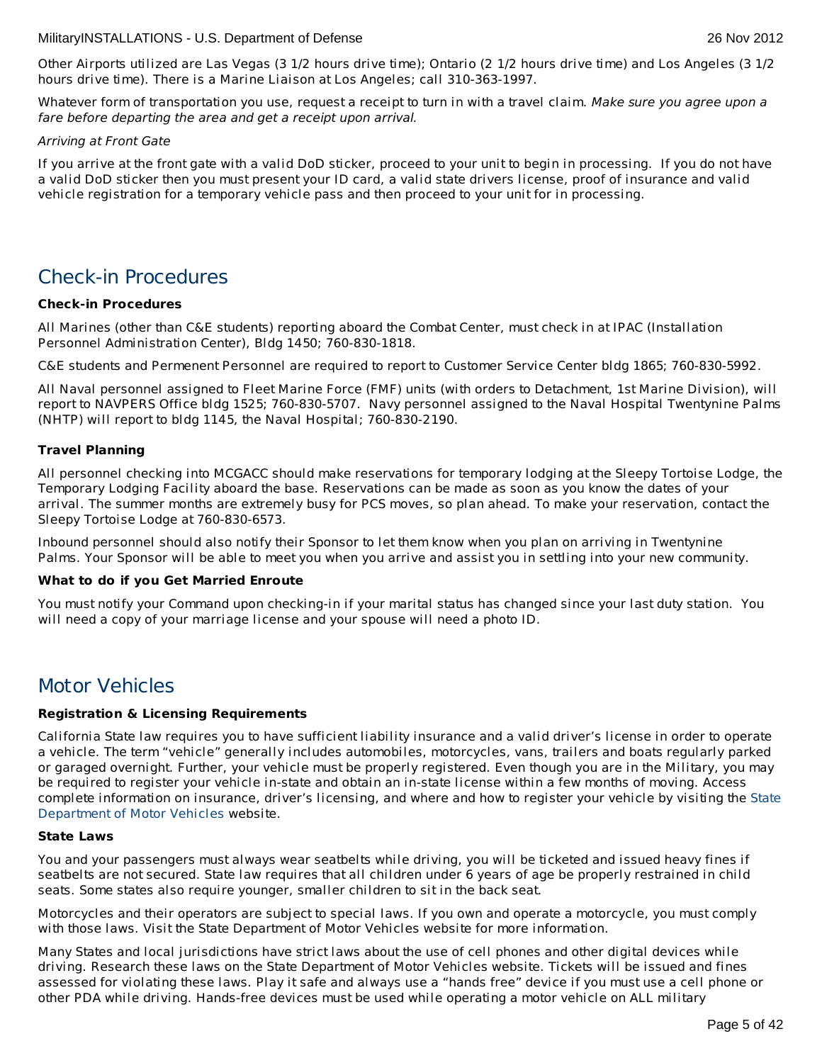Other Airports utilized are Las Vegas (3 1/2 hours drive time); Ontario (2 1/2 hours drive time) and Los Angeles (3 1/2 hours drive time). There is a Marine Liaison at Los Angeles; call 310-363-1997.

Whatever form of transportation you use, request a receipt to turn in with a travel claim. *Make sure you agree upon a fare before departing the area and get a receipt upon arrival.*

*Arriving at Front Gate*

If you arrive at the front gate with a valid DoD sticker, proceed to your unit to begin in processing. If you do not have a valid DoD sticker then you must present your ID card, a valid state drivers license, proof of insurance and valid vehicle registration for a temporary vehicle pass and then proceed to your unit for in processing.

## Check-in Procedures

**Check-in Procedures**

All Marines (other than C&E students) reporting aboard the Combat Center, must check in at IPAC (Installation Personnel Administration Center), Bldg 1450; 760-830-1818.

C&E students and Permenent Personnel are required to report to Customer Service Center bldg 1865; 760-830-5992.

All Naval personnel assigned to Fleet Marine Force (FMF) units (with orders to Detachment, 1st Marine Division), will report to NAVPERS Office bldg 1525; 760-830-5707. Navy personnel assigned to the Naval Hospital Twentynine Palms (NHTP) will report to bldg 1145, the Naval Hospital; 760-830-2190.

**Travel Planning**

All personnel checking into MCGACC should make reservations for temporary lodging at the Sleepy Tortoise Lodge, the Temporary Lodging Facility aboard the base. Reservations can be made as soon as you know the dates of your arrival. The summer months are extremely busy for PCS moves, so plan ahead. To make your reservation, contact the Sleepy Tortoise Lodge at 760-830-6573.

Inbound personnel should also notify their Sponsor to let them know when you plan on arriving in Twentynine Palms. Your Sponsor will be able to meet you when you arrive and assist you in settling into your new community.

**What to do if you Get Married Enroute**

You must notify your Command upon checking-in if your marital status has changed since your last duty station. You will need a copy of your marriage license and your spouse will need a photo ID.

## Motor Vehicles

**Registration & Licensing Requirements**

California State law requires you to have sufficient liability insurance and a valid driver's license in order to operate a vehicle. The term "vehicle" generally includes automobiles, motorcycles, vans, trailers and boats regularly parked or garaged overnight. Further, your vehicle must be properly registered. Even though you are in the Military, you may be required to register your vehicle in-state and obtain an in-state license within a few months of moving. Access complete information on insurance, driver's licensing, and where and how to register your vehicle by visiting the State Department of Motor Vehicles website.

**State Laws**

You and your passengers must always wear seatbelts while driving, you will be ticketed and issued heavy fines if seatbelts are not secured. State law requires that all children under 6 years of age be properly restrained in child seats. Some states also require younger, smaller children to sit in the back seat.

Motorcycles and their operators are subject to special laws. If you own and operate a motorcycle, you must comply with those laws. Visit the State Department of Motor Vehicles website for more information.

Many States and local jurisdictions have strict laws about the use of cell phones and other digital devices while driving. Research these laws on the State Department of Motor Vehicles website. Tickets will be issued and fines assessed for violating these laws. Play it safe and always use a "hands free" device if you must use a cell phone or other PDA while driving. Hands-free devices must be used while operating a motor vehicle on ALL military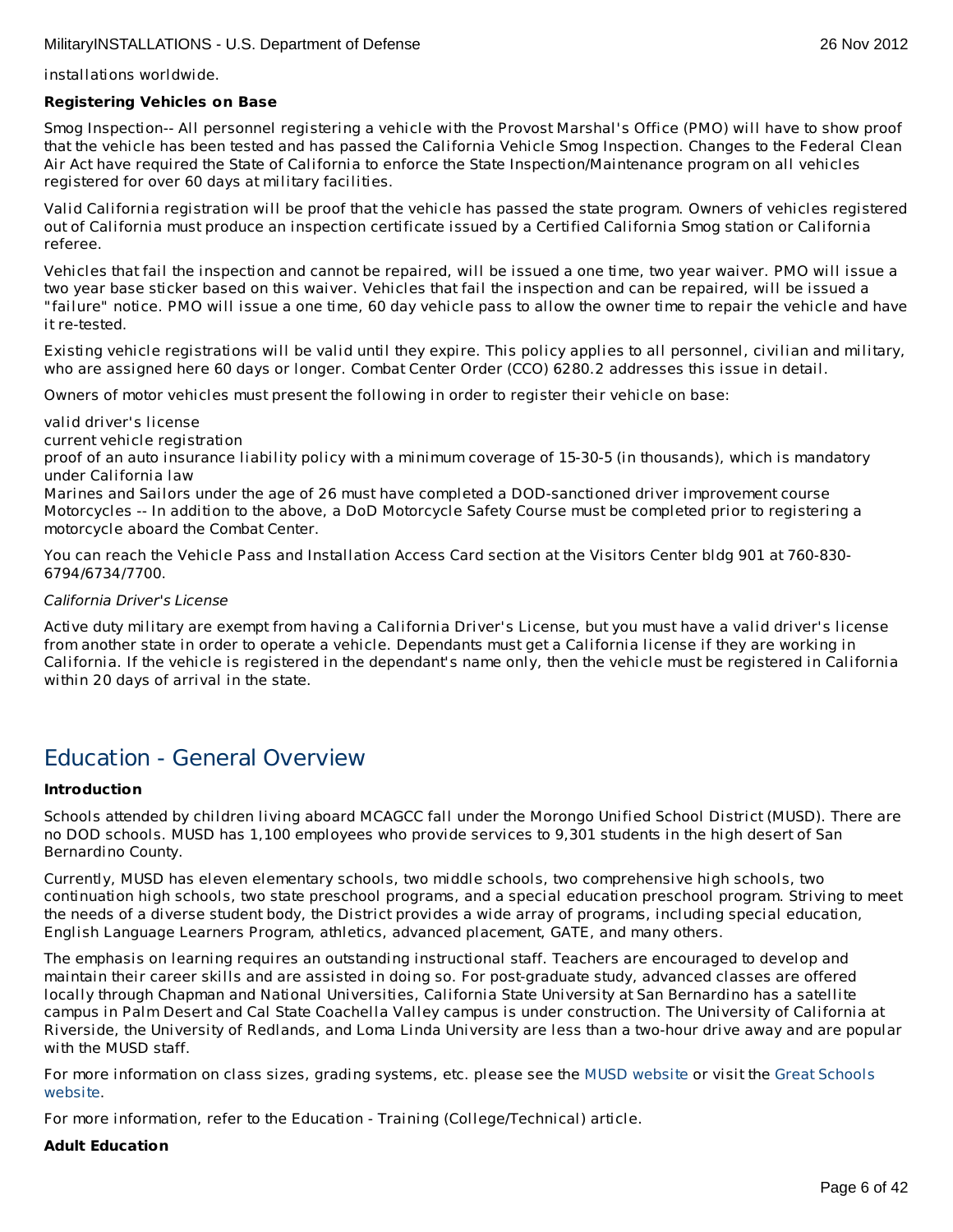installations worldwide.

**Registering Vehicles on Base**

Smog Inspection-- All personnel registering a vehicle with the Provost Marshal's Office (PMO) will have to show proof that the vehicle has been tested and has passed the California Vehicle Smog Inspection. Changes to the Federal Clean Air Act have required the State of California to enforce the State Inspection/Maintenance program on all vehicles registered for over 60 days at military facilities.

Valid California registration will be proof that the vehicle has passed the state program. Owners of vehicles registered out of California must produce an inspection certificate issued by a Certified California Smog station or California referee.

Vehicles that fail the inspection and cannot be repaired, will be issued a one time, two year waiver. PMO will issue a two year base sticker based on this waiver. Vehicles that fail the inspection and can be repaired, will be issued a "failure" notice. PMO will issue a one time, 60 day vehicle pass to allow the owner time to repair the vehicle and have it re-tested.

Existing vehicle registrations will be valid until they expire. This policy applies to all personnel, civilian and military, who are assigned here 60 days or longer. Combat Center Order (CCO) 6280.2 addresses this issue in detail.

Owners of motor vehicles must present the following in order to register their vehicle on base:

valid driver's license
current vehicle registration
proof of an auto insurance liability policy with a minimum coverage of 15-30-5 (in thousands), which is mandatory under California law
Marines and Sailors under the age of 26 must have completed a DOD-sanctioned driver improvement course
Motorcycles -- In addition to the above, a DoD Motorcycle Safety Course must be completed prior to registering a motorcycle aboard the Combat Center.

You can reach the Vehicle Pass and Installation Access Card section at the Visitors Center bldg 901 at 760-830-6794/6734/7700.

*California Driver's License*

Active duty military are exempt from having a California Driver's License, but you must have a valid driver's license from another state in order to operate a vehicle. Dependants must get a California license if they are working in California. If the vehicle is registered in the dependant's name only, then the vehicle must be registered in California within 20 days of arrival in the state.

## Education - General Overview

**Introduction**

Schools attended by children living aboard MCAGCC fall under the Morongo Unified School District (MUSD). There are no DOD schools. MUSD has 1,100 employees who provide services to 9,301 students in the high desert of San Bernardino County.

Currently, MUSD has eleven elementary schools, two middle schools, two comprehensive high schools, two continuation high schools, two state preschool programs, and a special education preschool program. Striving to meet the needs of a diverse student body, the District provides a wide array of programs, including special education, English Language Learners Program, athletics, advanced placement, GATE, and many others.

The emphasis on learning requires an outstanding instructional staff. Teachers are encouraged to develop and maintain their career skills and are assisted in doing so. For post-graduate study, advanced classes are offered locally through Chapman and National Universities, California State University at San Bernardino has a satellite campus in Palm Desert and Cal State Coachella Valley campus is under construction. The University of California at Riverside, the University of Redlands, and Loma Linda University are less than a two-hour drive away and are popular with the MUSD staff.

For more information on class sizes, grading systems, etc. please see the MUSD website or visit the Great Schools website.

For more information, refer to the Education - Training (College/Technical) article.

**Adult Education**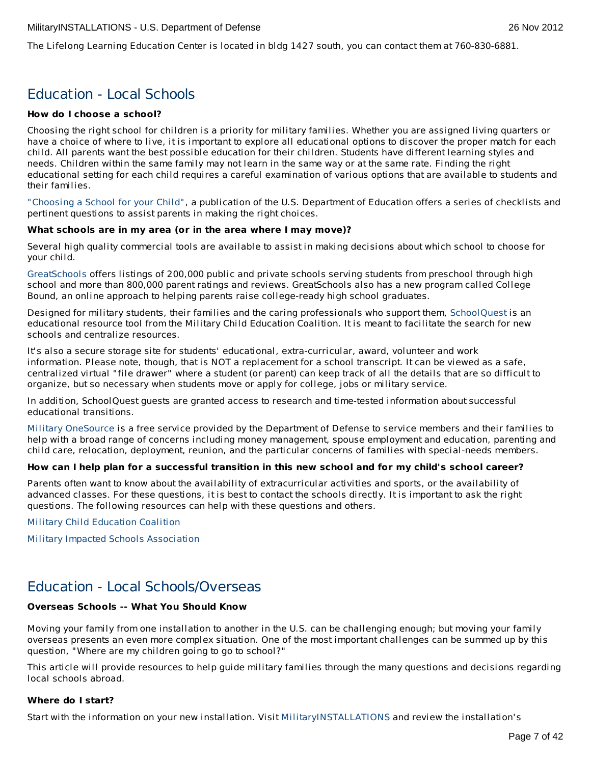The Lifelong Learning Education Center is located in bldg 1427 south, you can contact them at 760-830-6881.

## Education - Local Schools

**How do I choose a school?**

Choosing the right school for children is a priority for military families. Whether you are assigned living quarters or have a choice of where to live, it is important to explore all educational options to discover the proper match for each child. All parents want the best possible education for their children. Students have different learning styles and needs. Children within the same family may not learn in the same way or at the same rate. Finding the right educational setting for each child requires a careful examination of various options that are available to students and their families.

"Choosing a School for your Child", a publication of the U.S. Department of Education offers a series of checklists and pertinent questions to assist parents in making the right choices.

**What schools are in my area (or in the area where I may move)?**

Several high quality commercial tools are available to assist in making decisions about which school to choose for your child.

GreatSchools offers listings of 200,000 public and private schools serving students from preschool through high school and more than 800,000 parent ratings and reviews. GreatSchools also has a new program called College Bound, an online approach to helping parents raise college-ready high school graduates.

Designed for military students, their families and the caring professionals who support them, SchoolQuest is an educational resource tool from the Military Child Education Coalition. It is meant to facilitate the search for new schools and centralize resources.

It's also a secure storage site for students' educational, extra-curricular, award, volunteer and work information. Please note, though, that is NOT a replacement for a school transcript. It can be viewed as a safe, centralized virtual "file drawer" where a student (or parent) can keep track of all the details that are so difficult to organize, but so necessary when students move or apply for college, jobs or military service.

In addition, SchoolQuest guests are granted access to research and time-tested information about successful educational transitions.

Military OneSource is a free service provided by the Department of Defense to service members and their families to help with a broad range of concerns including money management, spouse employment and education, parenting and child care, relocation, deployment, reunion, and the particular concerns of families with special-needs members.

**How can I help plan for a successful transition in this new school and for my child's school career?**

Parents often want to know about the availability of extracurricular activities and sports, or the availability of advanced classes. For these questions, it is best to contact the schools directly. It is important to ask the right questions. The following resources can help with these questions and others.

Military Child Education Coalition

Military Impacted Schools Association

## Education - Local Schools/Overseas

**Overseas Schools -- What You Should Know**

Moving your family from one installation to another in the U.S. can be challenging enough; but moving your family overseas presents an even more complex situation. One of the most important challenges can be summed up by this question, "Where are my children going to go to school?"

This article will provide resources to help guide military families through the many questions and decisions regarding local schools abroad.

**Where do I start?**

Start with the information on your new installation. Visit MilitaryINSTALLATIONS and review the installation's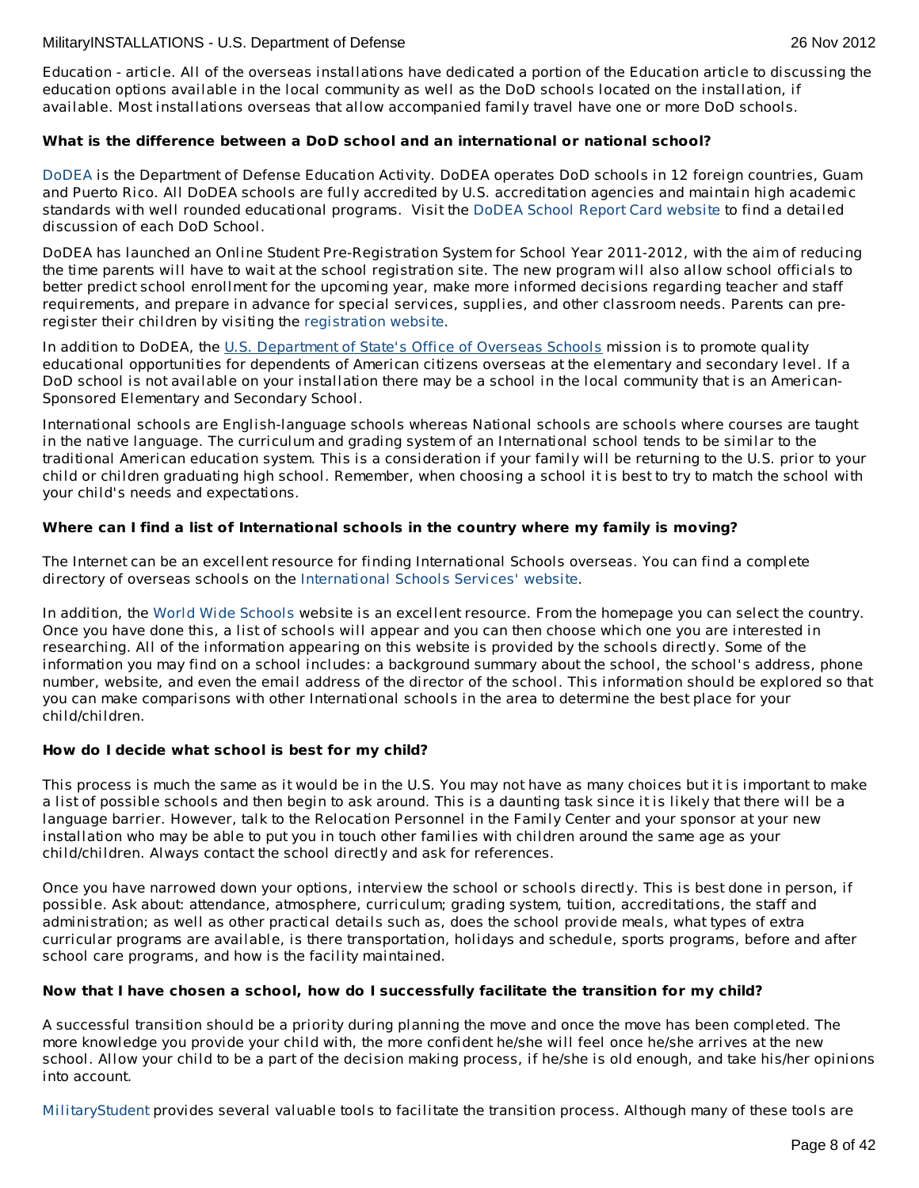Education - article. All of the overseas installations have dedicated a portion of the Education article to discussing the education options available in the local community as well as the DoD schools located on the installation, if available. Most installations overseas that allow accompanied family travel have one or more DoD schools.

**What is the difference between a DoD school and an international or national school?**

DoDEA is the Department of Defense Education Activity. DoDEA operates DoD schools in 12 foreign countries, Guam and Puerto Rico. All DoDEA schools are fully accredited by U.S. accreditation agencies and maintain high academic standards with well rounded educational programs. Visit the DoDEA School Report Card website to find a detailed discussion of each DoD School.

DoDEA has launched an Online Student Pre-Registration System for School Year 2011-2012, with the aim of reducing the time parents will have to wait at the school registration site. The new program will also allow school officials to better predict school enrollment for the upcoming year, make more informed decisions regarding teacher and staff requirements, and prepare in advance for special services, supplies, and other classroom needs. Parents can pre-register their children by visiting the registration website.

In addition to DoDEA, the U.S. Department of State's Office of Overseas Schools mission is to promote quality educational opportunities for dependents of American citizens overseas at the elementary and secondary level. If a DoD school is not available on your installation there may be a school in the local community that is an American-Sponsored Elementary and Secondary School.

International schools are English-language schools whereas National schools are schools where courses are taught in the native language. The curriculum and grading system of an International school tends to be similar to the traditional American education system. This is a consideration if your family will be returning to the U.S. prior to your child or children graduating high school. Remember, when choosing a school it is best to try to match the school with your child's needs and expectations.

**Where can I find a list of International schools in the country where my family is moving?**

The Internet can be an excellent resource for finding International Schools overseas. You can find a complete directory of overseas schools on the International Schools Services' website.

In addition, the World Wide Schools website is an excellent resource. From the homepage you can select the country. Once you have done this, a list of schools will appear and you can then choose which one you are interested in researching. All of the information appearing on this website is provided by the schools directly. Some of the information you may find on a school includes: a background summary about the school, the school's address, phone number, website, and even the email address of the director of the school. This information should be explored so that you can make comparisons with other International schools in the area to determine the best place for your child/children.

**How do I decide what school is best for my child?**

This process is much the same as it would be in the U.S. You may not have as many choices but it is important to make a list of possible schools and then begin to ask around. This is a daunting task since it is likely that there will be a language barrier. However, talk to the Relocation Personnel in the Family Center and your sponsor at your new installation who may be able to put you in touch other families with children around the same age as your child/children. Always contact the school directly and ask for references.

Once you have narrowed down your options, interview the school or schools directly. This is best done in person, if possible. Ask about: attendance, atmosphere, curriculum; grading system, tuition, accreditations, the staff and administration; as well as other practical details such as, does the school provide meals, what types of extra curricular programs are available, is there transportation, holidays and schedule, sports programs, before and after school care programs, and how is the facility maintained.

**Now that I have chosen a school, how do I successfully facilitate the transition for my child?**

A successful transition should be a priority during planning the move and once the move has been completed. The more knowledge you provide your child with, the more confident he/she will feel once he/she arrives at the new school. Allow your child to be a part of the decision making process, if he/she is old enough, and take his/her opinions into account.

MilitaryStudent provides several valuable tools to facilitate the transition process. Although many of these tools are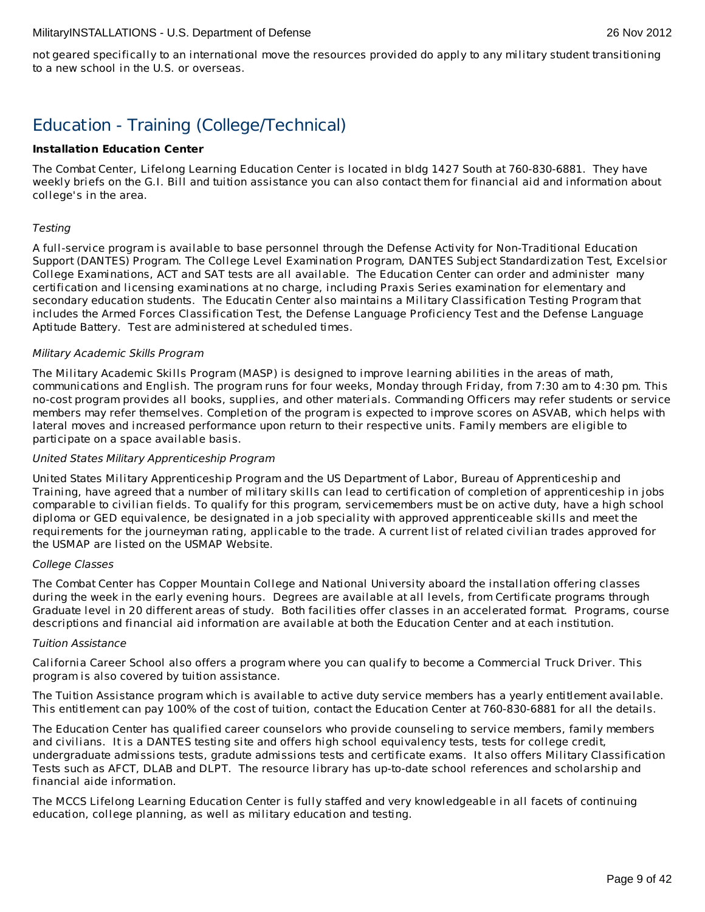not geared specifically to an international move the resources provided do apply to any military student transitioning to a new school in the U.S. or overseas.

## Education - Training (College/Technical)

**Installation Education Center**

The Combat Center, Lifelong Learning Education Center is located in bldg 1427 South at 760-830-6881.  They have weekly briefs on the G.I. Bill and tuition assistance you can also contact them for financial aid and information about college's in the area.

*Testing*

A full-service program is available to base personnel through the Defense Activity for Non-Traditional Education Support (DANTES) Program. The College Level Examination Program, DANTES Subject Standardization Test, Excelsior College Examinations, ACT and SAT tests are all available.  The Education Center can order and administer  many certification and licensing examinations at no charge, including Praxis Series examination for elementary and secondary education students.  The Educatin Center also maintains a Military Classification Testing Program that includes the Armed Forces Classification Test, the Defense Language Proficiency Test and the Defense Language Aptitude Battery.  Test are administered at scheduled times.

*Military Academic Skills Program*

The Military Academic Skills Program (MASP) is designed to improve learning abilities in the areas of math, communications and English. The program runs for four weeks, Monday through Friday, from 7:30 am to 4:30 pm. This no-cost program provides all books, supplies, and other materials. Commanding Officers may refer students or service members may refer themselves. Completion of the program is expected to improve scores on ASVAB, which helps with lateral moves and increased performance upon return to their respective units. Family members are eligible to participate on a space available basis.

*United States Military Apprenticeship Program*

United States Military Apprenticeship Program and the US Department of Labor, Bureau of Apprenticeship and Training, have agreed that a number of military skills can lead to certification of completion of apprenticeship in jobs comparable to civilian fields. To qualify for this program, servicemembers must be on active duty, have a high school diploma or GED equivalence, be designated in a job speciality with approved apprenticeable skills and meet the requirements for the journeyman rating, applicable to the trade. A current list of related civilian trades approved for the USMAP are listed on the USMAP Website.

*College Classes*

The Combat Center has Copper Mountain College and National University aboard the installation offering classes during the week in the early evening hours.  Degrees are available at all levels, from Certificate programs through Graduate level in 20 different areas of study.  Both facilities offer classes in an accelerated format.  Programs, course descriptions and financial aid information are available at both the Education Center and at each institution.

*Tuition Assistance*

California Career School also offers a program where you can qualify to become a Commercial Truck Driver. This program is also covered by tuition assistance.

The Tuition Assistance program which is available to active duty service members has a yearly entitlement available. This entitlement can pay 100% of the cost of tuition, contact the Education Center at 760-830-6881 for all the details.

The Education Center has qualified career counselors who provide counseling to service members, family members and civilians.  It is a DANTES testing site and offers high school equivalency tests, tests for college credit, undergraduate admissions tests, gradute admissions tests and certificate exams.  It also offers Military Classification Tests such as AFCT, DLAB and DLPT.  The resource library has up-to-date school references and scholarship and financial aide information.

The MCCS Lifelong Learning Education Center is fully staffed and very knowledgeable in all facets of continuing education, college planning, as well as military education and testing.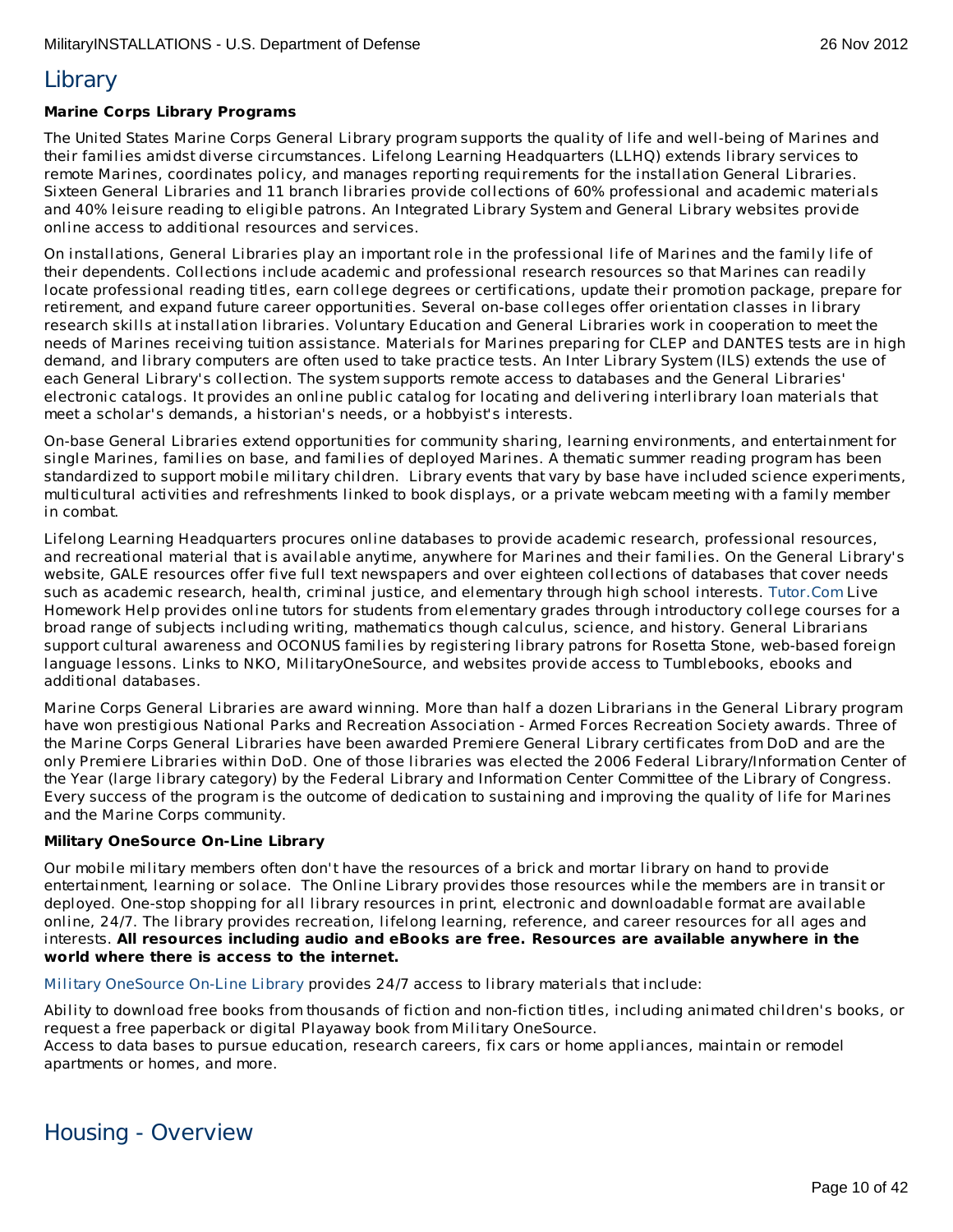# Library

**Marine Corps Library Programs**

The United States Marine Corps General Library program supports the quality of life and well-being of Marines and their families amidst diverse circumstances. Lifelong Learning Headquarters (LLHQ) extends library services to remote Marines, coordinates policy, and manages reporting requirements for the installation General Libraries. Sixteen General Libraries and 11 branch libraries provide collections of 60% professional and academic materials and 40% leisure reading to eligible patrons. An Integrated Library System and General Library websites provide online access to additional resources and services.

On installations, General Libraries play an important role in the professional life of Marines and the family life of their dependents. Collections include academic and professional research resources so that Marines can readily locate professional reading titles, earn college degrees or certifications, update their promotion package, prepare for retirement, and expand future career opportunities. Several on-base colleges offer orientation classes in library research skills at installation libraries. Voluntary Education and General Libraries work in cooperation to meet the needs of Marines receiving tuition assistance. Materials for Marines preparing for CLEP and DANTES tests are in high demand, and library computers are often used to take practice tests. An Inter Library System (ILS) extends the use of each General Library's collection. The system supports remote access to databases and the General Libraries' electronic catalogs. It provides an online public catalog for locating and delivering interlibrary loan materials that meet a scholar's demands, a historian's needs, or a hobbyist's interests.

On-base General Libraries extend opportunities for community sharing, learning environments, and entertainment for single Marines, families on base, and families of deployed Marines. A thematic summer reading program has been standardized to support mobile military children.  Library events that vary by base have included science experiments, multicultural activities and refreshments linked to book displays, or a private webcam meeting with a family member in combat.

Lifelong Learning Headquarters procures online databases to provide academic research, professional resources, and recreational material that is available anytime, anywhere for Marines and their families. On the General Library's website, GALE resources offer five full text newspapers and over eighteen collections of databases that cover needs such as academic research, health, criminal justice, and elementary through high school interests. Tutor.Com Live Homework Help provides online tutors for students from elementary grades through introductory college courses for a broad range of subjects including writing, mathematics though calculus, science, and history. General Librarians support cultural awareness and OCONUS families by registering library patrons for Rosetta Stone, web-based foreign language lessons. Links to NKO, MilitaryOneSource, and websites provide access to Tumblebooks, ebooks and additional databases.

Marine Corps General Libraries are award winning. More than half a dozen Librarians in the General Library program have won prestigious National Parks and Recreation Association - Armed Forces Recreation Society awards. Three of the Marine Corps General Libraries have been awarded Premiere General Library certificates from DoD and are the only Premiere Libraries within DoD. One of those libraries was elected the 2006 Federal Library/Information Center of the Year (large library category) by the Federal Library and Information Center Committee of the Library of Congress. Every success of the program is the outcome of dedication to sustaining and improving the quality of life for Marines and the Marine Corps community.

**Military OneSource On-Line Library**

Our mobile military members often don't have the resources of a brick and mortar library on hand to provide entertainment, learning or solace.  The Online Library provides those resources while the members are in transit or deployed. One-stop shopping for all library resources in print, electronic and downloadable format are available online, 24/7. The library provides recreation, lifelong learning, reference, and career resources for all ages and interests. **All resources including audio and eBooks are free. Resources are available anywhere in the world where there is access to the internet.**

Military OneSource On-Line Library provides 24/7 access to library materials that include:

Ability to download free books from thousands of fiction and non-fiction titles, including animated children's books, or request a free paperback or digital Playaway book from Military OneSource.
Access to data bases to pursue education, research careers, fix cars or home appliances, maintain or remodel apartments or homes, and more.

# Housing - Overview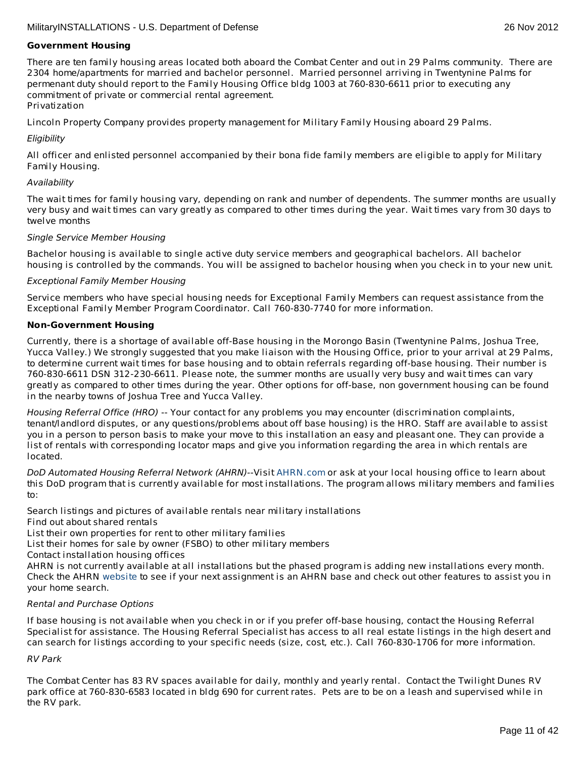**Government Housing**

There are ten family housing areas located both aboard the Combat Center and out in 29 Palms community. There are 2304 home/apartments for married and bachelor personnel. Married personnel arriving in Twentynine Palms for permenant duty should report to the Family Housing Office bldg 1003 at 760-830-6611 prior to executing any commitment of private or commercial rental agreement.
Privatization

Lincoln Property Company provides property management for Military Family Housing aboard 29 Palms.

*Eligibility*

All officer and enlisted personnel accompanied by their bona fide family members are eligible to apply for Military Family Housing.

*Availability*

The wait times for family housing vary, depending on rank and number of dependents. The summer months are usually very busy and wait times can vary greatly as compared to other times during the year. Wait times vary from 30 days to twelve months

*Single Service Member Housing*

Bachelor housing is available to single active duty service members and geographical bachelors. All bachelor housing is controlled by the commands. You will be assigned to bachelor housing when you check in to your new unit.

*Exceptional Family Member Housing*

Service members who have special housing needs for Exceptional Family Members can request assistance from the Exceptional Family Member Program Coordinator. Call 760-830-7740 for more information.

**Non-Government Housing**

Currently, there is a shortage of available off-Base housing in the Morongo Basin (Twentynine Palms, Joshua Tree, Yucca Valley.) We strongly suggested that you make liaison with the Housing Office, prior to your arrival at 29 Palms, to determine current wait times for base housing and to obtain referrals regarding off-base housing. Their number is 760-830-6611 DSN 312-230-6611. Please note, the summer months are usually very busy and wait times can vary greatly as compared to other times during the year. Other options for off-base, non government housing can be found in the nearby towns of Joshua Tree and Yucca Valley.

*Housing Referral Office (HRO)* -- Your contact for any problems you may encounter (discrimination complaints, tenant/landlord disputes, or any questions/problems about off base housing) is the HRO. Staff are available to assist you in a person to person basis to make your move to this installation an easy and pleasant one. They can provide a list of rentals with corresponding locator maps and give you information regarding the area in which rentals are located.

*DoD Automated Housing Referral Network (AHRN)*--Visit AHRN.com or ask at your local housing office to learn about this DoD program that is currently available for most installations. The program allows military members and families to:

Search listings and pictures of available rentals near military installations
Find out about shared rentals
List their own properties for rent to other military families
List their homes for sale by owner (FSBO) to other military members
Contact installation housing offices
AHRN is not currently available at all installations but the phased program is adding new installations every month. Check the AHRN website to see if your next assignment is an AHRN base and check out other features to assist you in your home search.

*Rental and Purchase Options*

If base housing is not available when you check in or if you prefer off-base housing, contact the Housing Referral Specialist for assistance. The Housing Referral Specialist has access to all real estate listings in the high desert and can search for listings according to your specific needs (size, cost, etc.). Call 760-830-1706 for more information.

*RV Park*

The Combat Center has 83 RV spaces available for daily, monthly and yearly rental. Contact the Twilight Dunes RV park office at 760-830-6583 located in bldg 690 for current rates. Pets are to be on a leash and supervised while in the RV park.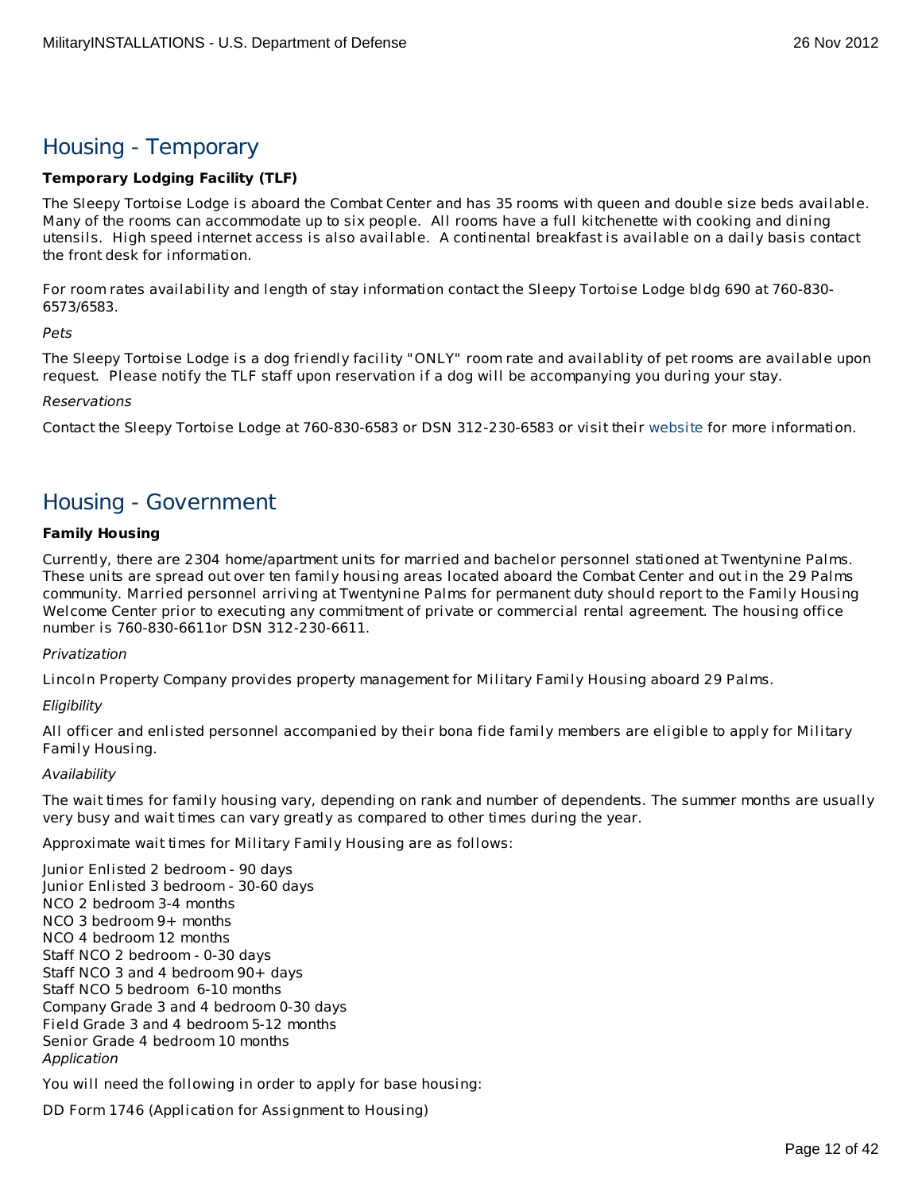## Housing - Temporary

**Temporary Lodging Facility (TLF)**

The Sleepy Tortoise Lodge is aboard the Combat Center and has 35 rooms with queen and double size beds available. Many of the rooms can accommodate up to six people. All rooms have a full kitchenette with cooking and dining utensils. High speed internet access is also available. A continental breakfast is available on a daily basis contact the front desk for information.

For room rates availability and length of stay information contact the Sleepy Tortoise Lodge bldg 690 at 760-830-6573/6583.

*Pets*

The Sleepy Tortoise Lodge is a dog friendly facility "ONLY" room rate and availablity of pet rooms are available upon request. Please notify the TLF staff upon reservation if a dog will be accompanying you during your stay.

*Reservations*

Contact the Sleepy Tortoise Lodge at 760-830-6583 or DSN 312-230-6583 or visit their website for more information.

## Housing - Government

**Family Housing**

Currently, there are 2304 home/apartment units for married and bachelor personnel stationed at Twentynine Palms. These units are spread out over ten family housing areas located aboard the Combat Center and out in the 29 Palms community. Married personnel arriving at Twentynine Palms for permanent duty should report to the Family Housing Welcome Center prior to executing any commitment of private or commercial rental agreement. The housing office number is 760-830-6611or DSN 312-230-6611.

*Privatization*

Lincoln Property Company provides property management for Military Family Housing aboard 29 Palms.

*Eligibility*

All officer and enlisted personnel accompanied by their bona fide family members are eligible to apply for Military Family Housing.

*Availability*

The wait times for family housing vary, depending on rank and number of dependents. The summer months are usually very busy and wait times can vary greatly as compared to other times during the year.

Approximate wait times for Military Family Housing are as follows:

Junior Enlisted 2 bedroom - 90 days
Junior Enlisted 3 bedroom - 30-60 days
NCO 2 bedroom 3-4 months
NCO 3 bedroom 9+ months
NCO 4 bedroom 12 months
Staff NCO 2 bedroom - 0-30 days
Staff NCO 3 and 4 bedroom 90+ days
Staff NCO 5 bedroom 6-10 months
Company Grade 3 and 4 bedroom 0-30 days
Field Grade 3 and 4 bedroom 5-12 months
Senior Grade 4 bedroom 10 months

*Application*

You will need the following in order to apply for base housing:

DD Form 1746 (Application for Assignment to Housing)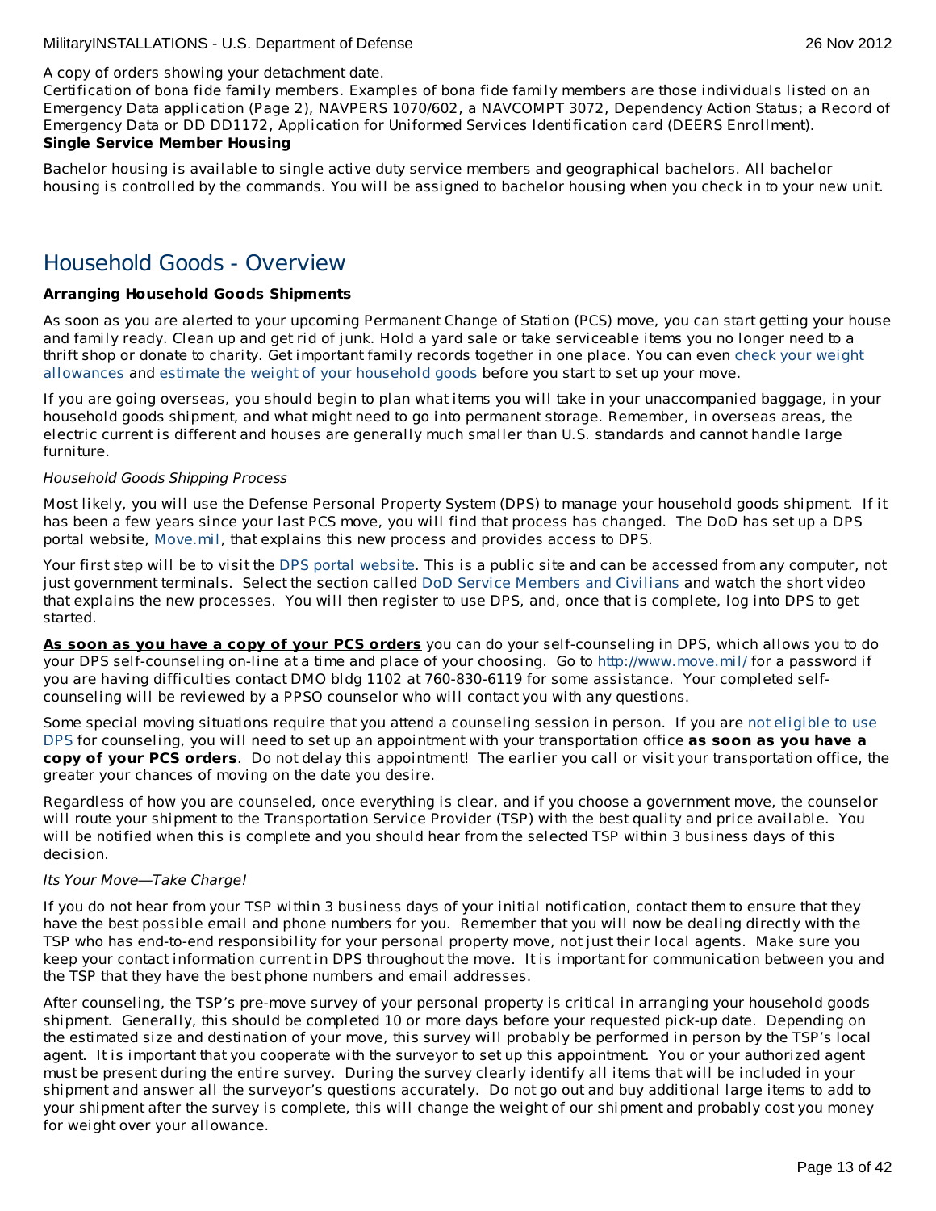A copy of orders showing your detachment date.
Certification of bona fide family members. Examples of bona fide family members are those individuals listed on an Emergency Data application (Page 2), NAVPERS 1070/602, a NAVCOMPT 3072, Dependency Action Status; a Record of Emergency Data or DD DD1172, Application for Uniformed Services Identification card (DEERS Enrollment).

**Single Service Member Housing**

Bachelor housing is available to single active duty service members and geographical bachelors. All bachelor housing is controlled by the commands. You will be assigned to bachelor housing when you check in to your new unit.

## Household Goods - Overview

**Arranging Household Goods Shipments**

As soon as you are alerted to your upcoming Permanent Change of Station (PCS) move, you can start getting your house and family ready. Clean up and get rid of junk. Hold a yard sale or take serviceable items you no longer need to a thrift shop or donate to charity. Get important family records together in one place. You can even check your weight allowances and estimate the weight of your household goods before you start to set up your move.

If you are going overseas, you should begin to plan what items you will take in your unaccompanied baggage, in your household goods shipment, and what might need to go into permanent storage. Remember, in overseas areas, the electric current is different and houses are generally much smaller than U.S. standards and cannot handle large furniture.

*Household Goods Shipping Process*

Most likely, you will use the Defense Personal Property System (DPS) to manage your household goods shipment. If it has been a few years since your last PCS move, you will find that process has changed. The DoD has set up a DPS portal website, Move.mil, that explains this new process and provides access to DPS.

Your first step will be to visit the DPS portal website. This is a public site and can be accessed from any computer, not just government terminals. Select the section called DoD Service Members and Civilians and watch the short video that explains the new processes. You will then register to use DPS, and, once that is complete, log into DPS to get started.

**As soon as you have a copy of your PCS orders** you can do your self-counseling in DPS, which allows you to do your DPS self-counseling on-line at a time and place of your choosing. Go to http://www.move.mil/ for a password if you are having difficulties contact DMO bldg 1102 at 760-830-6119 for some assistance. Your completed self-counseling will be reviewed by a PPSO counselor who will contact you with any questions.

Some special moving situations require that you attend a counseling session in person. If you are not eligible to use DPS for counseling, you will need to set up an appointment with your transportation office **as soon as you have a copy of your PCS orders**. Do not delay this appointment! The earlier you call or visit your transportation office, the greater your chances of moving on the date you desire.

Regardless of how you are counseled, once everything is clear, and if you choose a government move, the counselor will route your shipment to the Transportation Service Provider (TSP) with the best quality and price available. You will be notified when this is complete and you should hear from the selected TSP within 3 business days of this decision.

*Its Your Move—Take Charge!*

If you do not hear from your TSP within 3 business days of your initial notification, contact them to ensure that they have the best possible email and phone numbers for you. Remember that you will now be dealing directly with the TSP who has end-to-end responsibility for your personal property move, not just their local agents. Make sure you keep your contact information current in DPS throughout the move. It is important for communication between you and the TSP that they have the best phone numbers and email addresses.

After counseling, the TSP's pre-move survey of your personal property is critical in arranging your household goods shipment. Generally, this should be completed 10 or more days before your requested pick-up date. Depending on the estimated size and destination of your move, this survey will probably be performed in person by the TSP's local agent. It is important that you cooperate with the surveyor to set up this appointment. You or your authorized agent must be present during the entire survey. During the survey clearly identify all items that will be included in your shipment and answer all the surveyor's questions accurately. Do not go out and buy additional large items to add to your shipment after the survey is complete, this will change the weight of our shipment and probably cost you money for weight over your allowance.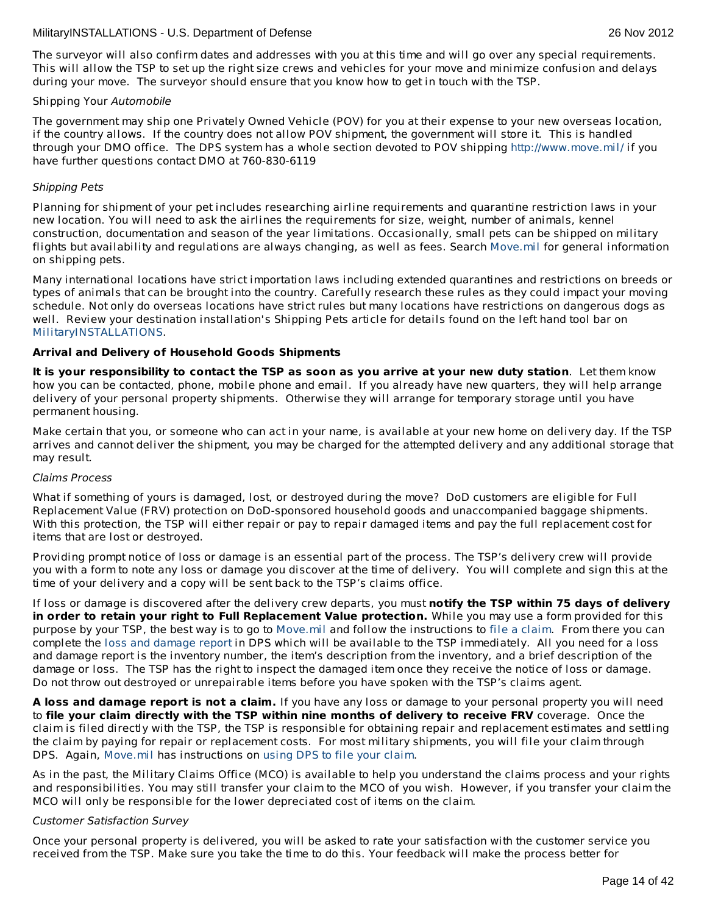The surveyor will also confirm dates and addresses with you at this time and will go over any special requirements. This will allow the TSP to set up the right size crews and vehicles for your move and minimize confusion and delays during your move. The surveyor should ensure that you know how to get in touch with the TSP.

Shipping Your *Automobile*

The government may ship one Privately Owned Vehicle (POV) for you at their expense to your new overseas location, if the country allows. If the country does not allow POV shipment, the government will store it. This is handled through your DMO office. The DPS system has a whole section devoted to POV shipping http://www.move.mil/ if you have further questions contact DMO at 760-830-6119

*Shipping Pets*

Planning for shipment of your pet includes researching airline requirements and quarantine restriction laws in your new location. You will need to ask the airlines the requirements for size, weight, number of animals, kennel construction, documentation and season of the year limitations. Occasionally, small pets can be shipped on military flights but availability and regulations are always changing, as well as fees. Search Move.mil for general information on shipping pets.

Many international locations have strict importation laws including extended quarantines and restrictions on breeds or types of animals that can be brought into the country. Carefully research these rules as they could impact your moving schedule. Not only do overseas locations have strict rules but many locations have restrictions on dangerous dogs as well. Review your destination installation's Shipping Pets article for details found on the left hand tool bar on MilitaryINSTALLATIONS.

**Arrival and Delivery of Household Goods Shipments**

**It is your responsibility to contact the TSP as soon as you arrive at your new duty station**. Let them know how you can be contacted, phone, mobile phone and email. If you already have new quarters, they will help arrange delivery of your personal property shipments. Otherwise they will arrange for temporary storage until you have permanent housing.

Make certain that you, or someone who can act in your name, is available at your new home on delivery day. If the TSP arrives and cannot deliver the shipment, you may be charged for the attempted delivery and any additional storage that may result.

*Claims Process*

What if something of yours is damaged, lost, or destroyed during the move? DoD customers are eligible for Full Replacement Value (FRV) protection on DoD-sponsored household goods and unaccompanied baggage shipments. With this protection, the TSP will either repair or pay to repair damaged items and pay the full replacement cost for items that are lost or destroyed.

Providing prompt notice of loss or damage is an essential part of the process. The TSP's delivery crew will provide you with a form to note any loss or damage you discover at the time of delivery. You will complete and sign this at the time of your delivery and a copy will be sent back to the TSP's claims office.

If loss or damage is discovered after the delivery crew departs, you must **notify the TSP within 75 days of delivery in order to retain your right to Full Replacement Value protection.** While you may use a form provided for this purpose by your TSP, the best way is to go to Move.mil and follow the instructions to file a claim. From there you can complete the loss and damage report in DPS which will be available to the TSP immediately. All you need for a loss and damage report is the inventory number, the item's description from the inventory, and a brief description of the damage or loss. The TSP has the right to inspect the damaged item once they receive the notice of loss or damage. Do not throw out destroyed or unrepairable items before you have spoken with the TSP's claims agent.

**A loss and damage report is not a claim.** If you have any loss or damage to your personal property you will need to **file your claim directly with the TSP within nine months of delivery to receive FRV** coverage. Once the claim is filed directly with the TSP, the TSP is responsible for obtaining repair and replacement estimates and settling the claim by paying for repair or replacement costs. For most military shipments, you will file your claim through DPS. Again, Move.mil has instructions on using DPS to file your claim.

As in the past, the Military Claims Office (MCO) is available to help you understand the claims process and your rights and responsibilities. You may still transfer your claim to the MCO of you wish. However, if you transfer your claim the MCO will only be responsible for the lower depreciated cost of items on the claim.

*Customer Satisfaction Survey*

Once your personal property is delivered, you will be asked to rate your satisfaction with the customer service you received from the TSP. Make sure you take the time to do this. Your feedback will make the process better for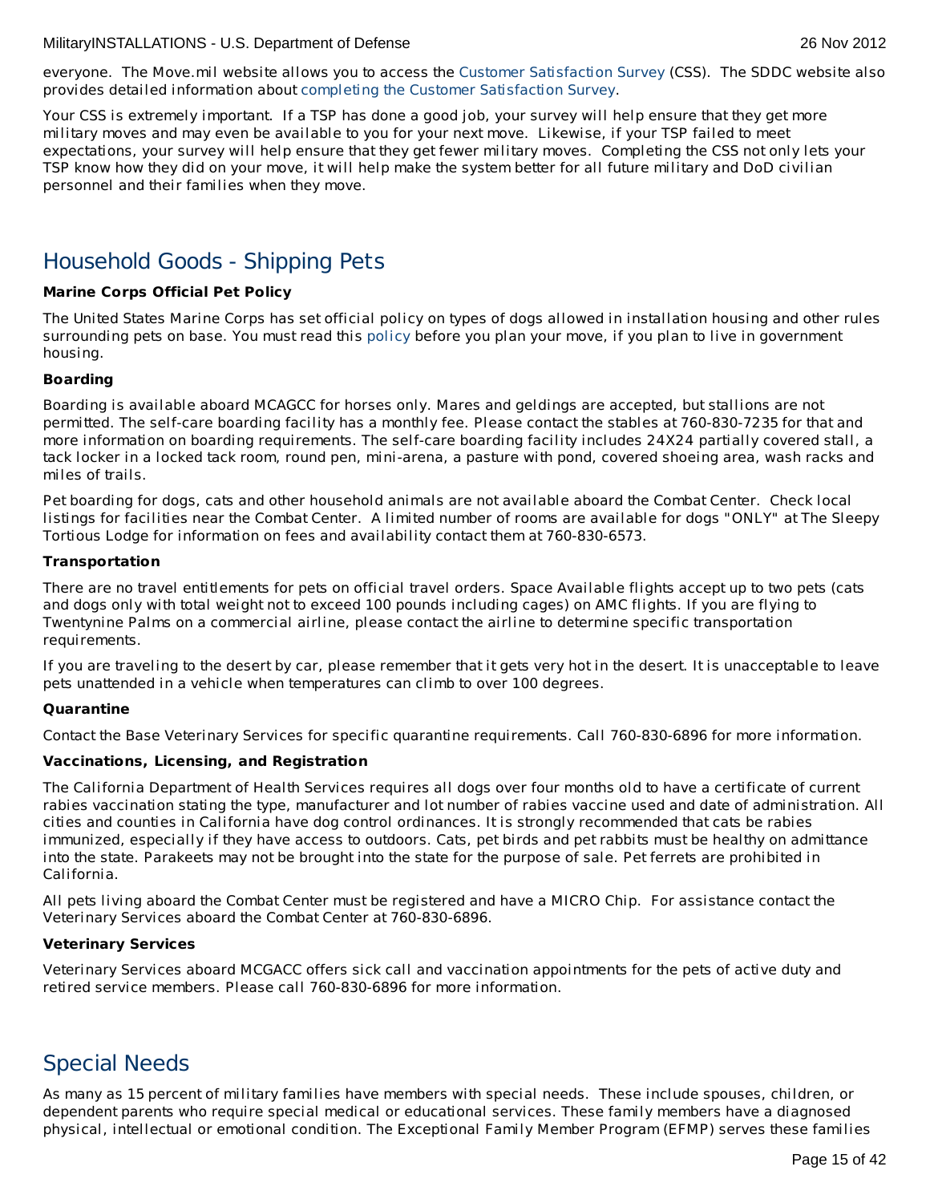everyone. The Move.mil website allows you to access the Customer Satisfaction Survey (CSS). The SDDC website also provides detailed information about completing the Customer Satisfaction Survey.

Your CSS is extremely important. If a TSP has done a good job, your survey will help ensure that they get more military moves and may even be available to you for your next move. Likewise, if your TSP failed to meet expectations, your survey will help ensure that they get fewer military moves. Completing the CSS not only lets your TSP know how they did on your move, it will help make the system better for all future military and DoD civilian personnel and their families when they move.

## Household Goods - Shipping Pets

**Marine Corps Official Pet Policy**

The United States Marine Corps has set official policy on types of dogs allowed in installation housing and other rules surrounding pets on base. You must read this policy before you plan your move, if you plan to live in government housing.

**Boarding**

Boarding is available aboard MCAGCC for horses only. Mares and geldings are accepted, but stallions are not permitted. The self-care boarding facility has a monthly fee. Please contact the stables at 760-830-7235 for that and more information on boarding requirements. The self-care boarding facility includes 24X24 partially covered stall, a tack locker in a locked tack room, round pen, mini-arena, a pasture with pond, covered shoeing area, wash racks and miles of trails.

Pet boarding for dogs, cats and other household animals are not available aboard the Combat Center. Check local listings for facilities near the Combat Center. A limited number of rooms are available for dogs "ONLY" at The Sleepy Tortious Lodge for information on fees and availability contact them at 760-830-6573.

**Transportation**

There are no travel entitlements for pets on official travel orders. Space Available flights accept up to two pets (cats and dogs only with total weight not to exceed 100 pounds including cages) on AMC flights. If you are flying to Twentynine Palms on a commercial airline, please contact the airline to determine specific transportation requirements.

If you are traveling to the desert by car, please remember that it gets very hot in the desert. It is unacceptable to leave pets unattended in a vehicle when temperatures can climb to over 100 degrees.

**Quarantine**

Contact the Base Veterinary Services for specific quarantine requirements. Call 760-830-6896 for more information.

**Vaccinations, Licensing, and Registration**

The California Department of Health Services requires all dogs over four months old to have a certificate of current rabies vaccination stating the type, manufacturer and lot number of rabies vaccine used and date of administration. All cities and counties in California have dog control ordinances. It is strongly recommended that cats be rabies immunized, especially if they have access to outdoors. Cats, pet birds and pet rabbits must be healthy on admittance into the state. Parakeets may not be brought into the state for the purpose of sale. Pet ferrets are prohibited in California.

All pets living aboard the Combat Center must be registered and have a MICRO Chip. For assistance contact the Veterinary Services aboard the Combat Center at 760-830-6896.

**Veterinary Services**

Veterinary Services aboard MCGACC offers sick call and vaccination appointments for the pets of active duty and retired service members. Please call 760-830-6896 for more information.

## Special Needs

As many as 15 percent of military families have members with special needs. These include spouses, children, or dependent parents who require special medical or educational services. These family members have a diagnosed physical, intellectual or emotional condition. The Exceptional Family Member Program (EFMP) serves these families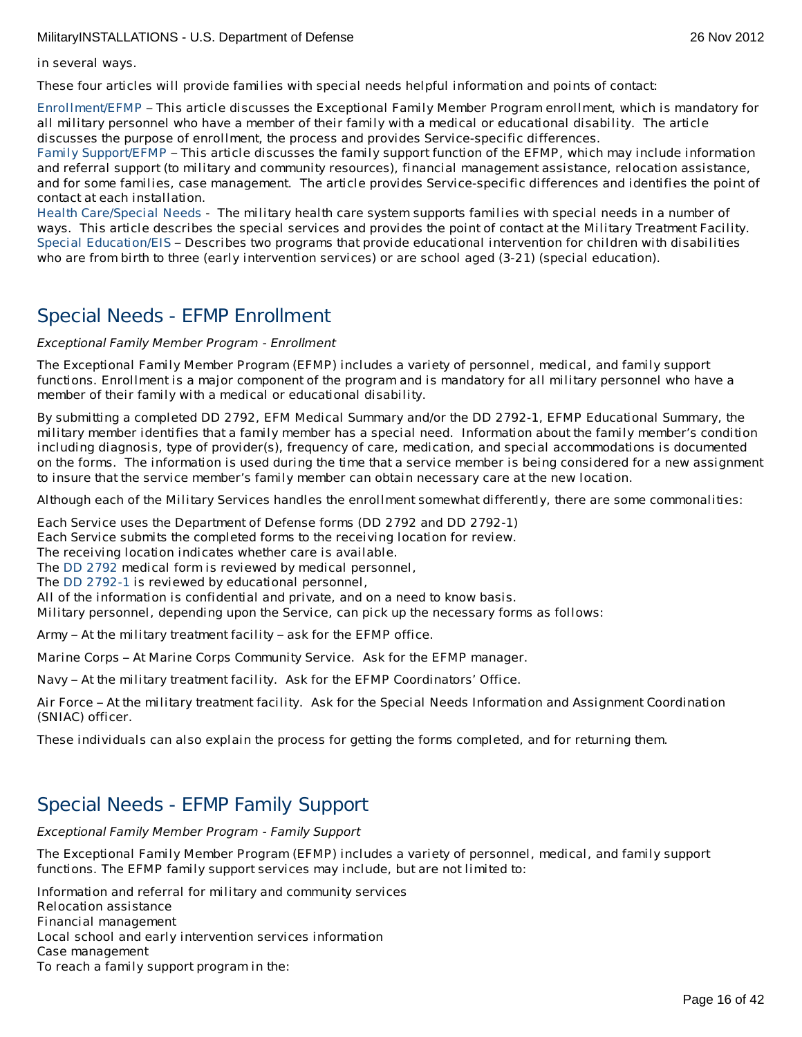in several ways.

These four articles will provide families with special needs helpful information and points of contact:

Enrollment/EFMP – This article discusses the Exceptional Family Member Program enrollment, which is mandatory for all military personnel who have a member of their family with a medical or educational disability. The article discusses the purpose of enrollment, the process and provides Service-specific differences.
Family Support/EFMP – This article discusses the family support function of the EFMP, which may include information and referral support (to military and community resources), financial management assistance, relocation assistance, and for some families, case management. The article provides Service-specific differences and identifies the point of contact at each installation.
Health Care/Special Needs - The military health care system supports families with special needs in a number of ways. This article describes the special services and provides the point of contact at the Military Treatment Facility.
Special Education/EIS – Describes two programs that provide educational intervention for children with disabilities who are from birth to three (early intervention services) or are school aged (3-21) (special education).

## Special Needs - EFMP Enrollment

*Exceptional Family Member Program - Enrollment*

The Exceptional Family Member Program (EFMP) includes a variety of personnel, medical, and family support functions. Enrollment is a major component of the program and is mandatory for all military personnel who have a member of their family with a medical or educational disability.

By submitting a completed DD 2792, EFM Medical Summary and/or the DD 2792-1, EFMP Educational Summary, the military member identifies that a family member has a special need. Information about the family member's condition including diagnosis, type of provider(s), frequency of care, medication, and special accommodations is documented on the forms. The information is used during the time that a service member is being considered for a new assignment to insure that the service member's family member can obtain necessary care at the new location.

Although each of the Military Services handles the enrollment somewhat differently, there are some commonalities:

Each Service uses the Department of Defense forms (DD 2792 and DD 2792-1)
Each Service submits the completed forms to the receiving location for review.
The receiving location indicates whether care is available.
The DD 2792 medical form is reviewed by medical personnel,
The DD 2792-1 is reviewed by educational personnel,
All of the information is confidential and private, and on a need to know basis.
Military personnel, depending upon the Service, can pick up the necessary forms as follows:

Army – At the military treatment facility – ask for the EFMP office.

Marine Corps – At Marine Corps Community Service. Ask for the EFMP manager.

Navy – At the military treatment facility. Ask for the EFMP Coordinators' Office.

Air Force – At the military treatment facility. Ask for the Special Needs Information and Assignment Coordination (SNIAC) officer.

These individuals can also explain the process for getting the forms completed, and for returning them.

## Special Needs - EFMP Family Support

*Exceptional Family Member Program - Family Support*

The Exceptional Family Member Program (EFMP) includes a variety of personnel, medical, and family support functions. The EFMP family support services may include, but are not limited to:

Information and referral for military and community services
Relocation assistance
Financial management
Local school and early intervention services information
Case management
To reach a family support program in the: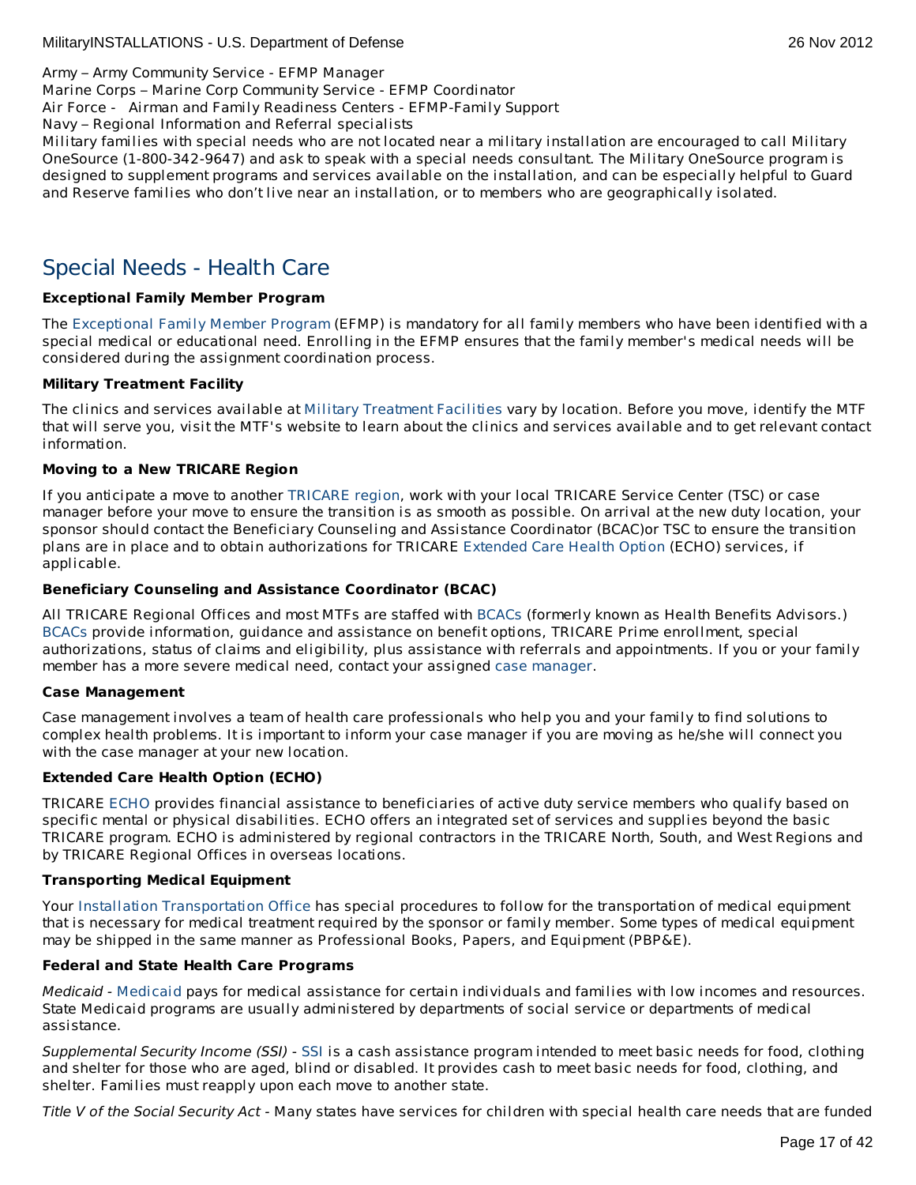Army – Army Community Service - EFMP Manager
Marine Corps – Marine Corp Community Service - EFMP Coordinator
Air Force - Airman and Family Readiness Centers - EFMP-Family Support
Navy – Regional Information and Referral specialists
Military families with special needs who are not located near a military installation are encouraged to call Military OneSource (1-800-342-9647) and ask to speak with a special needs consultant. The Military OneSource program is designed to supplement programs and services available on the installation, and can be especially helpful to Guard and Reserve families who don't live near an installation, or to members who are geographically isolated.

## Special Needs - Health Care

**Exceptional Family Member Program**

The Exceptional Family Member Program (EFMP) is mandatory for all family members who have been identified with a special medical or educational need. Enrolling in the EFMP ensures that the family member's medical needs will be considered during the assignment coordination process.

**Military Treatment Facility**

The clinics and services available at Military Treatment Facilities vary by location. Before you move, identify the MTF that will serve you, visit the MTF's website to learn about the clinics and services available and to get relevant contact information.

**Moving to a New TRICARE Region**

If you anticipate a move to another TRICARE region, work with your local TRICARE Service Center (TSC) or case manager before your move to ensure the transition is as smooth as possible. On arrival at the new duty location, your sponsor should contact the Beneficiary Counseling and Assistance Coordinator (BCAC)or TSC to ensure the transition plans are in place and to obtain authorizations for TRICARE Extended Care Health Option (ECHO) services, if applicable.

**Beneficiary Counseling and Assistance Coordinator (BCAC)**

All TRICARE Regional Offices and most MTFs are staffed with BCACs (formerly known as Health Benefits Advisors.) BCACs provide information, guidance and assistance on benefit options, TRICARE Prime enrollment, special authorizations, status of claims and eligibility, plus assistance with referrals and appointments. If you or your family member has a more severe medical need, contact your assigned case manager.

**Case Management**

Case management involves a team of health care professionals who help you and your family to find solutions to complex health problems. It is important to inform your case manager if you are moving as he/she will connect you with the case manager at your new location.

**Extended Care Health Option (ECHO)**

TRICARE ECHO provides financial assistance to beneficiaries of active duty service members who qualify based on specific mental or physical disabilities. ECHO offers an integrated set of services and supplies beyond the basic TRICARE program. ECHO is administered by regional contractors in the TRICARE North, South, and West Regions and by TRICARE Regional Offices in overseas locations.

**Transporting Medical Equipment**

Your Installation Transportation Office has special procedures to follow for the transportation of medical equipment that is necessary for medical treatment required by the sponsor or family member. Some types of medical equipment may be shipped in the same manner as Professional Books, Papers, and Equipment (PBP&E).

**Federal and State Health Care Programs**

*Medicaid* - Medicaid pays for medical assistance for certain individuals and families with low incomes and resources. State Medicaid programs are usually administered by departments of social service or departments of medical assistance.

*Supplemental Security Income (SSI)* - SSI is a cash assistance program intended to meet basic needs for food, clothing and shelter for those who are aged, blind or disabled. It provides cash to meet basic needs for food, clothing, and shelter. Families must reapply upon each move to another state.

*Title V of the Social Security Act* - Many states have services for children with special health care needs that are funded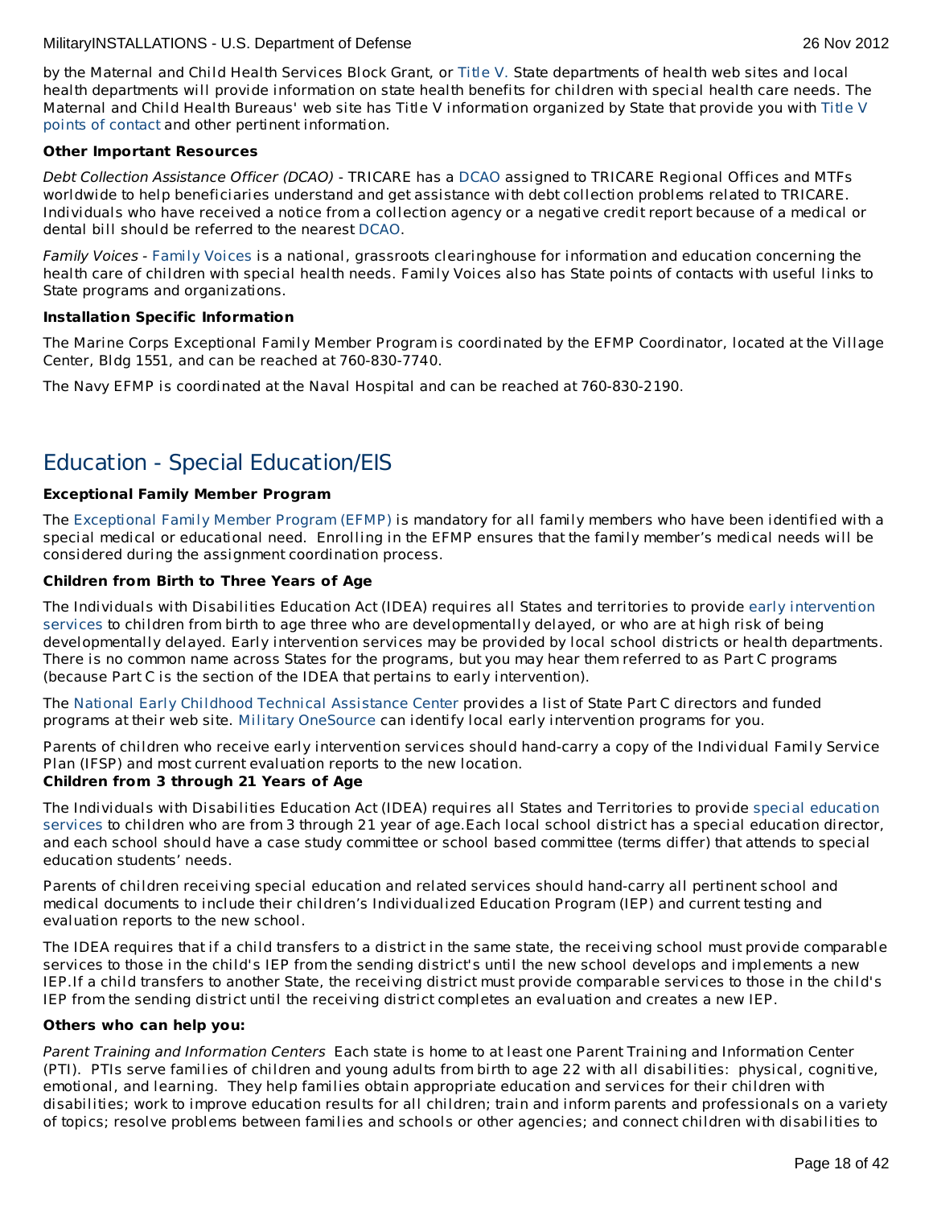by the Maternal and Child Health Services Block Grant, or Title V. State departments of health web sites and local health departments will provide information on state health benefits for children with special health care needs. The Maternal and Child Health Bureaus' web site has Title V information organized by State that provide you with Title V points of contact and other pertinent information.

**Other Important Resources**

*Debt Collection Assistance Officer (DCAO)* - TRICARE has a DCAO assigned to TRICARE Regional Offices and MTFs worldwide to help beneficiaries understand and get assistance with debt collection problems related to TRICARE. Individuals who have received a notice from a collection agency or a negative credit report because of a medical or dental bill should be referred to the nearest DCAO.

*Family Voices* - Family Voices is a national, grassroots clearinghouse for information and education concerning the health care of children with special health needs. Family Voices also has State points of contacts with useful links to State programs and organizations.

**Installation Specific Information**

The Marine Corps Exceptional Family Member Program is coordinated by the EFMP Coordinator, located at the Village Center, Bldg 1551, and can be reached at 760-830-7740.

The Navy EFMP is coordinated at the Naval Hospital and can be reached at 760-830-2190.

## Education - Special Education/EIS

**Exceptional Family Member Program**

The Exceptional Family Member Program (EFMP) is mandatory for all family members who have been identified with a special medical or educational need. Enrolling in the EFMP ensures that the family member's medical needs will be considered during the assignment coordination process.

**Children from Birth to Three Years of Age**

The Individuals with Disabilities Education Act (IDEA) requires all States and territories to provide early intervention services to children from birth to age three who are developmentally delayed, or who are at high risk of being developmentally delayed. Early intervention services may be provided by local school districts or health departments. There is no common name across States for the programs, but you may hear them referred to as Part C programs (because Part C is the section of the IDEA that pertains to early intervention).

The National Early Childhood Technical Assistance Center provides a list of State Part C directors and funded programs at their web site. Military OneSource can identify local early intervention programs for you.

Parents of children who receive early intervention services should hand-carry a copy of the Individual Family Service Plan (IFSP) and most current evaluation reports to the new location.

**Children from 3 through 21 Years of Age**

The Individuals with Disabilities Education Act (IDEA) requires all States and Territories to provide special education services to children who are from 3 through 21 year of age.Each local school district has a special education director, and each school should have a case study committee or school based committee (terms differ) that attends to special education students' needs.

Parents of children receiving special education and related services should hand-carry all pertinent school and medical documents to include their children's Individualized Education Program (IEP) and current testing and evaluation reports to the new school.

The IDEA requires that if a child transfers to a district in the same state, the receiving school must provide comparable services to those in the child's IEP from the sending district's until the new school develops and implements a new IEP.If a child transfers to another State, the receiving district must provide comparable services to those in the child's IEP from the sending district until the receiving district completes an evaluation and creates a new IEP.

**Others who can help you:**

*Parent Training and Information Centers* Each state is home to at least one Parent Training and Information Center (PTI). PTIs serve families of children and young adults from birth to age 22 with all disabilities: physical, cognitive, emotional, and learning. They help families obtain appropriate education and services for their children with disabilities; work to improve education results for all children; train and inform parents and professionals on a variety of topics; resolve problems between families and schools or other agencies; and connect children with disabilities to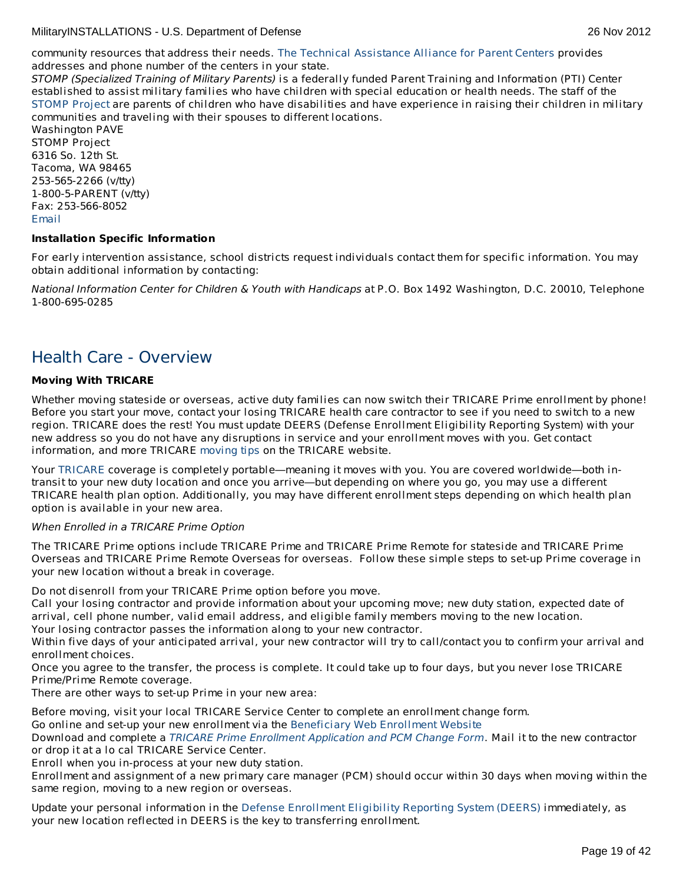community resources that address their needs. The Technical Assistance Alliance for Parent Centers provides addresses and phone number of the centers in your state.

*STOMP (Specialized Training of Military Parents)* is a federally funded Parent Training and Information (PTI) Center established to assist military families who have children with special education or health needs. The staff of the STOMP Project are parents of children who have disabilities and have experience in raising their children in military communities and traveling with their spouses to different locations.

Washington PAVE
STOMP Project
6316 So. 12th St.
Tacoma, WA 98465
253-565-2266 (v/tty)
1-800-5-PARENT (v/tty)
Fax: 253-566-8052
Email

**Installation Specific Information**

For early intervention assistance, school districts request individuals contact them for specific information. You may obtain additional information by contacting:

*National Information Center for Children & Youth with Handicaps* at P.O. Box 1492 Washington, D.C. 20010, Telephone 1-800-695-0285

## Health Care - Overview

**Moving With TRICARE**

Whether moving stateside or overseas, active duty families can now switch their TRICARE Prime enrollment by phone! Before you start your move, contact your losing TRICARE health care contractor to see if you need to switch to a new region. TRICARE does the rest! You must update DEERS (Defense Enrollment Eligibility Reporting System) with your new address so you do not have any disruptions in service and your enrollment moves with you. Get contact information, and more TRICARE moving tips on the TRICARE website.

Your TRICARE coverage is completely portable—meaning it moves with you. You are covered worldwide—both in-transit to your new duty location and once you arrive—but depending on where you go, you may use a different TRICARE health plan option. Additionally, you may have different enrollment steps depending on which health plan option is available in your new area.

*When Enrolled in a TRICARE Prime Option*

The TRICARE Prime options include TRICARE Prime and TRICARE Prime Remote for stateside and TRICARE Prime Overseas and TRICARE Prime Remote Overseas for overseas. Follow these simple steps to set-up Prime coverage in your new location without a break in coverage.

Do not disenroll from your TRICARE Prime option before you move.
Call your losing contractor and provide information about your upcoming move; new duty station, expected date of arrival, cell phone number, valid email address, and eligible family members moving to the new location.
Your losing contractor passes the information along to your new contractor.
Within five days of your anticipated arrival, your new contractor will try to call/contact you to confirm your arrival and enrollment choices.
Once you agree to the transfer, the process is complete. It could take up to four days, but you never lose TRICARE Prime/Prime Remote coverage.
There are other ways to set-up Prime in your new area:

Before moving, visit your local TRICARE Service Center to complete an enrollment change form.
Go online and set-up your new enrollment via the Beneficiary Web Enrollment Website
Download and complete a *TRICARE Prime Enrollment Application and PCM Change Form*. Mail it to the new contractor or drop it at a lo cal TRICARE Service Center.
Enroll when you in-process at your new duty station.
Enrollment and assignment of a new primary care manager (PCM) should occur within 30 days when moving within the same region, moving to a new region or overseas.

Update your personal information in the Defense Enrollment Eligibility Reporting System (DEERS) immediately, as your new location reflected in DEERS is the key to transferring enrollment.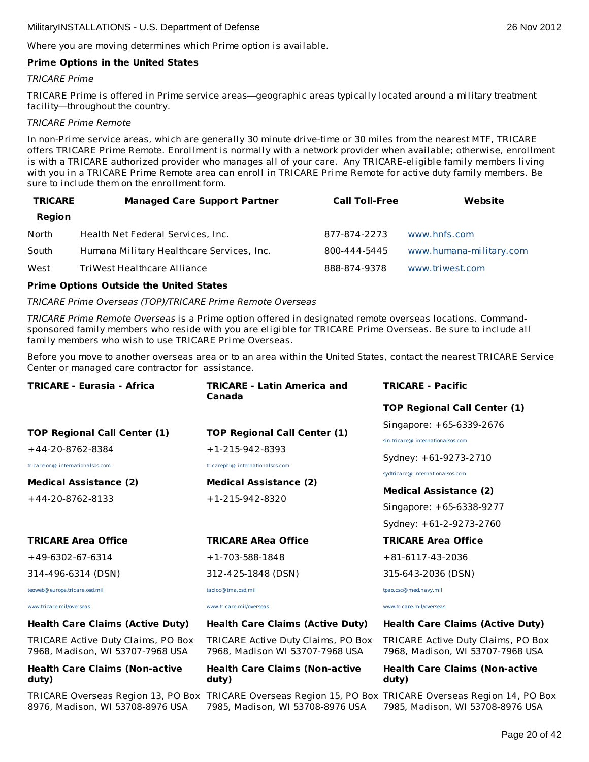Where you are moving determines which Prime option is available.

**Prime Options in the United States**

*TRICARE Prime*

TRICARE Prime is offered in Prime service areas—geographic areas typically located around a military treatment facility—throughout the country.

*TRICARE Prime Remote*

In non-Prime service areas, which are generally 30 minute drive-time or 30 miles from the nearest MTF, TRICARE offers TRICARE Prime Remote. Enrollment is normally with a network provider when available; otherwise, enrollment is with a TRICARE authorized provider who manages all of your care. Any TRICARE-eligible family members living with you in a TRICARE Prime Remote area can enroll in TRICARE Prime Remote for active duty family members. Be sure to include them on the enrollment form.

| TRICARE Region | Managed Care Support Partner | Call Toll-Free | Website |
|---|---|---|---|
| North | Health Net Federal Services, Inc. | 877-874-2273 | www.hnfs.com |
| South | Humana Military Healthcare Services, Inc. | 800-444-5445 | www.humana-military.com |
| West | TriWest Healthcare Alliance | 888-874-9378 | www.triwest.com |

**Prime Options Outside the United States**

*TRICARE Prime Overseas (TOP)/TRICARE Prime Remote Overseas*

*TRICARE Prime Remote Overseas* is a Prime option offered in designated remote overseas locations. Command-sponsored family members who reside with you are eligible for TRICARE Prime Overseas. Be sure to include all family members who wish to use TRICARE Prime Overseas.

Before you move to another overseas area or to an area within the United States, contact the nearest TRICARE Service Center or managed care contractor for assistance.

| TRICARE - Eurasia - Africa | TRICARE - Latin America and Canada | TRICARE - Pacific |
|---|---|---|
| **TOP Regional Call Center (1)** | **TOP Regional Call Center (1)** | **TOP Regional Call Center (1)** |
| +44-20-8762-8384 | +1-215-942-8393 | Singapore: +65-6339-2676 |
| tricarelon@ internationalsos.com | tricarephl@ internationalsos.com | sin.tricare@ internationalsos.com |
| | | Sydney: +61-9273-2710 |
| | | sydtricare@ internationalsos.com |
| **Medical Assistance (2)** | **Medical Assistance (2)** | **Medical Assistance (2)** |
| +44-20-8762-8133 | +1-215-942-8320 | Singapore: +65-6338-9277 |
| | | Sydney: +61-2-9273-2760 |
| **TRICARE Area Office** | **TRICARE ARea Office** | **TRICARE Area Office** |
| +49-6302-67-6314 | +1-703-588-1848 | +81-6117-43-2036 |
| 314-496-6314 (DSN) | 312-425-1848 (DSN) | 315-643-2036 (DSN) |
| teoweb@europe.tricare.osd.mil | taoloc@tma.osd.mil | tpao.csc@med.navy.mil |
| www.tricare.mil/overseas | www.tricare.mil/overseas | www.tricare.mil/overseas |
| **Health Care Claims (Active Duty)** | **Health Care Claims (Active Duty)** | **Health Care Claims (Active Duty)** |
| TRICARE Active Duty Claims, PO Box 7968, Madison, WI 53707-7968 USA | TRICARE Active Duty Claims, PO Box 7968, Madison WI 53707-7968 USA | TRICARE Active Duty Claims, PO Box 7968, Madison, WI 53707-7968 USA |
| **Health Care Claims (Non-active duty)** | **Health Care Claims (Non-active duty)** | **Health Care Claims (Non-active duty)** |
| TRICARE Overseas Region 13, PO Box 8976, Madison, WI 53708-8976 USA | TRICARE Overseas Region 15, PO Box 7985, Madison, WI 53708-8976 USA | TRICARE Overseas Region 14, PO Box 7985, Madison, WI 53708-8976 USA |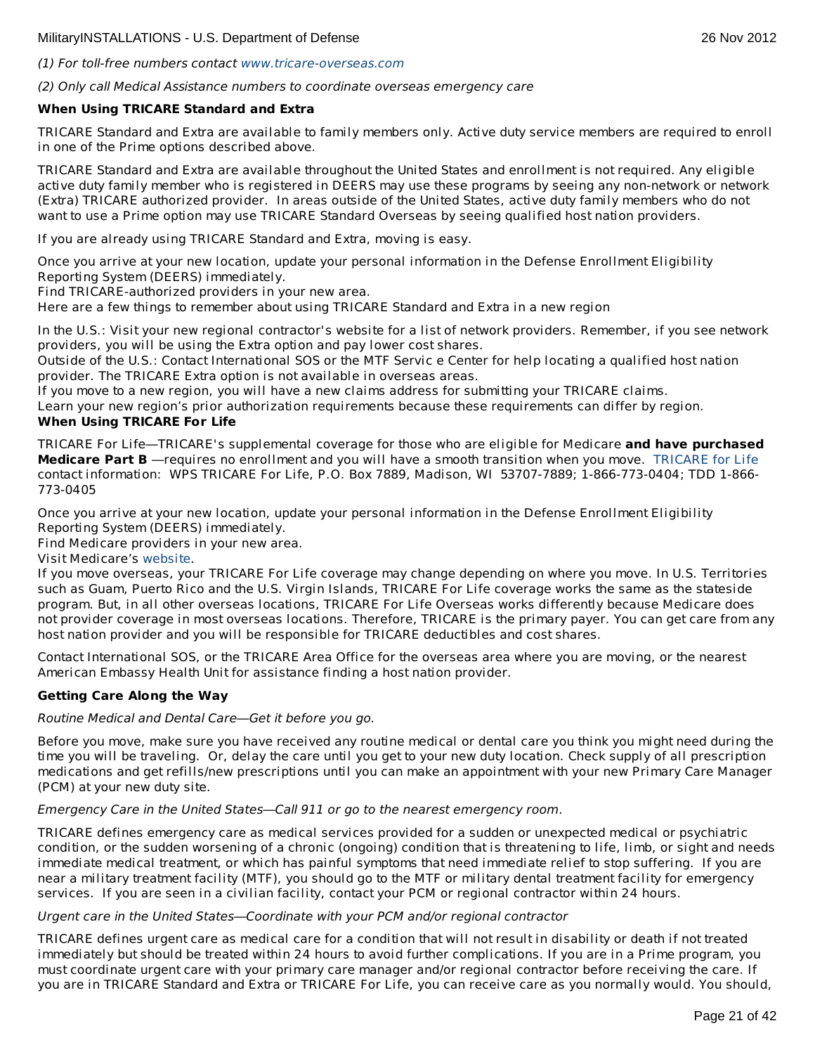*(1) For toll-free numbers contact www.tricare-overseas.com*

*(2) Only call Medical Assistance numbers to coordinate overseas emergency care*

**When Using TRICARE Standard and Extra**

TRICARE Standard and Extra are available to family members only. Active duty service members are required to enroll in one of the Prime options described above.

TRICARE Standard and Extra are available throughout the United States and enrollment is not required. Any eligible active duty family member who is registered in DEERS may use these programs by seeing any non-network or network (Extra) TRICARE authorized provider. In areas outside of the United States, active duty family members who do not want to use a Prime option may use TRICARE Standard Overseas by seeing qualified host nation providers.

If you are already using TRICARE Standard and Extra, moving is easy.

Once you arrive at your new location, update your personal information in the Defense Enrollment Eligibility Reporting System (DEERS) immediately.
Find TRICARE-authorized providers in your new area.
Here are a few things to remember about using TRICARE Standard and Extra in a new region

In the U.S.: Visit your new regional contractor's website for a list of network providers. Remember, if you see network providers, you will be using the Extra option and pay lower cost shares.
Outside of the U.S.: Contact International SOS or the MTF Servic e Center for help locating a qualified host nation provider. The TRICARE Extra option is not available in overseas areas.
If you move to a new region, you will have a new claims address for submitting your TRICARE claims.
Learn your new region's prior authorization requirements because these requirements can differ by region.

**When Using TRICARE For Life**

TRICARE For Life—TRICARE's supplemental coverage for those who are eligible for Medicare **and have purchased Medicare Part B** —requires no enrollment and you will have a smooth transition when you move. TRICARE for Life contact information: WPS TRICARE For Life, P.O. Box 7889, Madison, WI 53707-7889; 1-866-773-0404; TDD 1-866-773-0405

Once you arrive at your new location, update your personal information in the Defense Enrollment Eligibility Reporting System (DEERS) immediately.
Find Medicare providers in your new area.
Visit Medicare's website.
If you move overseas, your TRICARE For Life coverage may change depending on where you move. In U.S. Territories such as Guam, Puerto Rico and the U.S. Virgin Islands, TRICARE For Life coverage works the same as the stateside program. But, in all other overseas locations, TRICARE For Life Overseas works differently because Medicare does not provider coverage in most overseas locations. Therefore, TRICARE is the primary payer. You can get care from any host nation provider and you will be responsible for TRICARE deductibles and cost shares.

Contact International SOS, or the TRICARE Area Office for the overseas area where you are moving, or the nearest American Embassy Health Unit for assistance finding a host nation provider.

**Getting Care Along the Way**

*Routine Medical and Dental Care—Get it before you go.*

Before you move, make sure you have received any routine medical or dental care you think you might need during the time you will be traveling. Or, delay the care until you get to your new duty location. Check supply of all prescription medications and get refills/new prescriptions until you can make an appointment with your new Primary Care Manager (PCM) at your new duty site.

*Emergency Care in the United States—Call 911 or go to the nearest emergency room.*

TRICARE defines emergency care as medical services provided for a sudden or unexpected medical or psychiatric condition, or the sudden worsening of a chronic (ongoing) condition that is threatening to life, limb, or sight and needs immediate medical treatment, or which has painful symptoms that need immediate relief to stop suffering. If you are near a military treatment facility (MTF), you should go to the MTF or military dental treatment facility for emergency services. If you are seen in a civilian facility, contact your PCM or regional contractor within 24 hours.

*Urgent care in the United States—Coordinate with your PCM and/or regional contractor*

TRICARE defines urgent care as medical care for a condition that will not result in disability or death if not treated immediately but should be treated within 24 hours to avoid further complications. If you are in a Prime program, you must coordinate urgent care with your primary care manager and/or regional contractor before receiving the care. If you are in TRICARE Standard and Extra or TRICARE For Life, you can receive care as you normally would. You should,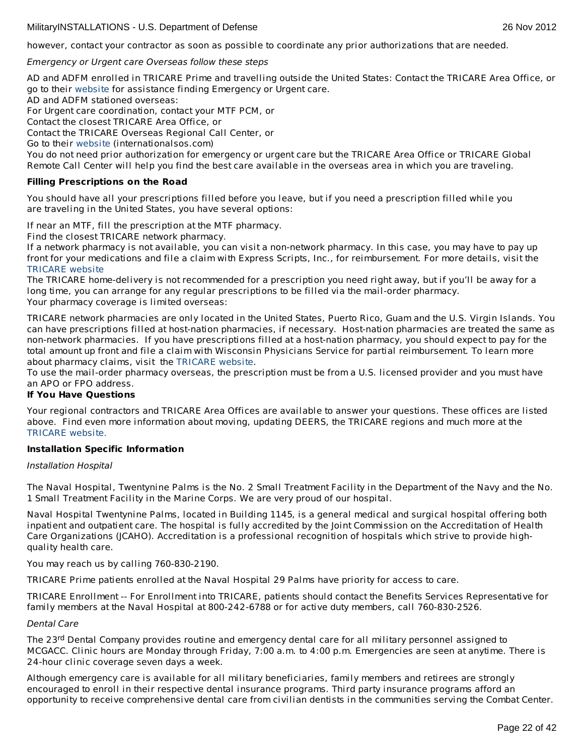however, contact your contractor as soon as possible to coordinate any prior authorizations that are needed.

*Emergency or Urgent care Overseas follow these steps*

AD and ADFM enrolled in TRICARE Prime and travelling outside the United States: Contact the TRICARE Area Office, or go to their website for assistance finding Emergency or Urgent care.
AD and ADFM stationed overseas:
For Urgent care coordination, contact your MTF PCM, or
Contact the closest TRICARE Area Office, or
Contact the TRICARE Overseas Regional Call Center, or
Go to their website (internationalsos.com)
You do not need prior authorization for emergency or urgent care but the TRICARE Area Office or TRICARE Global Remote Call Center will help you find the best care available in the overseas area in which you are traveling.

**Filling Prescriptions on the Road**

You should have all your prescriptions filled before you leave, but if you need a prescription filled while you are traveling in the United States, you have several options:

If near an MTF, fill the prescription at the MTF pharmacy.
Find the closest TRICARE network pharmacy.
If a network pharmacy is not available, you can visit a non-network pharmacy. In this case, you may have to pay up front for your medications and file a claim with Express Scripts, Inc., for reimbursement. For more details, visit the TRICARE website
The TRICARE home-delivery is not recommended for a prescription you need right away, but if you'll be away for a long time, you can arrange for any regular prescriptions to be filled via the mail-order pharmacy.
Your pharmacy coverage is limited overseas:

TRICARE network pharmacies are only located in the United States, Puerto Rico, Guam and the U.S. Virgin Islands. You can have prescriptions filled at host-nation pharmacies, if necessary. Host-nation pharmacies are treated the same as non-network pharmacies. If you have prescriptions filled at a host-nation pharmacy, you should expect to pay for the total amount up front and file a claim with Wisconsin Physicians Service for partial reimbursement. To learn more about pharmacy claims, visit the TRICARE website.
To use the mail-order pharmacy overseas, the prescription must be from a U.S. licensed provider and you must have an APO or FPO address.

**If You Have Questions**

Your regional contractors and TRICARE Area Offices are available to answer your questions. These offices are listed above. Find even more information about moving, updating DEERS, the TRICARE regions and much more at the TRICARE website.

**Installation Specific Information**

*Installation Hospital*

The Naval Hospital, Twentynine Palms is the No. 2 Small Treatment Facility in the Department of the Navy and the No. 1 Small Treatment Facility in the Marine Corps. We are very proud of our hospital.

Naval Hospital Twentynine Palms, located in Building 1145, is a general medical and surgical hospital offering both inpatient and outpatient care. The hospital is fully accredited by the Joint Commission on the Accreditation of Health Care Organizations (JCAHO). Accreditation is a professional recognition of hospitals which strive to provide high-quality health care.

You may reach us by calling 760-830-2190.

TRICARE Prime patients enrolled at the Naval Hospital 29 Palms have priority for access to care.

TRICARE Enrollment -- For Enrollment into TRICARE, patients should contact the Benefits Services Representative for family members at the Naval Hospital at 800-242-6788 or for active duty members, call 760-830-2526.

*Dental Care*

The 23rd Dental Company provides routine and emergency dental care for all military personnel assigned to MCGACC. Clinic hours are Monday through Friday, 7:00 a.m. to 4:00 p.m. Emergencies are seen at anytime. There is 24-hour clinic coverage seven days a week.

Although emergency care is available for all military beneficiaries, family members and retirees are strongly encouraged to enroll in their respective dental insurance programs. Third party insurance programs afford an opportunity to receive comprehensive dental care from civilian dentists in the communities serving the Combat Center.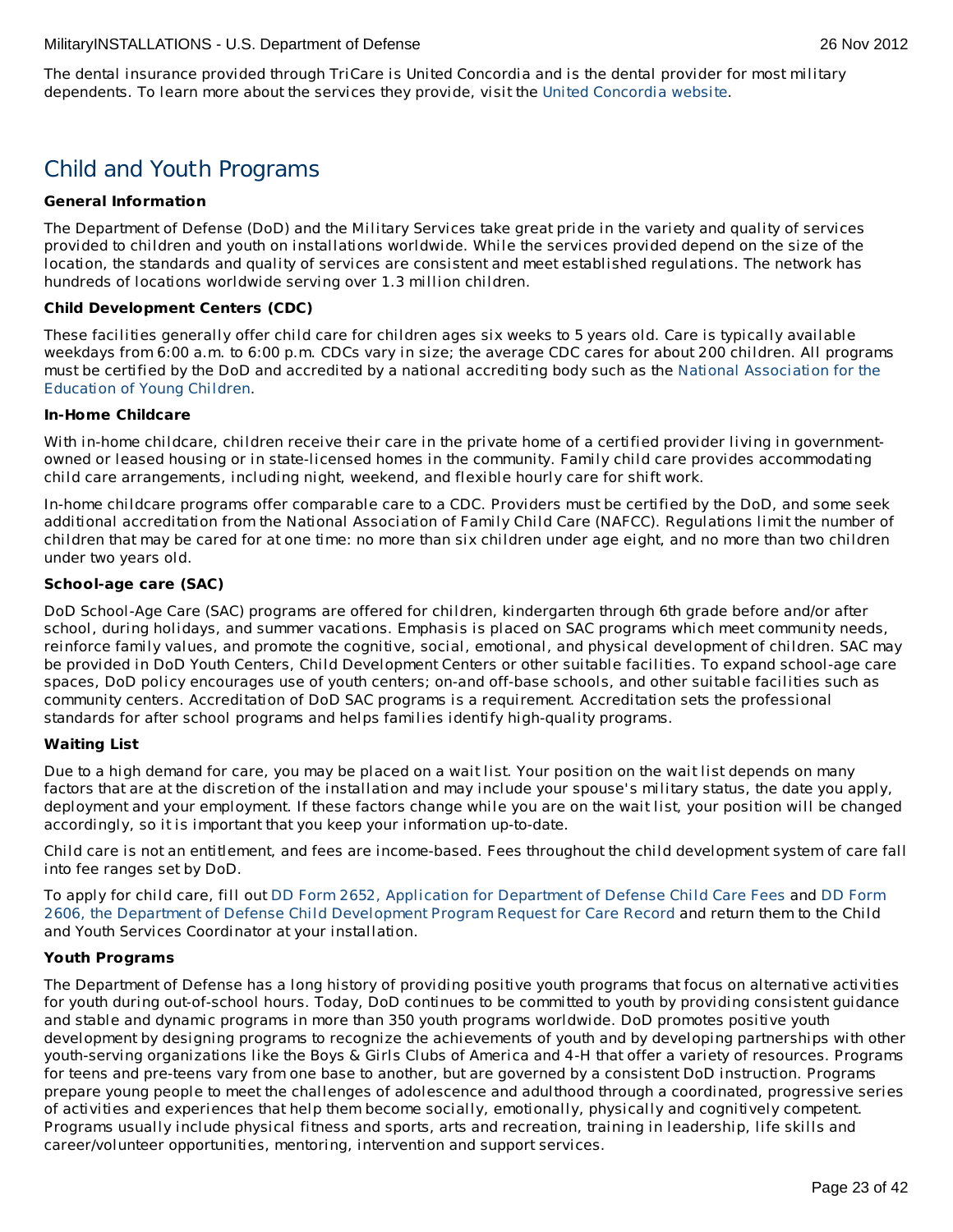The dental insurance provided through TriCare is United Concordia and is the dental provider for most military dependents. To learn more about the services they provide, visit the United Concordia website.

## Child and Youth Programs

**General Information**

The Department of Defense (DoD) and the Military Services take great pride in the variety and quality of services provided to children and youth on installations worldwide. While the services provided depend on the size of the location, the standards and quality of services are consistent and meet established regulations. The network has hundreds of locations worldwide serving over 1.3 million children.

**Child Development Centers (CDC)**

These facilities generally offer child care for children ages six weeks to 5 years old. Care is typically available weekdays from 6:00 a.m. to 6:00 p.m. CDCs vary in size; the average CDC cares for about 200 children. All programs must be certified by the DoD and accredited by a national accrediting body such as the National Association for the Education of Young Children.

**In-Home Childcare**

With in-home childcare, children receive their care in the private home of a certified provider living in government-owned or leased housing or in state-licensed homes in the community. Family child care provides accommodating child care arrangements, including night, weekend, and flexible hourly care for shift work.

In-home childcare programs offer comparable care to a CDC. Providers must be certified by the DoD, and some seek additional accreditation from the National Association of Family Child Care (NAFCC). Regulations limit the number of children that may be cared for at one time: no more than six children under age eight, and no more than two children under two years old.

**School-age care (SAC)**

DoD School-Age Care (SAC) programs are offered for children, kindergarten through 6th grade before and/or after school, during holidays, and summer vacations. Emphasis is placed on SAC programs which meet community needs, reinforce family values, and promote the cognitive, social, emotional, and physical development of children. SAC may be provided in DoD Youth Centers, Child Development Centers or other suitable facilities. To expand school-age care spaces, DoD policy encourages use of youth centers; on-and off-base schools, and other suitable facilities such as community centers. Accreditation of DoD SAC programs is a requirement. Accreditation sets the professional standards for after school programs and helps families identify high-quality programs.

**Waiting List**

Due to a high demand for care, you may be placed on a wait list. Your position on the wait list depends on many factors that are at the discretion of the installation and may include your spouse's military status, the date you apply, deployment and your employment. If these factors change while you are on the wait list, your position will be changed accordingly, so it is important that you keep your information up-to-date.

Child care is not an entitlement, and fees are income-based. Fees throughout the child development system of care fall into fee ranges set by DoD.

To apply for child care, fill out DD Form 2652, Application for Department of Defense Child Care Fees and DD Form 2606, the Department of Defense Child Development Program Request for Care Record and return them to the Child and Youth Services Coordinator at your installation.

**Youth Programs**

The Department of Defense has a long history of providing positive youth programs that focus on alternative activities for youth during out-of-school hours. Today, DoD continues to be committed to youth by providing consistent guidance and stable and dynamic programs in more than 350 youth programs worldwide. DoD promotes positive youth development by designing programs to recognize the achievements of youth and by developing partnerships with other youth-serving organizations like the Boys & Girls Clubs of America and 4-H that offer a variety of resources. Programs for teens and pre-teens vary from one base to another, but are governed by a consistent DoD instruction. Programs prepare young people to meet the challenges of adolescence and adulthood through a coordinated, progressive series of activities and experiences that help them become socially, emotionally, physically and cognitively competent. Programs usually include physical fitness and sports, arts and recreation, training in leadership, life skills and career/volunteer opportunities, mentoring, intervention and support services.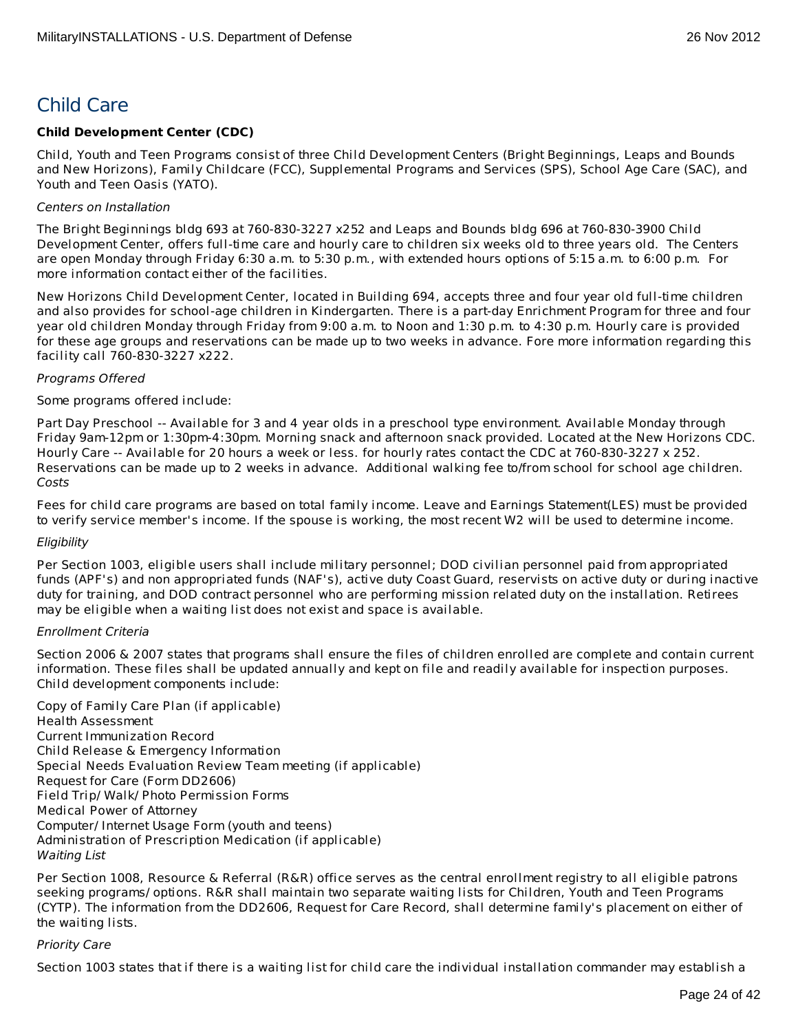# Child Care

**Child Development Center (CDC)**

Child, Youth and Teen Programs consist of three Child Development Centers (Bright Beginnings, Leaps and Bounds and New Horizons), Family Childcare (FCC), Supplemental Programs and Services (SPS), School Age Care (SAC), and Youth and Teen Oasis (YATO).

*Centers on Installation*

The Bright Beginnings bldg 693 at 760-830-3227 x252 and Leaps and Bounds bldg 696 at 760-830-3900 Child Development Center, offers full-time care and hourly care to children six weeks old to three years old. The Centers are open Monday through Friday 6:30 a.m. to 5:30 p.m., with extended hours options of 5:15 a.m. to 6:00 p.m. For more information contact either of the facilities.

New Horizons Child Development Center, located in Building 694, accepts three and four year old full-time children and also provides for school-age children in Kindergarten. There is a part-day Enrichment Program for three and four year old children Monday through Friday from 9:00 a.m. to Noon and 1:30 p.m. to 4:30 p.m. Hourly care is provided for these age groups and reservations can be made up to two weeks in advance. Fore more information regarding this facility call 760-830-3227 x222.

*Programs Offered*

Some programs offered include:

Part Day Preschool -- Available for 3 and 4 year olds in a preschool type environment. Available Monday through Friday 9am-12pm or 1:30pm-4:30pm. Morning snack and afternoon snack provided. Located at the New Horizons CDC.
Hourly Care -- Available for 20 hours a week or less. for hourly rates contact the CDC at 760-830-3227 x 252. Reservations can be made up to 2 weeks in advance. Additional walking fee to/from school for school age children.

*Costs*

Fees for child care programs are based on total family income. Leave and Earnings Statement(LES) must be provided to verify service member's income. If the spouse is working, the most recent W2 will be used to determine income.

*Eligibility*

Per Section 1003, eligible users shall include military personnel; DOD civilian personnel paid from appropriated funds (APF's) and non appropriated funds (NAF's), active duty Coast Guard, reservists on active duty or during inactive duty for training, and DOD contract personnel who are performing mission related duty on the installation. Retirees may be eligible when a waiting list does not exist and space is available.

*Enrollment Criteria*

Section 2006 & 2007 states that programs shall ensure the files of children enrolled are complete and contain current information. These files shall be updated annually and kept on file and readily available for inspection purposes. Child development components include:

Copy of Family Care Plan (if applicable)
Health Assessment
Current Immunization Record
Child Release & Emergency Information
Special Needs Evaluation Review Team meeting (if applicable)
Request for Care (Form DD2606)
Field Trip/ Walk/ Photo Permission Forms
Medical Power of Attorney
Computer/ Internet Usage Form (youth and teens)
Administration of Prescription Medication (if applicable)

*Waiting List*

Per Section 1008, Resource & Referral (R&R) office serves as the central enrollment registry to all eligible patrons seeking programs/ options. R&R shall maintain two separate waiting lists for Children, Youth and Teen Programs (CYTP). The information from the DD2606, Request for Care Record, shall determine family's placement on either of the waiting lists.

*Priority Care*

Section 1003 states that if there is a waiting list for child care the individual installation commander may establish a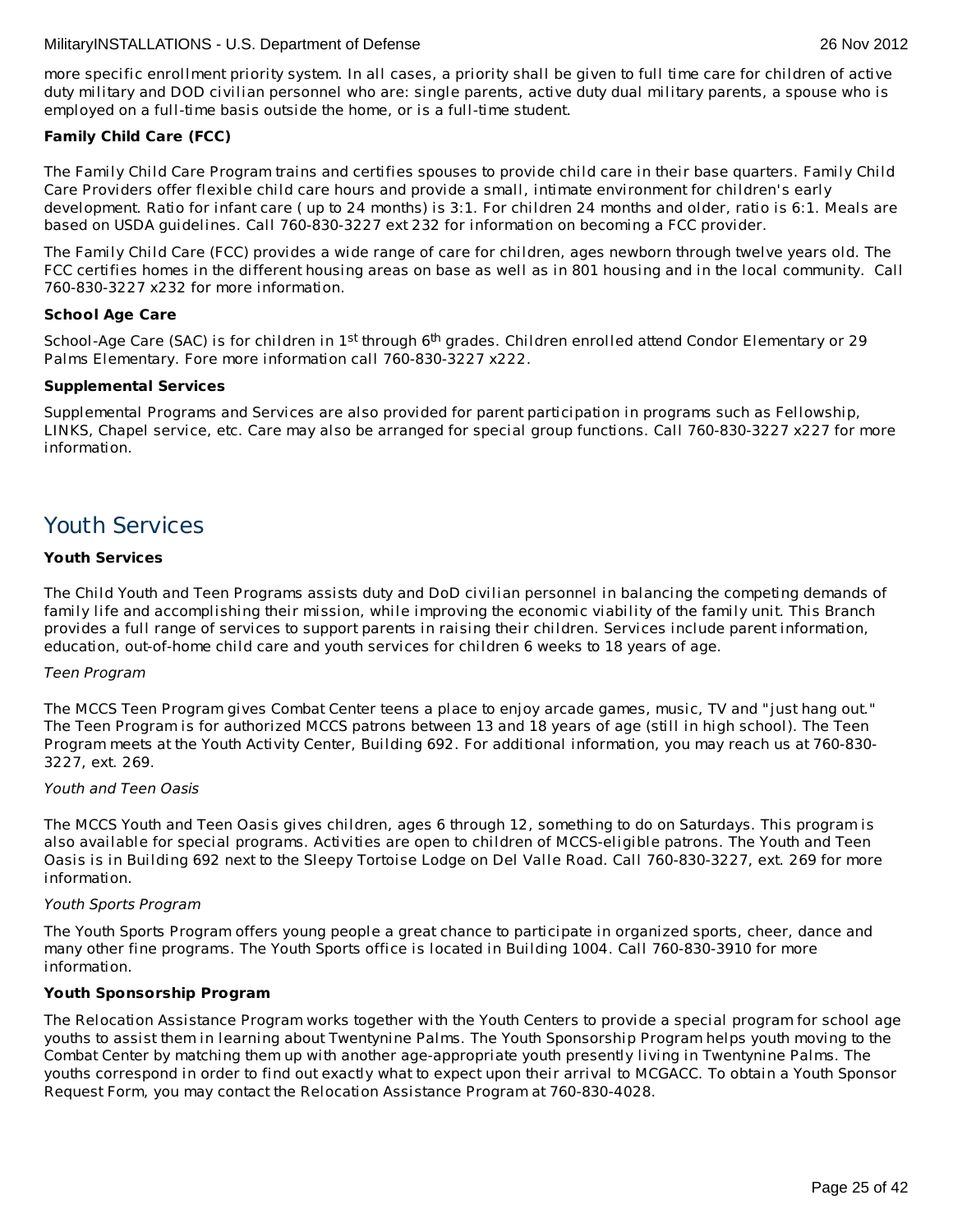more specific enrollment priority system. In all cases, a priority shall be given to full time care for children of active duty military and DOD civilian personnel who are: single parents, active duty dual military parents, a spouse who is employed on a full-time basis outside the home, or is a full-time student.

**Family Child Care (FCC)**

The Family Child Care Program trains and certifies spouses to provide child care in their base quarters. Family Child Care Providers offer flexible child care hours and provide a small, intimate environment for children's early development. Ratio for infant care ( up to 24 months) is 3:1. For children 24 months and older, ratio is 6:1. Meals are based on USDA guidelines. Call 760-830-3227 ext 232 for information on becoming a FCC provider.

The Family Child Care (FCC) provides a wide range of care for children, ages newborn through twelve years old. The FCC certifies homes in the different housing areas on base as well as in 801 housing and in the local community. Call 760-830-3227 x232 for more information.

**School Age Care**

School-Age Care (SAC) is for children in 1st through 6th grades. Children enrolled attend Condor Elementary or 29 Palms Elementary. Fore more information call 760-830-3227 x222.

**Supplemental Services**

Supplemental Programs and Services are also provided for parent participation in programs such as Fellowship, LINKS, Chapel service, etc. Care may also be arranged for special group functions. Call 760-830-3227 x227 for more information.

## Youth Services

**Youth Services**

The Child Youth and Teen Programs assists duty and DoD civilian personnel in balancing the competing demands of family life and accomplishing their mission, while improving the economic viability of the family unit. This Branch provides a full range of services to support parents in raising their children. Services include parent information, education, out-of-home child care and youth services for children 6 weeks to 18 years of age.

*Teen Program*

The MCCS Teen Program gives Combat Center teens a place to enjoy arcade games, music, TV and "just hang out." The Teen Program is for authorized MCCS patrons between 13 and 18 years of age (still in high school). The Teen Program meets at the Youth Activity Center, Building 692. For additional information, you may reach us at 760-830-3227, ext. 269.

*Youth and Teen Oasis*

The MCCS Youth and Teen Oasis gives children, ages 6 through 12, something to do on Saturdays. This program is also available for special programs. Activities are open to children of MCCS-eligible patrons. The Youth and Teen Oasis is in Building 692 next to the Sleepy Tortoise Lodge on Del Valle Road. Call 760-830-3227, ext. 269 for more information.

*Youth Sports Program*

The Youth Sports Program offers young people a great chance to participate in organized sports, cheer, dance and many other fine programs. The Youth Sports office is located in Building 1004. Call 760-830-3910 for more information.

**Youth Sponsorship Program**

The Relocation Assistance Program works together with the Youth Centers to provide a special program for school age youths to assist them in learning about Twentynine Palms. The Youth Sponsorship Program helps youth moving to the Combat Center by matching them up with another age-appropriate youth presently living in Twentynine Palms. The youths correspond in order to find out exactly what to expect upon their arrival to MCGACC. To obtain a Youth Sponsor Request Form, you may contact the Relocation Assistance Program at 760-830-4028.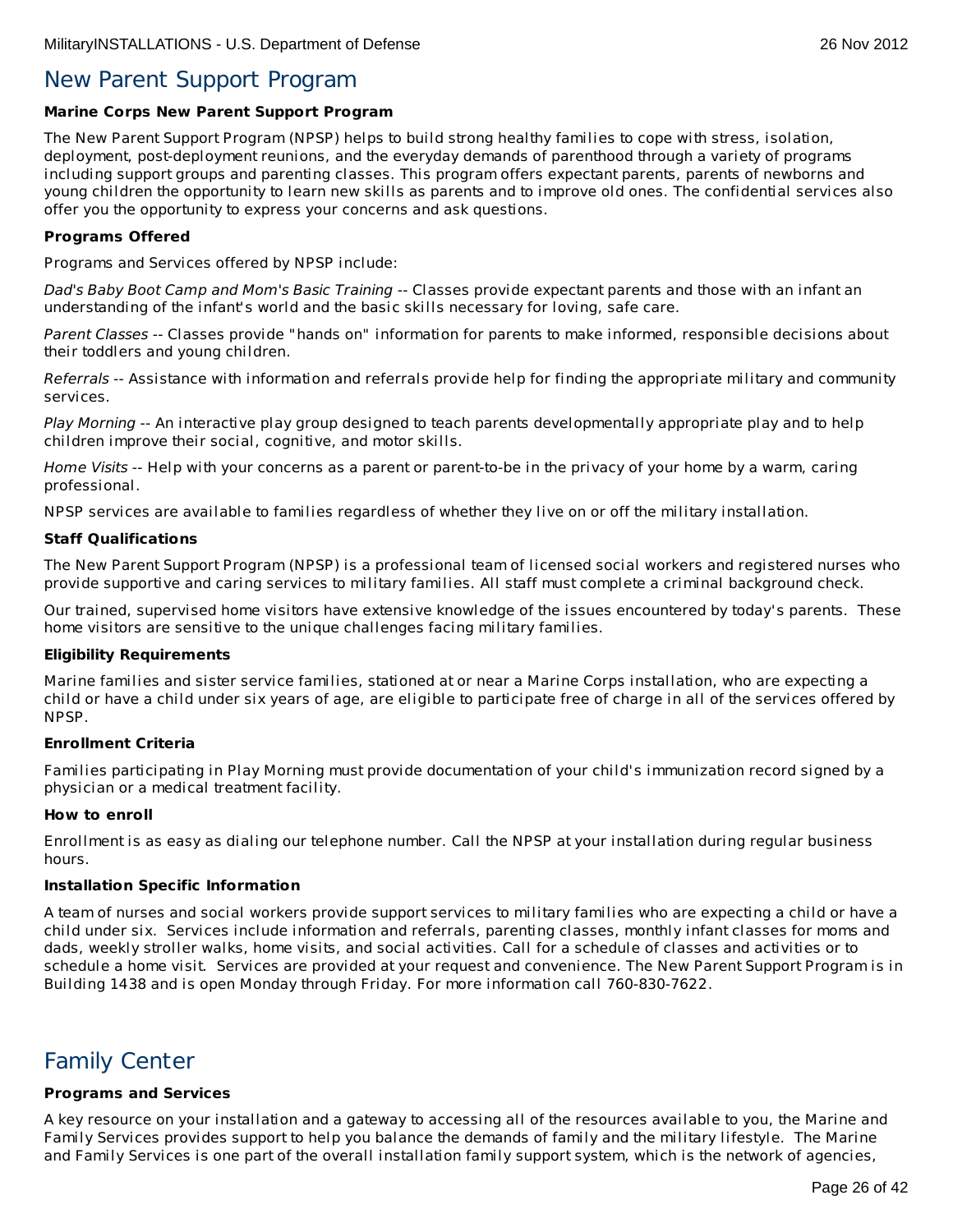## New Parent Support Program

**Marine Corps New Parent Support Program**

The New Parent Support Program (NPSP) helps to build strong healthy families to cope with stress, isolation, deployment, post-deployment reunions, and the everyday demands of parenthood through a variety of programs including support groups and parenting classes. This program offers expectant parents, parents of newborns and young children the opportunity to learn new skills as parents and to improve old ones. The confidential services also offer you the opportunity to express your concerns and ask questions.

**Programs Offered**

Programs and Services offered by NPSP include:

*Dad's Baby Boot Camp and Mom's Basic Training* -- Classes provide expectant parents and those with an infant an understanding of the infant's world and the basic skills necessary for loving, safe care.

*Parent Classes* -- Classes provide "hands on" information for parents to make informed, responsible decisions about their toddlers and young children.

*Referrals* -- Assistance with information and referrals provide help for finding the appropriate military and community services.

*Play Morning* -- An interactive play group designed to teach parents developmentally appropriate play and to help children improve their social, cognitive, and motor skills.

*Home Visits* -- Help with your concerns as a parent or parent-to-be in the privacy of your home by a warm, caring professional.

NPSP services are available to families regardless of whether they live on or off the military installation.

**Staff Qualifications**

The New Parent Support Program (NPSP) is a professional team of licensed social workers and registered nurses who provide supportive and caring services to military families. All staff must complete a criminal background check.

Our trained, supervised home visitors have extensive knowledge of the issues encountered by today's parents. These home visitors are sensitive to the unique challenges facing military families.

**Eligibility Requirements**

Marine families and sister service families, stationed at or near a Marine Corps installation, who are expecting a child or have a child under six years of age, are eligible to participate free of charge in all of the services offered by NPSP.

**Enrollment Criteria**

Families participating in Play Morning must provide documentation of your child's immunization record signed by a physician or a medical treatment facility.

**How to enroll**

Enrollment is as easy as dialing our telephone number. Call the NPSP at your installation during regular business hours.

**Installation Specific Information**

A team of nurses and social workers provide support services to military families who are expecting a child or have a child under six. Services include information and referrals, parenting classes, monthly infant classes for moms and dads, weekly stroller walks, home visits, and social activities. Call for a schedule of classes and activities or to schedule a home visit. Services are provided at your request and convenience. The New Parent Support Program is in Building 1438 and is open Monday through Friday. For more information call 760-830-7622.

## Family Center

**Programs and Services**

A key resource on your installation and a gateway to accessing all of the resources available to you, the Marine and Family Services provides support to help you balance the demands of family and the military lifestyle. The Marine and Family Services is one part of the overall installation family support system, which is the network of agencies,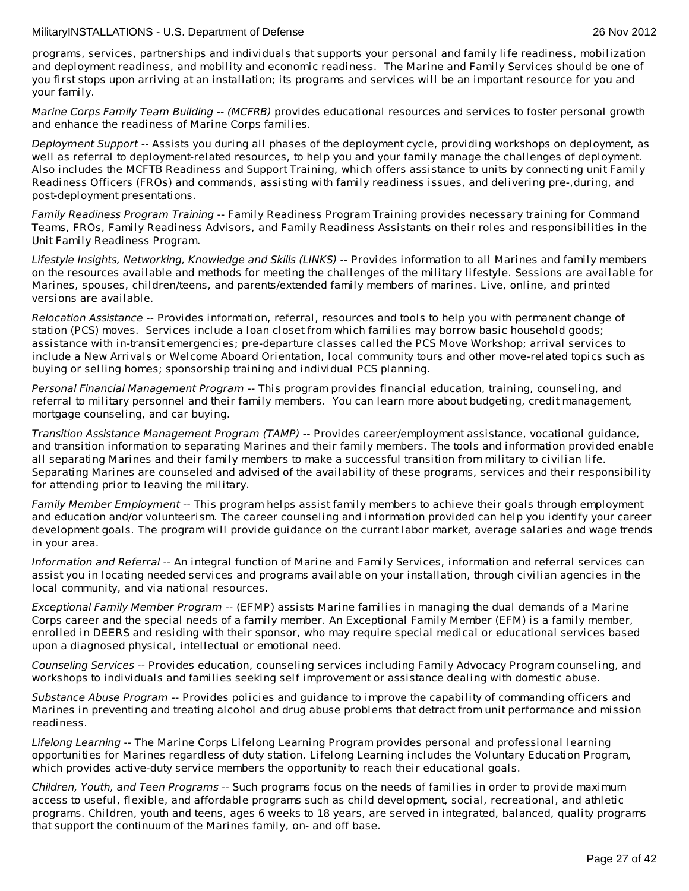programs, services, partnerships and individuals that supports your personal and family life readiness, mobilization and deployment readiness, and mobility and economic readiness.  The Marine and Family Services should be one of you first stops upon arriving at an installation; its programs and services will be an important resource for you and your family.

*Marine Corps Family Team Building -- (MCFRB)* provides educational resources and services to foster personal growth and enhance the readiness of Marine Corps families.

*Deployment Support* -- Assists you during all phases of the deployment cycle, providing workshops on deployment, as well as referral to deployment-related resources, to help you and your family manage the challenges of deployment. Also includes the MCFTB Readiness and Support Training, which offers assistance to units by connecting unit Family Readiness Officers (FROs) and commands, assisting with family readiness issues, and delivering pre-,during, and post-deployment presentations.

*Family Readiness Program Training* -- Family Readiness Program Training provides necessary training for Command Teams, FROs, Family Readiness Advisors, and Family Readiness Assistants on their roles and responsibilities in the Unit Family Readiness Program.

*Lifestyle Insights, Networking, Knowledge and Skills (LINKS)* -- Provides information to all Marines and family members on the resources available and methods for meeting the challenges of the military lifestyle. Sessions are available for Marines, spouses, children/teens, and parents/extended family members of marines. Live, online, and printed versions are available.

*Relocation Assistance* -- Provides information, referral, resources and tools to help you with permanent change of station (PCS) moves.  Services include a loan closet from which families may borrow basic household goods; assistance with in-transit emergencies; pre-departure classes called the PCS Move Workshop; arrival services to include a New Arrivals or Welcome Aboard Orientation, local community tours and other move-related topics such as buying or selling homes; sponsorship training and individual PCS planning.

*Personal Financial Management Program* -- This program provides financial education, training, counseling, and referral to military personnel and their family members.  You can learn more about budgeting, credit management, mortgage counseling, and car buying.

*Transition Assistance Management Program (TAMP)* -- Provides career/employment assistance, vocational guidance, and transition information to separating Marines and their family members. The tools and information provided enable all separating Marines and their family members to make a successful transition from military to civilian life. Separating Marines are counseled and advised of the availability of these programs, services and their responsibility for attending prior to leaving the military.

*Family Member Employment* -- This program helps assist family members to achieve their goals through employment and education and/or volunteerism. The career counseling and information provided can help you identify your career development goals. The program will provide guidance on the currant labor market, average salaries and wage trends in your area.

*Information and Referral* -- An integral function of Marine and Family Services, information and referral services can assist you in locating needed services and programs available on your installation, through civilian agencies in the local community, and via national resources.

*Exceptional Family Member Program* -- (EFMP) assists Marine families in managing the dual demands of a Marine Corps career and the special needs of a family member. An Exceptional Family Member (EFM) is a family member, enrolled in DEERS and residing with their sponsor, who may require special medical or educational services based upon a diagnosed physical, intellectual or emotional need.

*Counseling Services* -- Provides education, counseling services including Family Advocacy Program counseling, and workshops to individuals and families seeking self improvement or assistance dealing with domestic abuse.

*Substance Abuse Program* -- Provides policies and guidance to improve the capability of commanding officers and Marines in preventing and treating alcohol and drug abuse problems that detract from unit performance and mission readiness.

*Lifelong Learning* -- The Marine Corps Lifelong Learning Program provides personal and professional learning opportunities for Marines regardless of duty station. Lifelong Learning includes the Voluntary Education Program, which provides active-duty service members the opportunity to reach their educational goals.

*Children, Youth, and Teen Programs* -- Such programs focus on the needs of families in order to provide maximum access to useful, flexible, and affordable programs such as child development, social, recreational, and athletic programs. Children, youth and teens, ages 6 weeks to 18 years, are served in integrated, balanced, quality programs that support the continuum of the Marines family, on- and off base.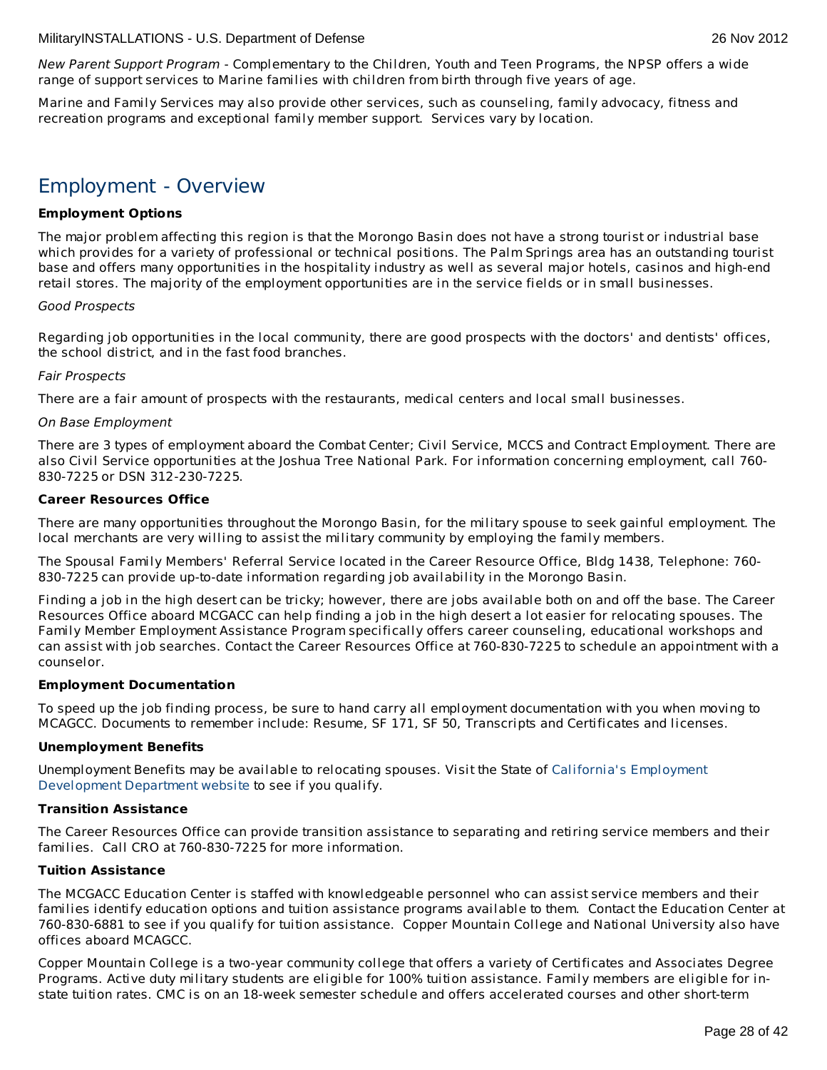*New Parent Support Program* - Complementary to the Children, Youth and Teen Programs, the NPSP offers a wide range of support services to Marine families with children from birth through five years of age.

Marine and Family Services may also provide other services, such as counseling, family advocacy, fitness and recreation programs and exceptional family member support. Services vary by location.

## Employment - Overview

**Employment Options**

The major problem affecting this region is that the Morongo Basin does not have a strong tourist or industrial base which provides for a variety of professional or technical positions. The Palm Springs area has an outstanding tourist base and offers many opportunities in the hospitality industry as well as several major hotels, casinos and high-end retail stores. The majority of the employment opportunities are in the service fields or in small businesses.

*Good Prospects*

Regarding job opportunities in the local community, there are good prospects with the doctors' and dentists' offices, the school district, and in the fast food branches.

*Fair Prospects*

There are a fair amount of prospects with the restaurants, medical centers and local small businesses.

*On Base Employment*

There are 3 types of employment aboard the Combat Center; Civil Service, MCCS and Contract Employment. There are also Civil Service opportunities at the Joshua Tree National Park. For information concerning employment, call 760-830-7225 or DSN 312-230-7225.

**Career Resources Office**

There are many opportunities throughout the Morongo Basin, for the military spouse to seek gainful employment. The local merchants are very willing to assist the military community by employing the family members.

The Spousal Family Members' Referral Service located in the Career Resource Office, Bldg 1438, Telephone: 760-830-7225 can provide up-to-date information regarding job availability in the Morongo Basin.

Finding a job in the high desert can be tricky; however, there are jobs available both on and off the base. The Career Resources Office aboard MCGACC can help finding a job in the high desert a lot easier for relocating spouses. The Family Member Employment Assistance Program specifically offers career counseling, educational workshops and can assist with job searches. Contact the Career Resources Office at 760-830-7225 to schedule an appointment with a counselor.

**Employment Documentation**

To speed up the job finding process, be sure to hand carry all employment documentation with you when moving to MCAGCC. Documents to remember include: Resume, SF 171, SF 50, Transcripts and Certificates and licenses.

**Unemployment Benefits**

Unemployment Benefits may be available to relocating spouses. Visit the State of California's Employment Development Department website to see if you qualify.

**Transition Assistance**

The Career Resources Office can provide transition assistance to separating and retiring service members and their families. Call CRO at 760-830-7225 for more information.

**Tuition Assistance**

The MCGACC Education Center is staffed with knowledgeable personnel who can assist service members and their families identify education options and tuition assistance programs available to them. Contact the Education Center at 760-830-6881 to see if you qualify for tuition assistance. Copper Mountain College and National University also have offices aboard MCAGCC.

Copper Mountain College is a two-year community college that offers a variety of Certificates and Associates Degree Programs. Active duty military students are eligible for 100% tuition assistance. Family members are eligible for in-state tuition rates. CMC is on an 18-week semester schedule and offers accelerated courses and other short-term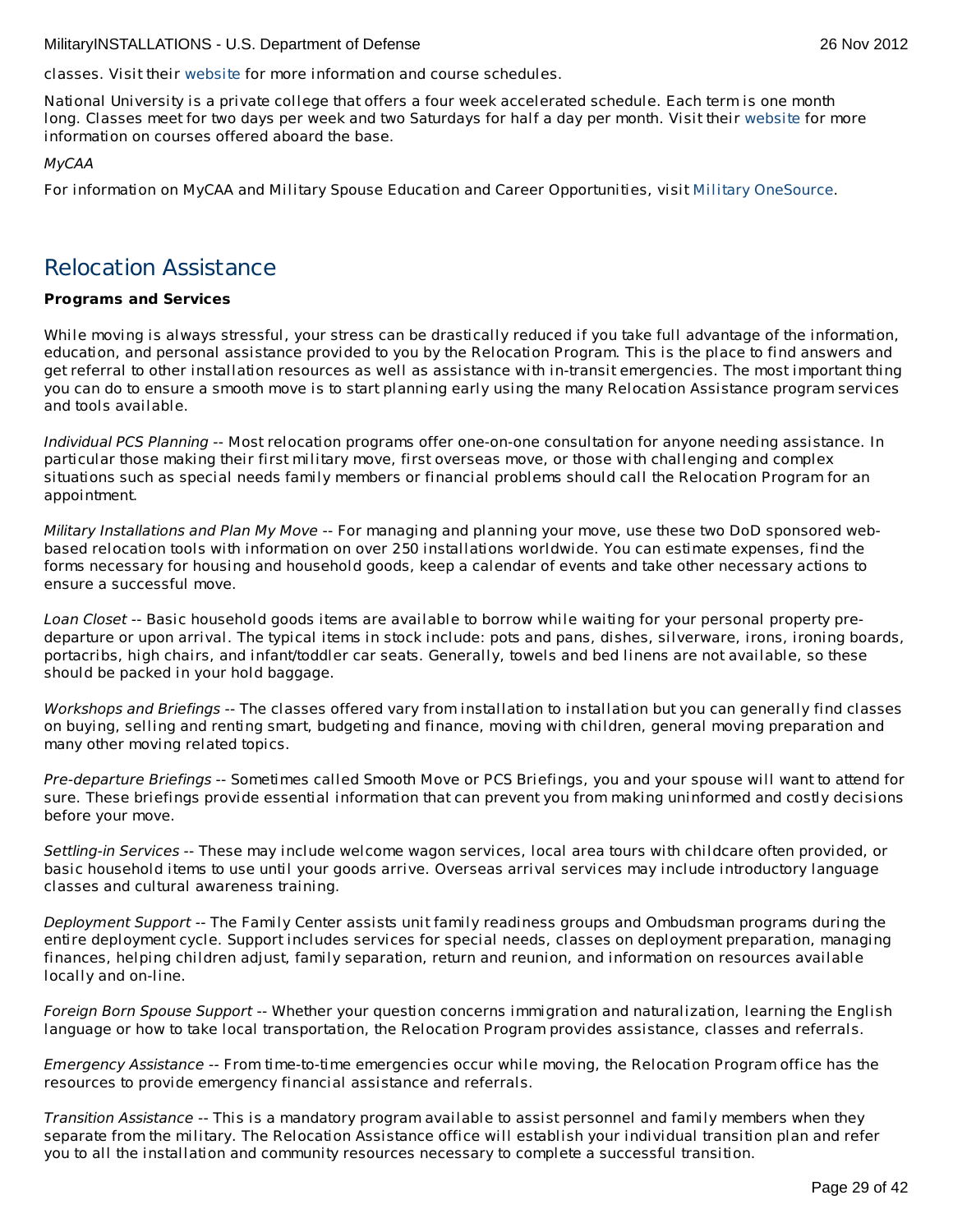classes. Visit their website for more information and course schedules.

National University is a private college that offers a four week accelerated schedule. Each term is one month long. Classes meet for two days per week and two Saturdays for half a day per month. Visit their website for more information on courses offered aboard the base.

*MyCAA*

For information on MyCAA and Military Spouse Education and Career Opportunities, visit Military OneSource.

## Relocation Assistance

**Programs and Services**

While moving is always stressful, your stress can be drastically reduced if you take full advantage of the information, education, and personal assistance provided to you by the Relocation Program. This is the place to find answers and get referral to other installation resources as well as assistance with in-transit emergencies. The most important thing you can do to ensure a smooth move is to start planning early using the many Relocation Assistance program services and tools available.

*Individual PCS Planning* -- Most relocation programs offer one-on-one consultation for anyone needing assistance. In particular those making their first military move, first overseas move, or those with challenging and complex situations such as special needs family members or financial problems should call the Relocation Program for an appointment.

*Military Installations and Plan My Move* -- For managing and planning your move, use these two DoD sponsored web-based relocation tools with information on over 250 installations worldwide. You can estimate expenses, find the forms necessary for housing and household goods, keep a calendar of events and take other necessary actions to ensure a successful move.

*Loan Closet* -- Basic household goods items are available to borrow while waiting for your personal property pre-departure or upon arrival. The typical items in stock include: pots and pans, dishes, silverware, irons, ironing boards, portacribs, high chairs, and infant/toddler car seats. Generally, towels and bed linens are not available, so these should be packed in your hold baggage.

*Workshops and Briefings* -- The classes offered vary from installation to installation but you can generally find classes on buying, selling and renting smart, budgeting and finance, moving with children, general moving preparation and many other moving related topics.

*Pre-departure Briefings* -- Sometimes called Smooth Move or PCS Briefings, you and your spouse will want to attend for sure. These briefings provide essential information that can prevent you from making uninformed and costly decisions before your move.

*Settling-in Services* -- These may include welcome wagon services, local area tours with childcare often provided, or basic household items to use until your goods arrive. Overseas arrival services may include introductory language classes and cultural awareness training.

*Deployment Support* -- The Family Center assists unit family readiness groups and Ombudsman programs during the entire deployment cycle. Support includes services for special needs, classes on deployment preparation, managing finances, helping children adjust, family separation, return and reunion, and information on resources available locally and on-line.

*Foreign Born Spouse Support* -- Whether your question concerns immigration and naturalization, learning the English language or how to take local transportation, the Relocation Program provides assistance, classes and referrals.

*Emergency Assistance* -- From time-to-time emergencies occur while moving, the Relocation Program office has the resources to provide emergency financial assistance and referrals.

*Transition Assistance* -- This is a mandatory program available to assist personnel and family members when they separate from the military. The Relocation Assistance office will establish your individual transition plan and refer you to all the installation and community resources necessary to complete a successful transition.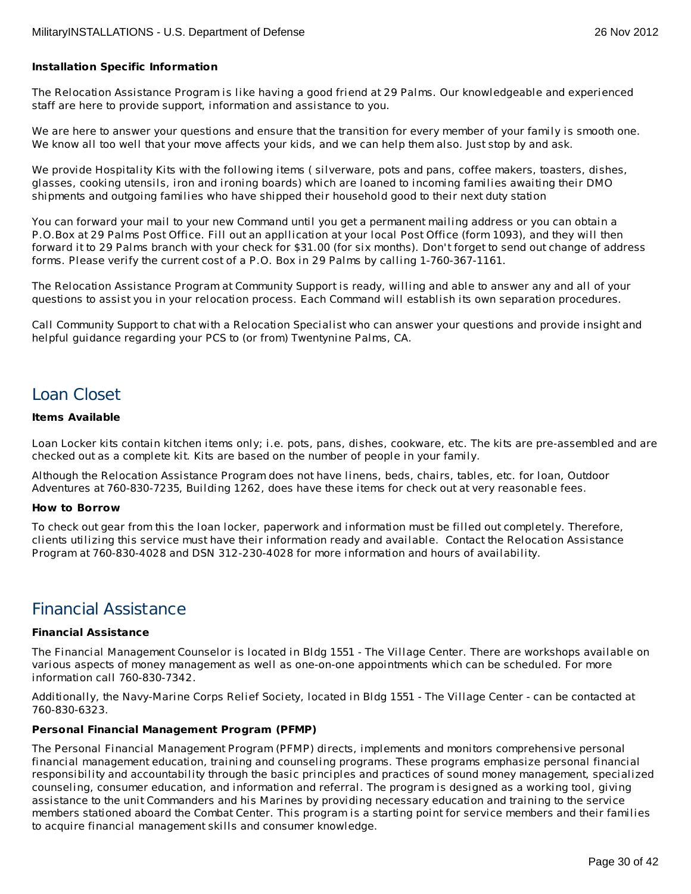**Installation Specific Information**

The Relocation Assistance Program is like having a good friend at 29 Palms. Our knowledgeable and experienced staff are here to provide support, information and assistance to you.

We are here to answer your questions and ensure that the transition for every member of your family is smooth one. We know all too well that your move affects your kids, and we can help them also. Just stop by and ask.

We provide Hospitality Kits with the following items ( silverware, pots and pans, coffee makers, toasters, dishes, glasses, cooking utensils, iron and ironing boards) which are loaned to incoming families awaiting their DMO shipments and outgoing families who have shipped their household good to their next duty station

You can forward your mail to your new Command until you get a permanent mailing address or you can obtain a P.O.Box at 29 Palms Post Office. Fill out an appllication at your local Post Office (form 1093), and they will then forward it to 29 Palms branch with your check for $31.00 (for six months). Don't forget to send out change of address forms. Please verify the current cost of a P.O. Box in 29 Palms by calling 1-760-367-1161.

The Relocation Assistance Program at Community Support is ready, willing and able to answer any and all of your questions to assist you in your relocation process. Each Command will establish its own separation procedures.

Call Community Support to chat with a Relocation Specialist who can answer your questions and provide insight and helpful guidance regarding your PCS to (or from) Twentynine Palms, CA.

## Loan Closet

**Items Available**

Loan Locker kits contain kitchen items only; i.e. pots, pans, dishes, cookware, etc. The kits are pre-assembled and are checked out as a complete kit. Kits are based on the number of people in your family.

Although the Relocation Assistance Program does not have linens, beds, chairs, tables, etc. for loan, Outdoor Adventures at 760-830-7235, Building 1262, does have these items for check out at very reasonable fees.

**How to Borrow**

To check out gear from this the loan locker, paperwork and information must be filled out completely. Therefore, clients utilizing this service must have their information ready and available. Contact the Relocation Assistance Program at 760-830-4028 and DSN 312-230-4028 for more information and hours of availability.

## Financial Assistance

**Financial Assistance**

The Financial Management Counselor is located in Bldg 1551 - The Village Center. There are workshops available on various aspects of money management as well as one-on-one appointments which can be scheduled. For more information call 760-830-7342.

Additionally, the Navy-Marine Corps Relief Society, located in Bldg 1551 - The Village Center - can be contacted at 760-830-6323.

**Personal Financial Management Program (PFMP)**

The Personal Financial Management Program (PFMP) directs, implements and monitors comprehensive personal financial management education, training and counseling programs. These programs emphasize personal financial responsibility and accountability through the basic principles and practices of sound money management, specialized counseling, consumer education, and information and referral. The program is designed as a working tool, giving assistance to the unit Commanders and his Marines by providing necessary education and training to the service members stationed aboard the Combat Center. This program is a starting point for service members and their families to acquire financial management skills and consumer knowledge.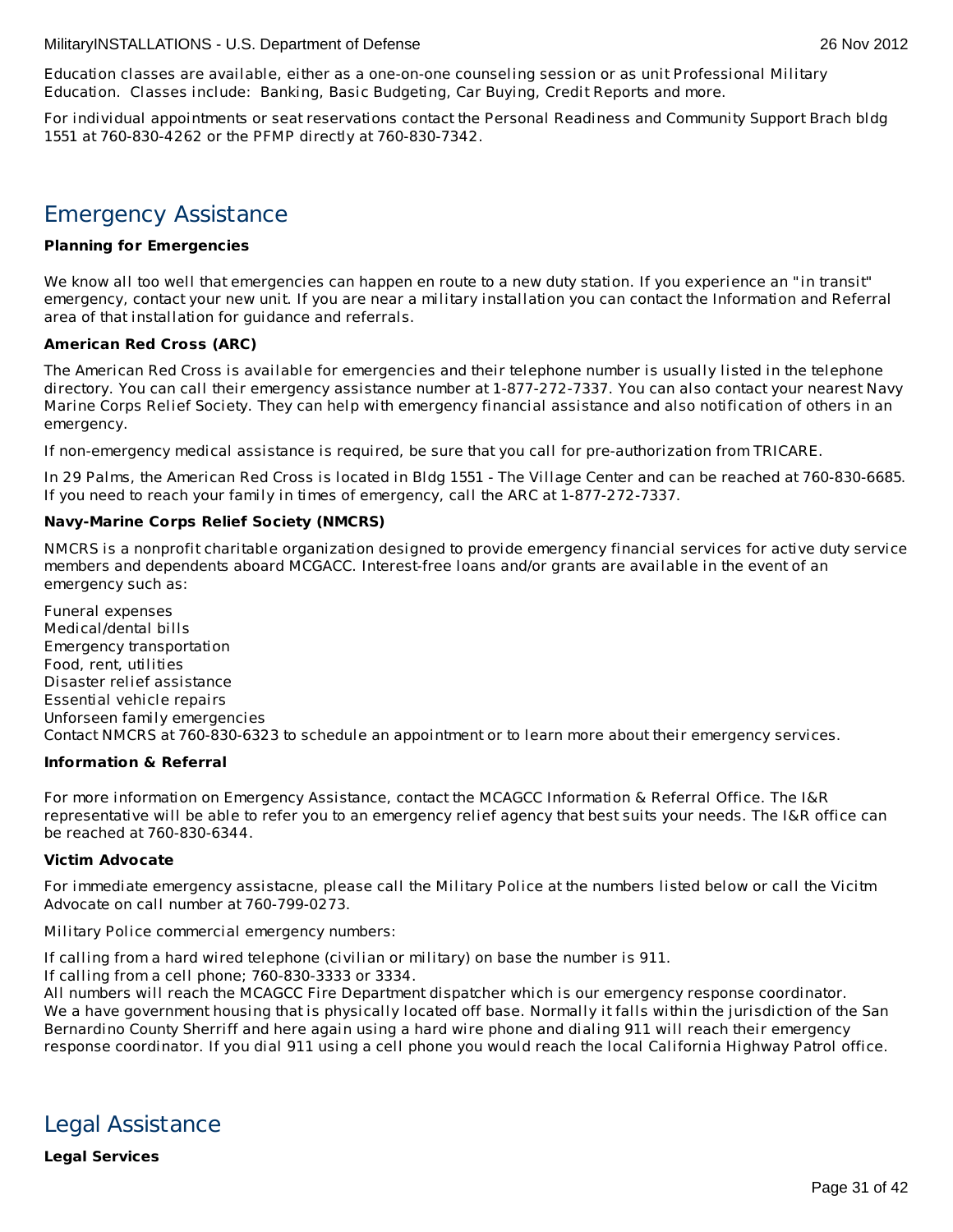Education classes are available, either as a one-on-one counseling session or as unit Professional Military Education.  Classes include:  Banking, Basic Budgeting, Car Buying, Credit Reports and more.

For individual appointments or seat reservations contact the Personal Readiness and Community Support Brach bldg 1551 at 760-830-4262 or the PFMP directly at 760-830-7342.

## Emergency Assistance

**Planning for Emergencies**

We know all too well that emergencies can happen en route to a new duty station. If you experience an "in transit" emergency, contact your new unit. If you are near a military installation you can contact the Information and Referral area of that installation for guidance and referrals.

**American Red Cross (ARC)**

The American Red Cross is available for emergencies and their telephone number is usually listed in the telephone directory. You can call their emergency assistance number at 1-877-272-7337. You can also contact your nearest Navy Marine Corps Relief Society. They can help with emergency financial assistance and also notification of others in an emergency.

If non-emergency medical assistance is required, be sure that you call for pre-authorization from TRICARE.

In 29 Palms, the American Red Cross is located in Bldg 1551 - The Village Center and can be reached at 760-830-6685. If you need to reach your family in times of emergency, call the ARC at 1-877-272-7337.

**Navy-Marine Corps Relief Society (NMCRS)**

NMCRS is a nonprofit charitable organization designed to provide emergency financial services for active duty service members and dependents aboard MCGACC. Interest-free loans and/or grants are available in the event of an emergency such as:

Funeral expenses
Medical/dental bills
Emergency transportation
Food, rent, utilities
Disaster relief assistance
Essential vehicle repairs
Unforseen family emergencies
Contact NMCRS at 760-830-6323 to schedule an appointment or to learn more about their emergency services.

**Information & Referral**

For more information on Emergency Assistance, contact the MCAGCC Information & Referral Office. The I&R representative will be able to refer you to an emergency relief agency that best suits your needs. The I&R office can be reached at 760-830-6344.

**Victim Advocate**

For immediate emergency assistacne, please call the Military Police at the numbers listed below or call the Vicitm Advocate on call number at 760-799-0273.

Military Police commercial emergency numbers:

If calling from a hard wired telephone (civilian or military) on base the number is 911.
If calling from a cell phone; 760-830-3333 or 3334.
All numbers will reach the MCAGCC Fire Department dispatcher which is our emergency response coordinator.
We a have government housing that is physically located off base. Normally it falls within the jurisdiction of the San Bernardino County Sherriff and here again using a hard wire phone and dialing 911 will reach their emergency response coordinator. If you dial 911 using a cell phone you would reach the local California Highway Patrol office.

## Legal Assistance

**Legal Services**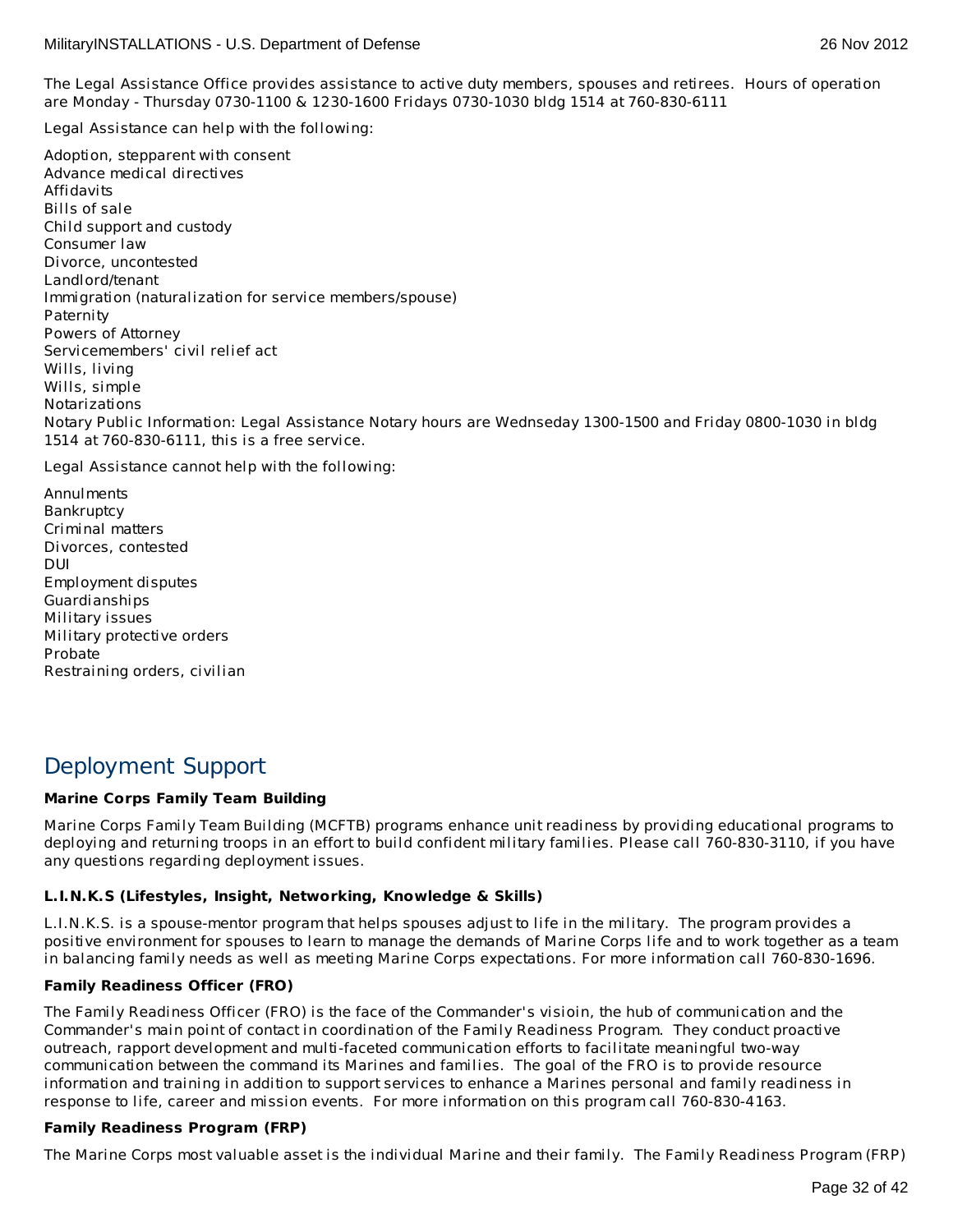The Legal Assistance Office provides assistance to active duty members, spouses and retirees. Hours of operation are Monday - Thursday 0730-1100 & 1230-1600 Fridays 0730-1030 bldg 1514 at 760-830-6111

Legal Assistance can help with the following:

Adoption, stepparent with consent
Advance medical directives
Affidavits
Bills of sale
Child support and custody
Consumer law
Divorce, uncontested
Landlord/tenant
Immigration (naturalization for service members/spouse)
Paternity
Powers of Attorney
Servicemembers' civil relief act
Wills, living
Wills, simple
Notarizations
Notary Public Information: Legal Assistance Notary hours are Wednseday 1300-1500 and Friday 0800-1030 in bldg 1514 at 760-830-6111, this is a free service.

Legal Assistance cannot help with the following:

Annulments
Bankruptcy
Criminal matters
Divorces, contested
DUI
Employment disputes
Guardianships
Military issues
Military protective orders
Probate
Restraining orders, civilian

## Deployment Support

**Marine Corps Family Team Building**

Marine Corps Family Team Building (MCFTB) programs enhance unit readiness by providing educational programs to deploying and returning troops in an effort to build confident military families. Please call 760-830-3110, if you have any questions regarding deployment issues.

**L.I.N.K.S (Lifestyles, Insight, Networking, Knowledge & Skills)**

L.I.N.K.S. is a spouse-mentor program that helps spouses adjust to life in the military. The program provides a positive environment for spouses to learn to manage the demands of Marine Corps life and to work together as a team in balancing family needs as well as meeting Marine Corps expectations. For more information call 760-830-1696.

**Family Readiness Officer (FRO)**

The Family Readiness Officer (FRO) is the face of the Commander's visioin, the hub of communication and the Commander's main point of contact in coordination of the Family Readiness Program. They conduct proactive outreach, rapport development and multi-faceted communication efforts to facilitate meaningful two-way communication between the command its Marines and families. The goal of the FRO is to provide resource information and training in addition to support services to enhance a Marines personal and family readiness in response to life, career and mission events. For more information on this program call 760-830-4163.

**Family Readiness Program (FRP)**

The Marine Corps most valuable asset is the individual Marine and their family. The Family Readiness Program (FRP)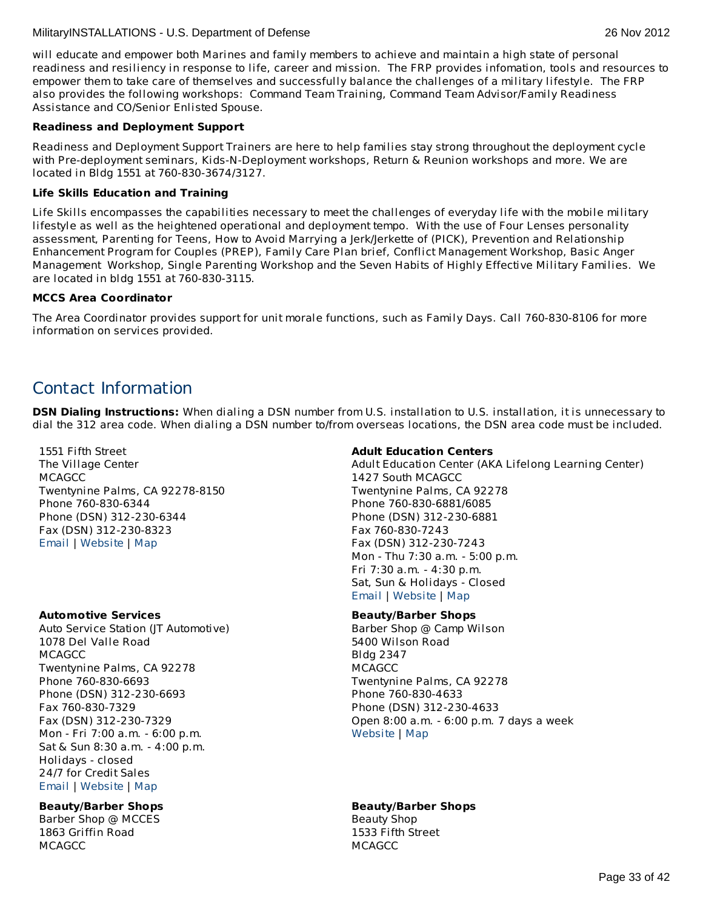will educate and empower both Marines and family members to achieve and maintain a high state of personal readiness and resiliency in response to life, career and mission.  The FRP provides infomation, tools and resources to empower them to take care of themselves and successfully balance the challenges of a military lifestyle.  The FRP also provides the following workshops:  Command Team Training, Command Team Advisor/Family Readiness Assistance and CO/Senior Enlisted Spouse.

**Readiness and Deployment Support**

Readiness and Deployment Support Trainers are here to help families stay strong throughout the deployment cycle with Pre-deployment seminars, Kids-N-Deployment workshops, Return & Reunion workshops and more. We are located in Bldg 1551 at 760-830-3674/3127.

**Life Skills Education and Training**

Life Skills encompasses the capabilities necessary to meet the challenges of everyday life with the mobile military lifestyle as well as the heightened operational and deployment tempo.  With the use of Four Lenses personality assessment, Parenting for Teens, How to Avoid Marrying a Jerk/Jerkette of (PICK), Prevention and Relationship Enhancement Program for Couples (PREP), Family Care Plan brief, Conflict Management Workshop, Basic Anger Management  Workshop, Single Parenting Workshop and the Seven Habits of Highly Effective Military Families.  We are located in bldg 1551 at 760-830-3115.

**MCCS Area Coordinator**

The Area Coordinator provides support for unit morale functions, such as Family Days. Call 760-830-8106 for more information on services provided.

## Contact Information

**DSN Dialing Instructions:** When dialing a DSN number from U.S. installation to U.S. installation, it is unnecessary to dial the 312 area code. When dialing a DSN number to/from overseas locations, the DSN area code must be included.

1551 Fifth Street
The Village Center
MCAGCC
Twentynine Palms, CA 92278-8150
Phone 760-830-6344
Phone (DSN) 312-230-6344
Fax (DSN) 312-230-8323
Email | Website | Map

**Adult Education Centers**
Adult Education Center (AKA Lifelong Learning Center)
1427 South MCAGCC
Twentynine Palms, CA 92278
Phone 760-830-6881/6085
Phone (DSN) 312-230-6881
Fax 760-830-7243
Fax (DSN) 312-230-7243
Mon - Thu 7:30 a.m. - 5:00 p.m.
Fri 7:30 a.m. - 4:30 p.m.
Sat, Sun & Holidays - Closed
Email | Website | Map

**Automotive Services**
Auto Service Station (JT Automotive)
1078 Del Valle Road
MCAGCC
Twentynine Palms, CA 92278
Phone 760-830-6693
Phone (DSN) 312-230-6693
Fax 760-830-7329
Fax (DSN) 312-230-7329
Mon - Fri 7:00 a.m. - 6:00 p.m.
Sat & Sun 8:30 a.m. - 4:00 p.m.
Holidays - closed
24/7 for Credit Sales
Email | Website | Map

**Beauty/Barber Shops**
Barber Shop @ Camp Wilson
5400 Wilson Road
Bldg 2347
MCAGCC
Twentynine Palms, CA 92278
Phone 760-830-4633
Phone (DSN) 312-230-4633
Open 8:00 a.m. - 6:00 p.m. 7 days a week
Website | Map

**Beauty/Barber Shops**
Barber Shop @ MCCES
1863 Griffin Road
MCAGCC

**Beauty/Barber Shops**
Beauty Shop
1533 Fifth Street
MCAGCC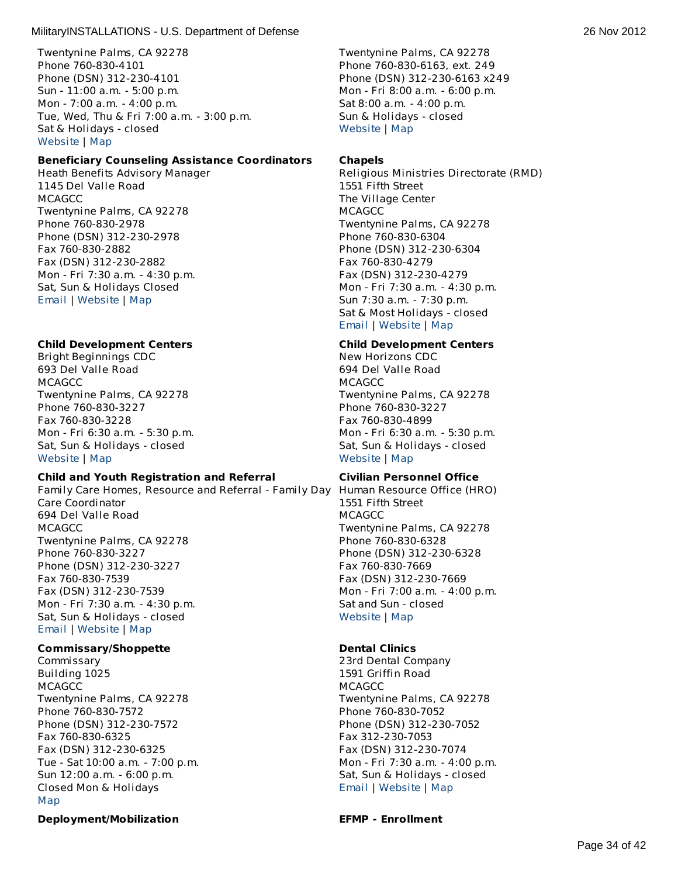Twentynine Palms, CA 92278
Phone 760-830-4101
Phone (DSN) 312-230-4101
Sun - 11:00 a.m. - 5:00 p.m.
Mon - 7:00 a.m. - 4:00 p.m.
Tue, Wed, Thu & Fri 7:00 a.m. - 3:00 p.m.
Sat & Holidays - closed
Website | Map

**Beneficiary Counseling Assistance Coordinators**
Heath Benefits Advisory Manager
1145 Del Valle Road
MCAGCC
Twentynine Palms, CA 92278
Phone 760-830-2978
Phone (DSN) 312-230-2978
Fax 760-830-2882
Fax (DSN) 312-230-2882
Mon - Fri 7:30 a.m. - 4:30 p.m.
Sat, Sun & Holidays Closed
Email | Website | Map

**Child Development Centers**
Bright Beginnings CDC
693 Del Valle Road
MCAGCC
Twentynine Palms, CA 92278
Phone 760-830-3227
Fax 760-830-3228
Mon - Fri 6:30 a.m. - 5:30 p.m.
Sat, Sun & Holidays - closed
Website | Map

**Child and Youth Registration and Referral**
Family Care Homes, Resource and Referral - Family Day Care Coordinator
694 Del Valle Road
MCAGCC
Twentynine Palms, CA 92278
Phone 760-830-3227
Phone (DSN) 312-230-3227
Fax 760-830-7539
Fax (DSN) 312-230-7539
Mon - Fri 7:30 a.m. - 4:30 p.m.
Sat, Sun & Holidays - closed
Email | Website | Map

**Commissary/Shoppette**
Commissary
Building 1025
MCAGCC
Twentynine Palms, CA 92278
Phone 760-830-7572
Phone (DSN) 312-230-7572
Fax 760-830-6325
Fax (DSN) 312-230-6325
Tue - Sat 10:00 a.m. - 7:00 p.m.
Sun 12:00 a.m. - 6:00 p.m.
Closed Mon & Holidays
Map

**Deployment/Mobilization**

Twentynine Palms, CA 92278
Phone 760-830-6163, ext. 249
Phone (DSN) 312-230-6163 x249
Mon - Fri 8:00 a.m. - 6:00 p.m.
Sat 8:00 a.m. - 4:00 p.m.
Sun & Holidays - closed
Website | Map

**Chapels**
Religious Ministries Directorate (RMD)
1551 Fifth Street
The Village Center
MCAGCC
Twentynine Palms, CA 92278
Phone 760-830-6304
Phone (DSN) 312-230-6304
Fax 760-830-4279
Fax (DSN) 312-230-4279
Mon - Fri 7:30 a.m. - 4:30 p.m.
Sun 7:30 a.m. - 7:30 p.m.
Sat & Most Holidays - closed
Email | Website | Map

**Child Development Centers**
New Horizons CDC
694 Del Valle Road
MCAGCC
Twentynine Palms, CA 92278
Phone 760-830-3227
Fax 760-830-4899
Mon - Fri 6:30 a.m. - 5:30 p.m.
Sat, Sun & Holidays - closed
Website | Map

**Civilian Personnel Office**
Human Resource Office (HRO)
1551 Fifth Street
MCAGCC
Twentynine Palms, CA 92278
Phone 760-830-6328
Phone (DSN) 312-230-6328
Fax 760-830-7669
Fax (DSN) 312-230-7669
Mon - Fri 7:00 a.m. - 4:00 p.m.
Sat and Sun - closed
Website | Map

**Dental Clinics**
23rd Dental Company
1591 Griffin Road
MCAGCC
Twentynine Palms, CA 92278
Phone 760-830-7052
Phone (DSN) 312-230-7052
Fax 312-230-7053
Fax (DSN) 312-230-7074
Mon - Fri 7:30 a.m. - 4:00 p.m.
Sat, Sun & Holidays - closed
Email | Website | Map

**EFMP - Enrollment**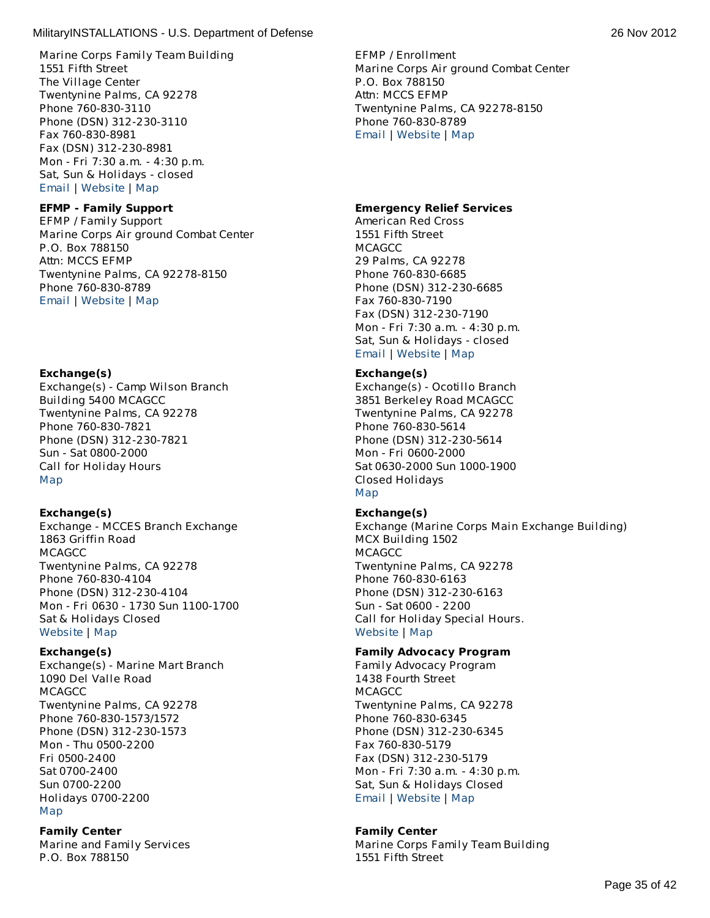Marine Corps Family Team Building
1551 Fifth Street
The Village Center
Twentynine Palms, CA 92278
Phone 760-830-3110
Phone (DSN) 312-230-3110
Fax 760-830-8981
Fax (DSN) 312-230-8981
Mon - Fri 7:30 a.m. - 4:30 p.m.
Sat, Sun & Holidays - closed
Email | Website | Map

**EFMP - Family Support**
EFMP / Family Support
Marine Corps Air ground Combat Center
P.O. Box 788150
Attn: MCCS EFMP
Twentynine Palms, CA 92278-8150
Phone 760-830-8789
Email | Website | Map

**Exchange(s)**
Exchange(s) - Camp Wilson Branch
Building 5400 MCAGCC
Twentynine Palms, CA 92278
Phone 760-830-7821
Phone (DSN) 312-230-7821
Sun - Sat 0800-2000
Call for Holiday Hours
Map

**Exchange(s)**
Exchange - MCCES Branch Exchange
1863 Griffin Road
MCAGCC
Twentynine Palms, CA 92278
Phone 760-830-4104
Phone (DSN) 312-230-4104
Mon - Fri 0630 - 1730 Sun 1100-1700
Sat & Holidays Closed
Website | Map

**Exchange(s)**
Exchange(s) - Marine Mart Branch
1090 Del Valle Road
MCAGCC
Twentynine Palms, CA 92278
Phone 760-830-1573/1572
Phone (DSN) 312-230-1573
Mon - Thu 0500-2200
Fri 0500-2400
Sat 0700-2400
Sun 0700-2200
Holidays 0700-2200
Map

**Family Center**
Marine and Family Services
P.O. Box 788150

EFMP / Enrollment
Marine Corps Air ground Combat Center
P.O. Box 788150
Attn: MCCS EFMP
Twentynine Palms, CA 92278-8150
Phone 760-830-8789
Email | Website | Map

**Emergency Relief Services**
American Red Cross
1551 Fifth Street
MCAGCC
29 Palms, CA 92278
Phone 760-830-6685
Phone (DSN) 312-230-6685
Fax 760-830-7190
Fax (DSN) 312-230-7190
Mon - Fri 7:30 a.m. - 4:30 p.m.
Sat, Sun & Holidays - closed
Email | Website | Map

**Exchange(s)**
Exchange(s) - Ocotillo Branch
3851 Berkeley Road MCAGCC
Twentynine Palms, CA 92278
Phone 760-830-5614
Phone (DSN) 312-230-5614
Mon - Fri 0600-2000
Sat 0630-2000 Sun 1000-1900
Closed Holidays
Map

**Exchange(s)**
Exchange (Marine Corps Main Exchange Building)
MCX Building 1502
MCAGCC
Twentynine Palms, CA 92278
Phone 760-830-6163
Phone (DSN) 312-230-6163
Sun - Sat 0600 - 2200
Call for Holiday Special Hours.
Website | Map

**Family Advocacy Program**
Family Advocacy Program
1438 Fourth Street
MCAGCC
Twentynine Palms, CA 92278
Phone 760-830-6345
Phone (DSN) 312-230-6345
Fax 760-830-5179
Fax (DSN) 312-230-5179
Mon - Fri 7:30 a.m. - 4:30 p.m.
Sat, Sun & Holidays Closed
Email | Website | Map

**Family Center**
Marine Corps Family Team Building
1551 Fifth Street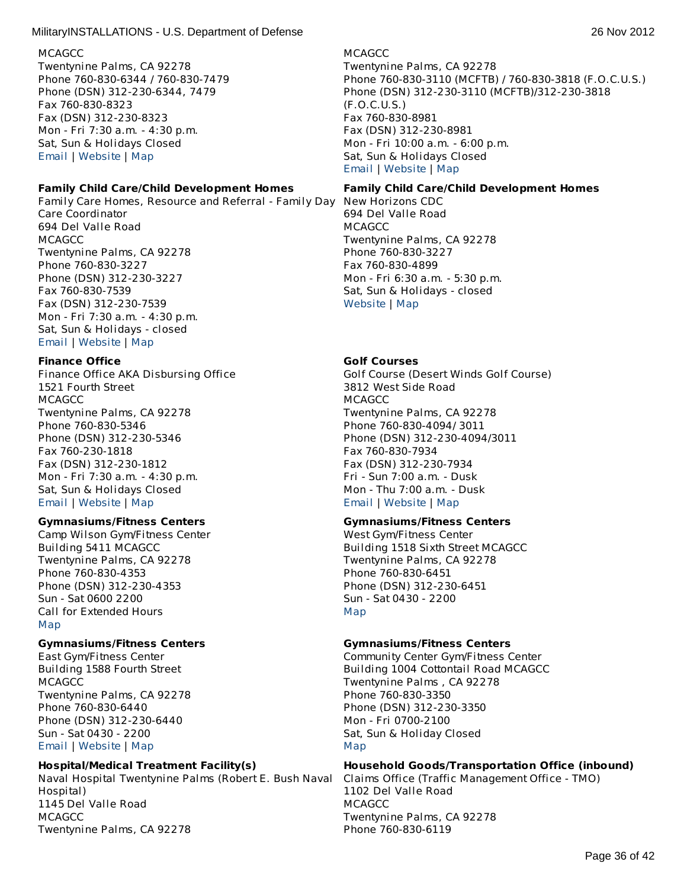MCAGCC
Twentynine Palms, CA 92278
Phone 760-830-6344 / 760-830-7479
Phone (DSN) 312-230-6344, 7479
Fax 760-830-8323
Fax (DSN) 312-230-8323
Mon - Fri 7:30 a.m. - 4:30 p.m.
Sat, Sun & Holidays Closed
Email | Website | Map

**Family Child Care/Child Development Homes**
Family Care Homes, Resource and Referral - Family Day Care Coordinator
694 Del Valle Road
MCAGCC
Twentynine Palms, CA 92278
Phone 760-830-3227
Phone (DSN) 312-230-3227
Fax 760-830-7539
Fax (DSN) 312-230-7539
Mon - Fri 7:30 a.m. - 4:30 p.m.
Sat, Sun & Holidays - closed
Email | Website | Map

**Finance Office**
Finance Office AKA Disbursing Office
1521 Fourth Street
MCAGCC
Twentynine Palms, CA 92278
Phone 760-830-5346
Phone (DSN) 312-230-5346
Fax 760-230-1818
Fax (DSN) 312-230-1812
Mon - Fri 7:30 a.m. - 4:30 p.m.
Sat, Sun & Holidays Closed
Email | Website | Map

**Gymnasiums/Fitness Centers**
Camp Wilson Gym/Fitness Center
Building 5411 MCAGCC
Twentynine Palms, CA 92278
Phone 760-830-4353
Phone (DSN) 312-230-4353
Sun - Sat 0600 2200
Call for Extended Hours
Map

**Gymnasiums/Fitness Centers**
East Gym/Fitness Center
Building 1588 Fourth Street
MCAGCC
Twentynine Palms, CA 92278
Phone 760-830-6440
Phone (DSN) 312-230-6440
Sun - Sat 0430 - 2200
Email | Website | Map

**Hospital/Medical Treatment Facility(s)**
Naval Hospital Twentynine Palms (Robert E. Bush Naval Hospital)
1145 Del Valle Road
MCAGCC
Twentynine Palms, CA 92278

MCAGCC
Twentynine Palms, CA 92278
Phone 760-830-3110 (MCFTB) / 760-830-3818 (F.O.C.U.S.)
Phone (DSN) 312-230-3110 (MCFTB)/312-230-3818 (F.O.C.U.S.)
Fax 760-830-8981
Fax (DSN) 312-230-8981
Mon - Fri 10:00 a.m. - 6:00 p.m.
Sat, Sun & Holidays Closed
Email | Website | Map

**Family Child Care/Child Development Homes**
New Horizons CDC
694 Del Valle Road
MCAGCC
Twentynine Palms, CA 92278
Phone 760-830-3227
Fax 760-830-4899
Mon - Fri 6:30 a.m. - 5:30 p.m.
Sat, Sun & Holidays - closed
Website | Map

**Golf Courses**
Golf Course (Desert Winds Golf Course)
3812 West Side Road
MCAGCC
Twentynine Palms, CA 92278
Phone 760-830-4094/ 3011
Phone (DSN) 312-230-4094/3011
Fax 760-830-7934
Fax (DSN) 312-230-7934
Fri - Sun 7:00 a.m. - Dusk
Mon - Thu 7:00 a.m. - Dusk
Email | Website | Map

**Gymnasiums/Fitness Centers**
West Gym/Fitness Center
Building 1518 Sixth Street MCAGCC
Twentynine Palms, CA 92278
Phone 760-830-6451
Phone (DSN) 312-230-6451
Sun - Sat 0430 - 2200
Map

**Gymnasiums/Fitness Centers**
Community Center Gym/Fitness Center
Building 1004 Cottontail Road MCAGCC
Twentynine Palms , CA 92278
Phone 760-830-3350
Phone (DSN) 312-230-3350
Mon - Fri 0700-2100
Sat, Sun & Holiday Closed
Map

**Household Goods/Transportation Office (inbound)**
Claims Office (Traffic Management Office - TMO)
1102 Del Valle Road
MCAGCC
Twentynine Palms, CA 92278
Phone 760-830-6119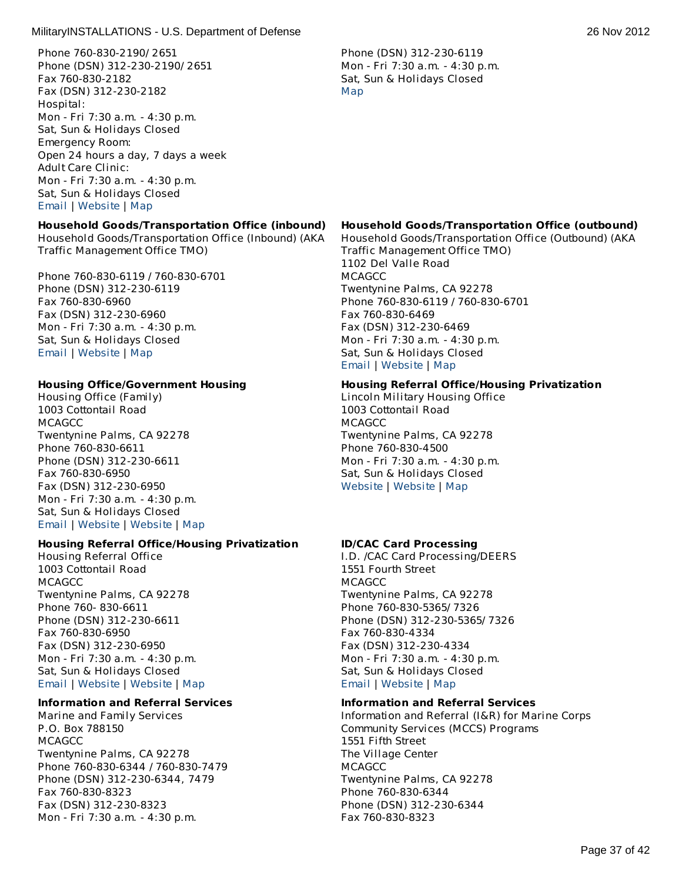Phone 760-830-2190/ 2651
Phone (DSN) 312-230-2190/ 2651
Fax 760-830-2182
Fax (DSN) 312-230-2182
Hospital:
Mon - Fri 7:30 a.m. - 4:30 p.m.
Sat, Sun & Holidays Closed
Emergency Room:
Open 24 hours a day, 7 days a week
Adult Care Clinic:
Mon - Fri 7:30 a.m. - 4:30 p.m.
Sat, Sun & Holidays Closed
Email | Website | Map

Phone (DSN) 312-230-6119
Mon - Fri 7:30 a.m. - 4:30 p.m.
Sat, Sun & Holidays Closed
Map

**Household Goods/Transportation Office (inbound)**
Household Goods/Transportation Office (Inbound) (AKA Traffic Management Office TMO)

Phone 760-830-6119 / 760-830-6701
Phone (DSN) 312-230-6119
Fax 760-830-6960
Fax (DSN) 312-230-6960
Mon - Fri 7:30 a.m. - 4:30 p.m.
Sat, Sun & Holidays Closed
Email | Website | Map

**Household Goods/Transportation Office (outbound)**
Household Goods/Transportation Office (Outbound) (AKA Traffic Management Office TMO)
1102 Del Valle Road
MCAGCC
Twentynine Palms, CA 92278
Phone 760-830-6119 / 760-830-6701
Fax 760-830-6469
Fax (DSN) 312-230-6469
Mon - Fri 7:30 a.m. - 4:30 p.m.
Sat, Sun & Holidays Closed
Email | Website | Map

**Housing Office/Government Housing**
Housing Office (Family)
1003 Cottontail Road
MCAGCC
Twentynine Palms, CA 92278
Phone 760-830-6611
Phone (DSN) 312-230-6611
Fax 760-830-6950
Fax (DSN) 312-230-6950
Mon - Fri 7:30 a.m. - 4:30 p.m.
Sat, Sun & Holidays Closed
Email | Website | Website | Map

**Housing Referral Office/Housing Privatization**
Lincoln Military Housing Office
1003 Cottontail Road
MCAGCC
Twentynine Palms, CA 92278
Phone 760-830-4500
Mon - Fri 7:30 a.m. - 4:30 p.m.
Sat, Sun & Holidays Closed
Website | Website | Map

**Housing Referral Office/Housing Privatization**
Housing Referral Office
1003 Cottontail Road
MCAGCC
Twentynine Palms, CA 92278
Phone 760- 830-6611
Phone (DSN) 312-230-6611
Fax 760-830-6950
Fax (DSN) 312-230-6950
Mon - Fri 7:30 a.m. - 4:30 p.m.
Sat, Sun & Holidays Closed
Email | Website | Website | Map

**ID/CAC Card Processing**
I.D. /CAC Card Processing/DEERS
1551 Fourth Street
MCAGCC
Twentynine Palms, CA 92278
Phone 760-830-5365/ 7326
Phone (DSN) 312-230-5365/ 7326
Fax 760-830-4334
Fax (DSN) 312-230-4334
Mon - Fri 7:30 a.m. - 4:30 p.m.
Sat, Sun & Holidays Closed
Email | Website | Map

**Information and Referral Services**
Marine and Family Services
P.O. Box 788150
MCAGCC
Twentynine Palms, CA 92278
Phone 760-830-6344 / 760-830-7479
Phone (DSN) 312-230-6344, 7479
Fax 760-830-8323
Fax (DSN) 312-230-8323
Mon - Fri 7:30 a.m. - 4:30 p.m.

**Information and Referral Services**
Information and Referral (I&R) for Marine Corps Community Services (MCCS) Programs
1551 Fifth Street
The Village Center
MCAGCC
Twentynine Palms, CA 92278
Phone 760-830-6344
Phone (DSN) 312-230-6344
Fax 760-830-8323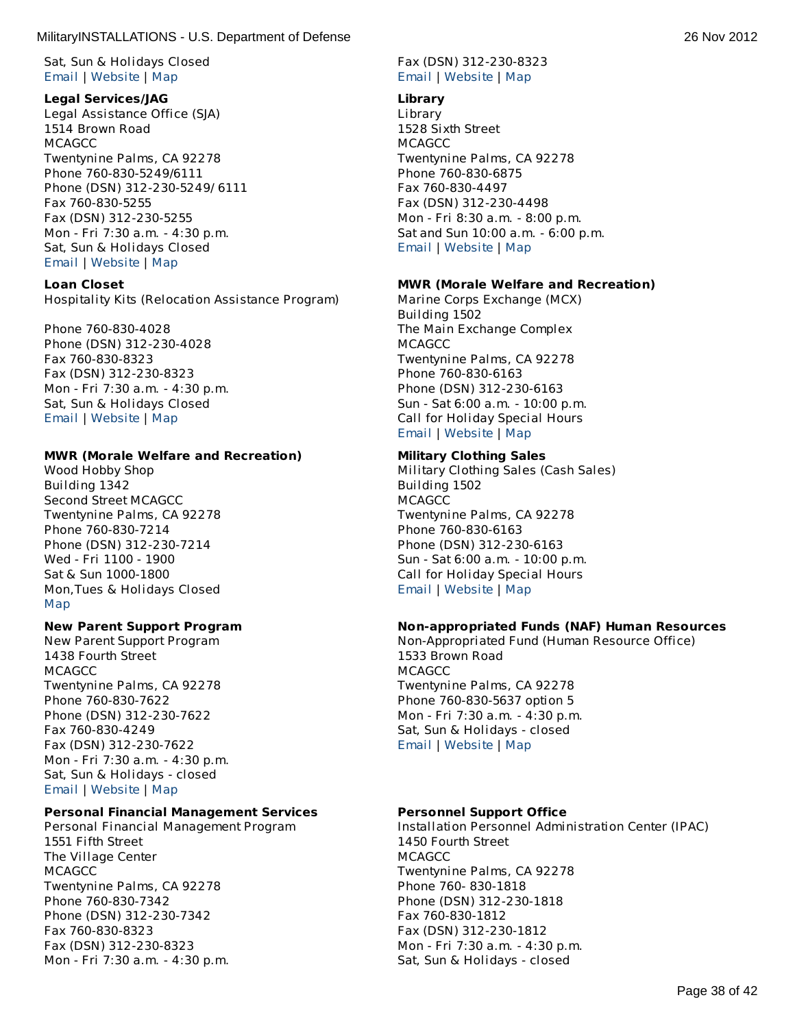Sat, Sun & Holidays Closed
Email | Website | Map

**Legal Services/JAG**
Legal Assistance Office (SJA)
1514 Brown Road
MCAGCC
Twentynine Palms, CA 92278
Phone 760-830-5249/6111
Phone (DSN) 312-230-5249/ 6111
Fax 760-830-5255
Fax (DSN) 312-230-5255
Mon - Fri 7:30 a.m. - 4:30 p.m.
Sat, Sun & Holidays Closed
Email | Website | Map

**Loan Closet**
Hospitality Kits (Relocation Assistance Program)

Phone 760-830-4028
Phone (DSN) 312-230-4028
Fax 760-830-8323
Fax (DSN) 312-230-8323
Mon - Fri 7:30 a.m. - 4:30 p.m.
Sat, Sun & Holidays Closed
Email | Website | Map

**MWR (Morale Welfare and Recreation)**
Wood Hobby Shop
Building 1342
Second Street MCAGCC
Twentynine Palms, CA 92278
Phone 760-830-7214
Phone (DSN) 312-230-7214
Wed - Fri 1100 - 1900
Sat & Sun 1000-1800
Mon,Tues & Holidays Closed
Map

**New Parent Support Program**
New Parent Support Program
1438 Fourth Street
MCAGCC
Twentynine Palms, CA 92278
Phone 760-830-7622
Phone (DSN) 312-230-7622
Fax 760-830-4249
Fax (DSN) 312-230-7622
Mon - Fri 7:30 a.m. - 4:30 p.m.
Sat, Sun & Holidays - closed
Email | Website | Map

**Personal Financial Management Services**
Personal Financial Management Program
1551 Fifth Street
The Village Center
MCAGCC
Twentynine Palms, CA 92278
Phone 760-830-7342
Phone (DSN) 312-230-7342
Fax 760-830-8323
Fax (DSN) 312-230-8323
Mon - Fri 7:30 a.m. - 4:30 p.m.
Fax (DSN) 312-230-8323
Email | Website | Map

**Library**
Library
1528 Sixth Street
MCAGCC
Twentynine Palms, CA 92278
Phone 760-830-6875
Fax 760-830-4497
Fax (DSN) 312-230-4498
Mon - Fri 8:30 a.m. - 8:00 p.m.
Sat and Sun 10:00 a.m. - 6:00 p.m.
Email | Website | Map

**MWR (Morale Welfare and Recreation)**
Marine Corps Exchange (MCX)
Building 1502
The Main Exchange Complex
MCAGCC
Twentynine Palms, CA 92278
Phone 760-830-6163
Phone (DSN) 312-230-6163
Sun - Sat 6:00 a.m. - 10:00 p.m.
Call for Holiday Special Hours
Email | Website | Map

**Military Clothing Sales**
Military Clothing Sales (Cash Sales)
Building 1502
MCAGCC
Twentynine Palms, CA 92278
Phone 760-830-6163
Phone (DSN) 312-230-6163
Sun - Sat 6:00 a.m. - 10:00 p.m.
Call for Holiday Special Hours
Email | Website | Map

**Non-appropriated Funds (NAF) Human Resources**
Non-Appropriated Fund (Human Resource Office)
1533 Brown Road
MCAGCC
Twentynine Palms, CA 92278
Phone 760-830-5637 option 5
Mon - Fri 7:30 a.m. - 4:30 p.m.
Sat, Sun & Holidays - closed
Email | Website | Map

**Personnel Support Office**
Installation Personnel Administration Center (IPAC)
1450 Fourth Street
MCAGCC
Twentynine Palms, CA 92278
Phone 760- 830-1818
Phone (DSN) 312-230-1818
Fax 760-830-1812
Fax (DSN) 312-230-1812
Mon - Fri 7:30 a.m. - 4:30 p.m.
Sat, Sun & Holidays - closed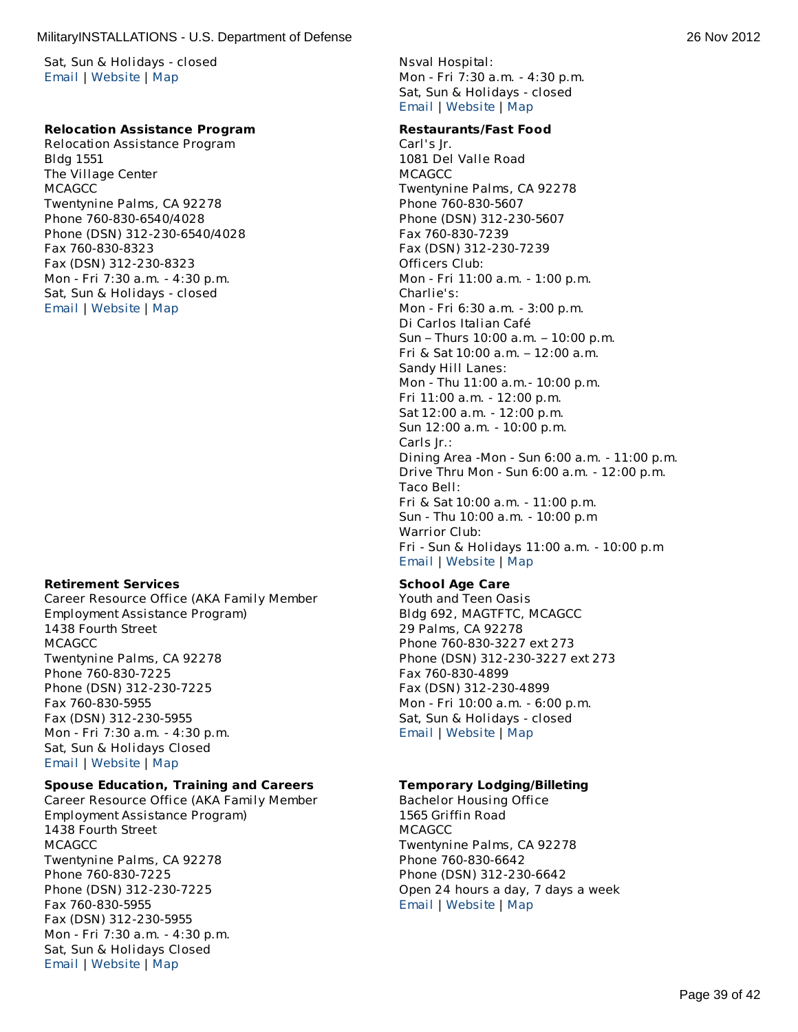Sat, Sun & Holidays - closed
Email | Website | Map

**Relocation Assistance Program**
Relocation Assistance Program
Bldg 1551
The Village Center
MCAGCC
Twentynine Palms, CA 92278
Phone 760-830-6540/4028
Phone (DSN) 312-230-6540/4028
Fax 760-830-8323
Fax (DSN) 312-230-8323
Mon - Fri 7:30 a.m. - 4:30 p.m.
Sat, Sun & Holidays - closed
Email | Website | Map

**Retirement Services**
Career Resource Office (AKA Family Member Employment Assistance Program)
1438 Fourth Street
MCAGCC
Twentynine Palms, CA 92278
Phone 760-830-7225
Phone (DSN) 312-230-7225
Fax 760-830-5955
Fax (DSN) 312-230-5955
Mon - Fri 7:30 a.m. - 4:30 p.m.
Sat, Sun & Holidays Closed
Email | Website | Map

**Spouse Education, Training and Careers**
Career Resource Office (AKA Family Member Employment Assistance Program)
1438 Fourth Street
MCAGCC
Twentynine Palms, CA 92278
Phone 760-830-7225
Phone (DSN) 312-230-7225
Fax 760-830-5955
Fax (DSN) 312-230-5955
Mon - Fri 7:30 a.m. - 4:30 p.m.
Sat, Sun & Holidays Closed
Email | Website | Map

Nsval Hospital:
Mon - Fri 7:30 a.m. - 4:30 p.m.
Sat, Sun & Holidays - closed
Email | Website | Map

**Restaurants/Fast Food**
Carl's Jr.
1081 Del Valle Road
MCAGCC
Twentynine Palms, CA 92278
Phone 760-830-5607
Phone (DSN) 312-230-5607
Fax 760-830-7239
Fax (DSN) 312-230-7239
Officers Club:
Mon - Fri 11:00 a.m. - 1:00 p.m.
Charlie's:
Mon - Fri 6:30 a.m. - 3:00 p.m.
Di Carlos Italian Café
Sun – Thurs 10:00 a.m. – 10:00 p.m.
Fri & Sat 10:00 a.m. – 12:00 a.m.
Sandy Hill Lanes:
Mon - Thu 11:00 a.m.- 10:00 p.m.
Fri 11:00 a.m. - 12:00 p.m.
Sat 12:00 a.m. - 12:00 p.m.
Sun 12:00 a.m. - 10:00 p.m.
Carls Jr.:
Dining Area -Mon - Sun 6:00 a.m. - 11:00 p.m.
Drive Thru Mon - Sun 6:00 a.m. - 12:00 p.m.
Taco Bell:
Fri & Sat 10:00 a.m. - 11:00 p.m.
Sun - Thu 10:00 a.m. - 10:00 p.m
Warrior Club:
Fri - Sun & Holidays 11:00 a.m. - 10:00 p.m
Email | Website | Map

**School Age Care**
Youth and Teen Oasis
Bldg 692, MAGTFTC, MCAGCC
29 Palms, CA 92278
Phone 760-830-3227 ext 273
Phone (DSN) 312-230-3227 ext 273
Fax 760-830-4899
Fax (DSN) 312-230-4899
Mon - Fri 10:00 a.m. - 6:00 p.m.
Sat, Sun & Holidays - closed
Email | Website | Map

**Temporary Lodging/Billeting**
Bachelor Housing Office
1565 Griffin Road
MCAGCC
Twentynine Palms, CA 92278
Phone 760-830-6642
Phone (DSN) 312-230-6642
Open 24 hours a day, 7 days a week
Email | Website | Map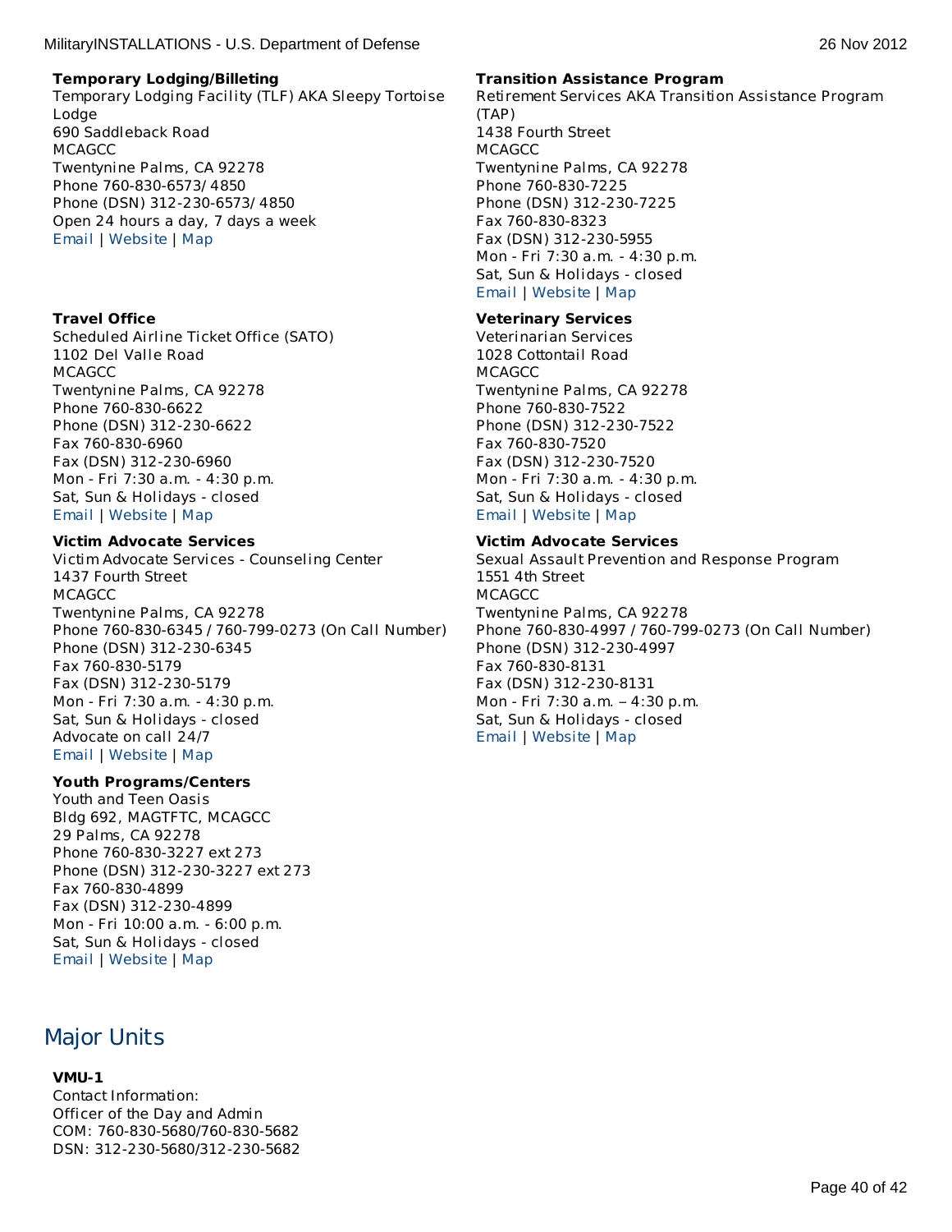**Temporary Lodging/Billeting**
Temporary Lodging Facility (TLF) AKA Sleepy Tortoise Lodge
690 Saddleback Road
MCAGCC
Twentynine Palms, CA 92278
Phone 760-830-6573/ 4850
Phone (DSN) 312-230-6573/ 4850
Open 24 hours a day, 7 days a week
Email | Website | Map

**Travel Office**
Scheduled Airline Ticket Office (SATO)
1102 Del Valle Road
MCAGCC
Twentynine Palms, CA 92278
Phone 760-830-6622
Phone (DSN) 312-230-6622
Fax 760-830-6960
Fax (DSN) 312-230-6960
Mon - Fri 7:30 a.m. - 4:30 p.m.
Sat, Sun & Holidays - closed
Email | Website | Map

**Victim Advocate Services**
Victim Advocate Services - Counseling Center
1437 Fourth Street
MCAGCC
Twentynine Palms, CA 92278
Phone 760-830-6345 / 760-799-0273 (On Call Number)
Phone (DSN) 312-230-6345
Fax 760-830-5179
Fax (DSN) 312-230-5179
Mon - Fri 7:30 a.m. - 4:30 p.m.
Sat, Sun & Holidays - closed
Advocate on call 24/7
Email | Website | Map

**Youth Programs/Centers**
Youth and Teen Oasis
Bldg 692, MAGTFTC, MCAGCC
29 Palms, CA 92278
Phone 760-830-3227 ext 273
Phone (DSN) 312-230-3227 ext 273
Fax 760-830-4899
Fax (DSN) 312-230-4899
Mon - Fri 10:00 a.m. - 6:00 p.m.
Sat, Sun & Holidays - closed
Email | Website | Map

**Transition Assistance Program**
Retirement Services AKA Transition Assistance Program (TAP)
1438 Fourth Street
MCAGCC
Twentynine Palms, CA 92278
Phone 760-830-7225
Phone (DSN) 312-230-7225
Fax 760-830-8323
Fax (DSN) 312-230-5955
Mon - Fri 7:30 a.m. - 4:30 p.m.
Sat, Sun & Holidays - closed
Email | Website | Map

**Veterinary Services**
Veterinarian Services
1028 Cottontail Road
MCAGCC
Twentynine Palms, CA 92278
Phone 760-830-7522
Phone (DSN) 312-230-7522
Fax 760-830-7520
Fax (DSN) 312-230-7520
Mon - Fri 7:30 a.m. - 4:30 p.m.
Sat, Sun & Holidays - closed
Email | Website | Map

**Victim Advocate Services**
Sexual Assault Prevention and Response Program
1551 4th Street
MCAGCC
Twentynine Palms, CA 92278
Phone 760-830-4997 / 760-799-0273 (On Call Number)
Phone (DSN) 312-230-4997
Fax 760-830-8131
Fax (DSN) 312-230-8131
Mon - Fri 7:30 a.m. – 4:30 p.m.
Sat, Sun & Holidays - closed
Email | Website | Map

## Major Units

**VMU-1**
Contact Information:
Officer of the Day and Admin
COM: 760-830-5680/760-830-5682
DSN: 312-230-5680/312-230-5682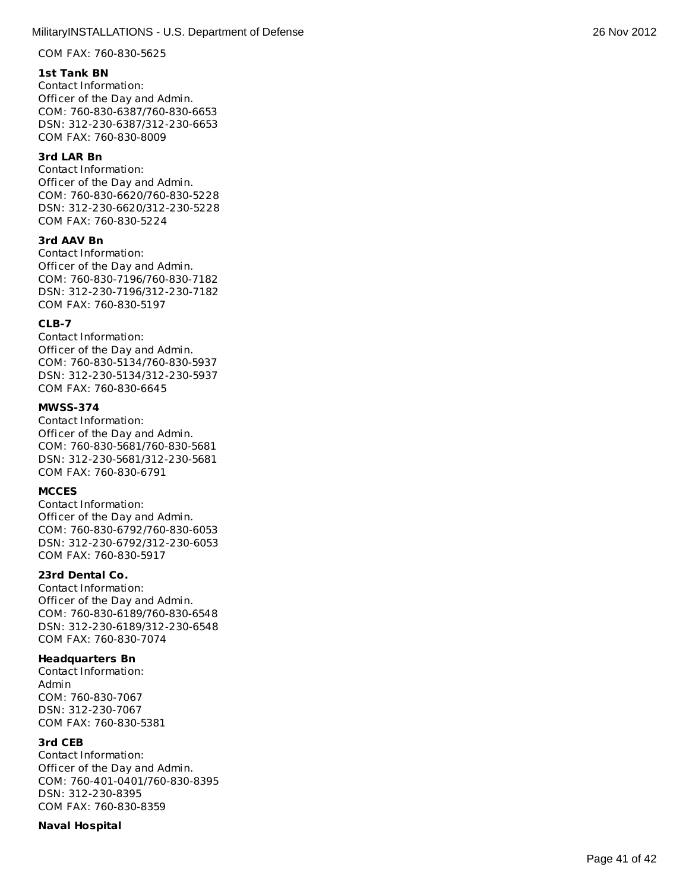COM FAX: 760-830-5625

**1st Tank BN**
Contact Information:
Officer of the Day and Admin.
COM: 760-830-6387/760-830-6653
DSN: 312-230-6387/312-230-6653
COM FAX: 760-830-8009

**3rd LAR Bn**
Contact Information:
Officer of the Day and Admin.
COM: 760-830-6620/760-830-5228
DSN: 312-230-6620/312-230-5228
COM FAX: 760-830-5224

**3rd AAV Bn**
Contact Information:
Officer of the Day and Admin.
COM: 760-830-7196/760-830-7182
DSN: 312-230-7196/312-230-7182
COM FAX: 760-830-5197

**CLB-7**
Contact Information:
Officer of the Day and Admin.
COM: 760-830-5134/760-830-5937
DSN: 312-230-5134/312-230-5937
COM FAX: 760-830-6645

**MWSS-374**
Contact Information:
Officer of the Day and Admin.
COM: 760-830-5681/760-830-5681
DSN: 312-230-5681/312-230-5681
COM FAX: 760-830-6791

**MCCES**
Contact Information:
Officer of the Day and Admin.
COM: 760-830-6792/760-830-6053
DSN: 312-230-6792/312-230-6053
COM FAX: 760-830-5917

**23rd Dental Co.**
Contact Information:
Officer of the Day and Admin.
COM: 760-830-6189/760-830-6548
DSN: 312-230-6189/312-230-6548
COM FAX: 760-830-7074

**Headquarters Bn**
Contact Information:
Admin
COM: 760-830-7067
DSN: 312-230-7067
COM FAX: 760-830-5381

**3rd CEB**
Contact Information:
Officer of the Day and Admin.
COM: 760-401-0401/760-830-8395
DSN: 312-230-8395
COM FAX: 760-830-8359

**Naval Hospital**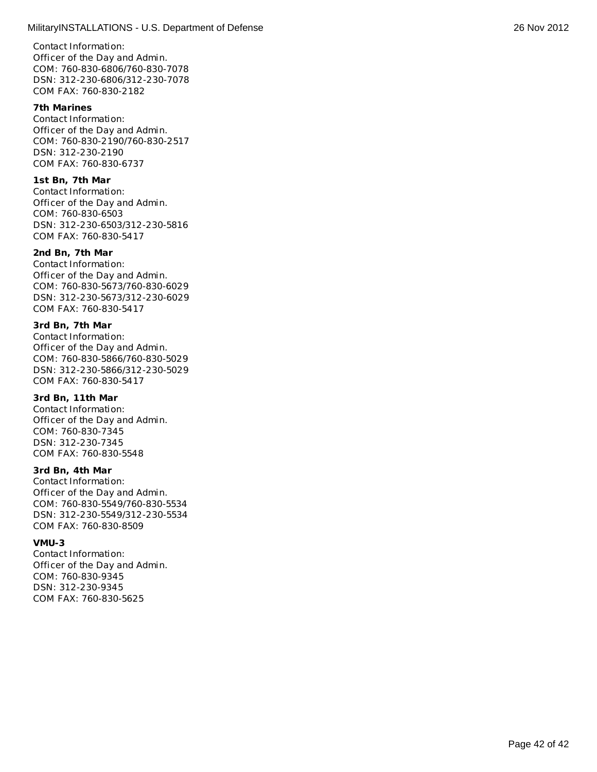Contact Information:
Officer of the Day and Admin.
COM: 760-830-6806/760-830-7078
DSN: 312-230-6806/312-230-7078
COM FAX: 760-830-2182

**7th Marines**
Contact Information:
Officer of the Day and Admin.
COM: 760-830-2190/760-830-2517
DSN: 312-230-2190
COM FAX: 760-830-6737

**1st Bn, 7th Mar**
Contact Information:
Officer of the Day and Admin.
COM: 760-830-6503
DSN: 312-230-6503/312-230-5816
COM FAX: 760-830-5417

**2nd Bn, 7th Mar**
Contact Information:
Officer of the Day and Admin.
COM: 760-830-5673/760-830-6029
DSN: 312-230-5673/312-230-6029
COM FAX: 760-830-5417

**3rd Bn, 7th Mar**
Contact Information:
Officer of the Day and Admin.
COM: 760-830-5866/760-830-5029
DSN: 312-230-5866/312-230-5029
COM FAX: 760-830-5417

**3rd Bn, 11th Mar**
Contact Information:
Officer of the Day and Admin.
COM: 760-830-7345
DSN: 312-230-7345
COM FAX: 760-830-5548

**3rd Bn, 4th Mar**
Contact Information:
Officer of the Day and Admin.
COM: 760-830-5549/760-830-5534
DSN: 312-230-5549/312-230-5534
COM FAX: 760-830-8509

**VMU-3**
Contact Information:
Officer of the Day and Admin.
COM: 760-830-9345
DSN: 312-230-9345
COM FAX: 760-830-5625